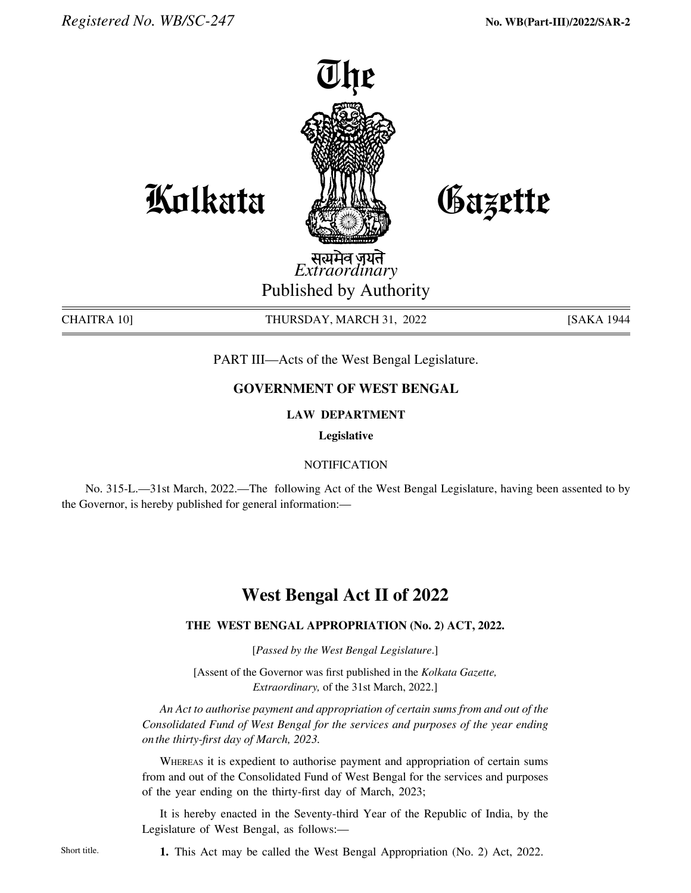*Registered No. WB/SC-247* **No. WB(Part-III)/2022/SAR-2**

# The Kolkata Gazette

सत्यमेव जयते

*Extraordinary*

Published by Authority

CHAITRA 10] THURSDAY, MARCH 31, 2022 [SAKA 1944

PART III—Acts of the West Bengal Legislature.

**GOVERNMENT OF WEST BENGAL**

**LAW DEPARTMENT**

**Legislative**

NOTIFICATION

No. 315-L.—31st March, 2022.—The following Act of the West Bengal Legislature, having been assented to by the Governor, is hereby published for general information:—

## West Bengal Act II of 2022

### THE WEST BENGAL APPROPRIATION (No. 2) ACT, 2022.

[*Passed by the West Bengal Legislature.*]

[Assent of the Governor was first published in the *Kolkata Gazette, Extraordinary,* of the 31st March, 2022.]

*An Act to authorise payment and appropriation of certain sums from and out of the Consolidated Fund of West Bengal for the services and purposes of the year ending on the thirty-first day of March, 2023.*

WHEREAS it is expedient to authorise payment and appropriation of certain sums from and out of the Consolidated Fund of West Bengal for the services and purposes of the year ending on the thirty-first day of March, 2023;

It is hereby enacted in the Seventy-third Year of the Republic of India, by the Legislature of West Bengal, as follows:—

Short title.

**1.** This Act may be called the West Bengal Appropriation (No. 2) Act, 2022.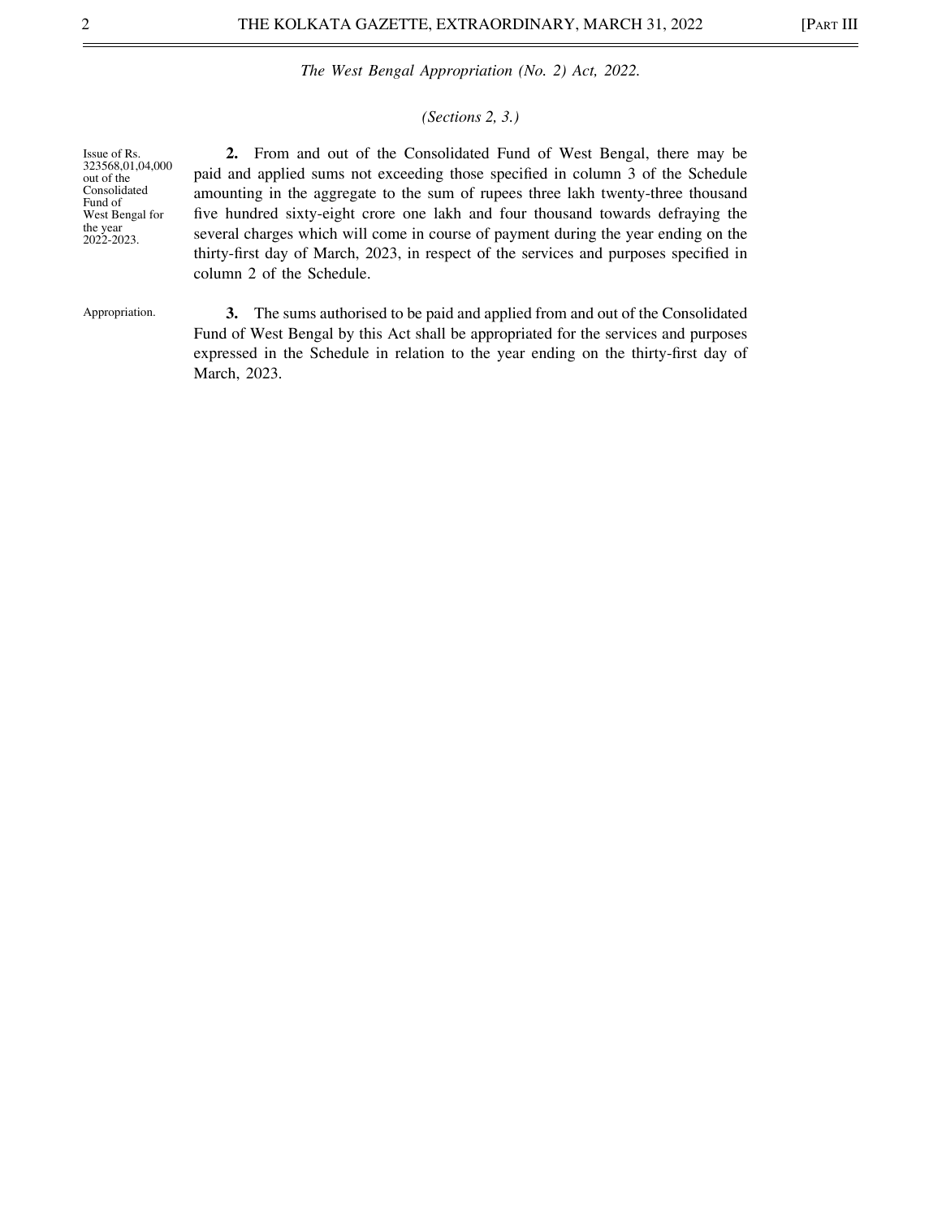*The West Bengal Appropriation (No. 2) Act, 2022.*

*(Sections 2, 3.)*

Issue of Rs. 323568,01,04,000 out of the Consolidated Fund of West Bengal for the year 2022-2023.

**2.** From and out of the Consolidated Fund of West Bengal, there may be paid and applied sums not exceeding those specified in column 3 of the Schedule amounting in the aggregate to the sum of rupees three lakh twenty-three thousand five hundred sixty-eight crore one lakh and four thousand towards defraying the several charges which will come in course of payment during the year ending on the thirty-first day of March, 2023, in respect of the services and purposes specified in column 2 of the Schedule.

Appropriation.

**3.** The sums authorised to be paid and applied from and out of the Consolidated Fund of West Bengal by this Act shall be appropriated for the services and purposes expressed in the Schedule in relation to the year ending on the thirty-first day of March, 2023.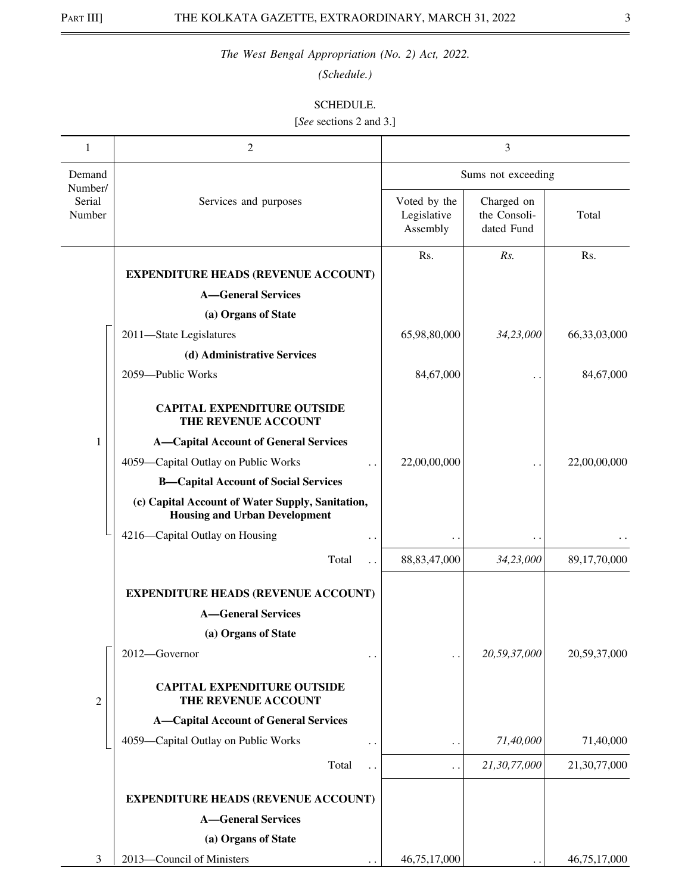*The West Bengal Appropriation (No. 2) Act, 2022.*

*(Schedule.)*

SCHEDULE.

[*See* sections 2 and 3.]

| 1 | 2 | 3 | | |
|---|---|---|---|---|
| Demand Number/ Serial Number | Services and purposes | Sums not exceeding | | |
| | | Voted by the Legislative Assembly | Charged on the Consolidated Fund | Total |
| | | Rs. | *Rs.* | Rs. |
| | **EXPENDITURE HEADS (REVENUE ACCOUNT)** | | | |
| | **A—General Services** | | | |
| | **(a) Organs of State** | | | |
| 1 | 2011—State Legislatures | 65,98,80,000 | *34,23,000* | 66,33,03,000 |
| | **(d) Administrative Services** | | | |
| | 2059—Public Works | 84,67,000 | . . | 84,67,000 |
| | **CAPITAL EXPENDITURE OUTSIDE THE REVENUE ACCOUNT** | | | |
| | **A—Capital Account of General Services** | | | |
| | 4059—Capital Outlay on Public Works . . | 22,00,00,000 | . . | 22,00,00,000 |
| | **B—Capital Account of Social Services** | | | |
| | **(c) Capital Account of Water Supply, Sanitation, Housing and Urban Development** | | | |
| | 4216—Capital Outlay on Housing . . | . . | . . | . . |
| | Total . . | 88,83,47,000 | *34,23,000* | 89,17,70,000 |
| | **EXPENDITURE HEADS (REVENUE ACCOUNT)** | | | |
| | **A—General Services** | | | |
| | **(a) Organs of State** | | | |
| 2 | 2012—Governor . . | . . | *20,59,37,000* | 20,59,37,000 |
| | **CAPITAL EXPENDITURE OUTSIDE THE REVENUE ACCOUNT** | | | |
| | **A—Capital Account of General Services** | | | |
| | 4059—Capital Outlay on Public Works . . | . . | *71,40,000* | 71,40,000 |
| | Total . . | . . | *21,30,77,000* | 21,30,77,000 |
| | **EXPENDITURE HEADS (REVENUE ACCOUNT)** | | | |
| | **A—General Services** | | | |
| | **(a) Organs of State** | | | |
| 3 | 2013—Council of Ministers . . | 46,75,17,000 | . . | 46,75,17,000 |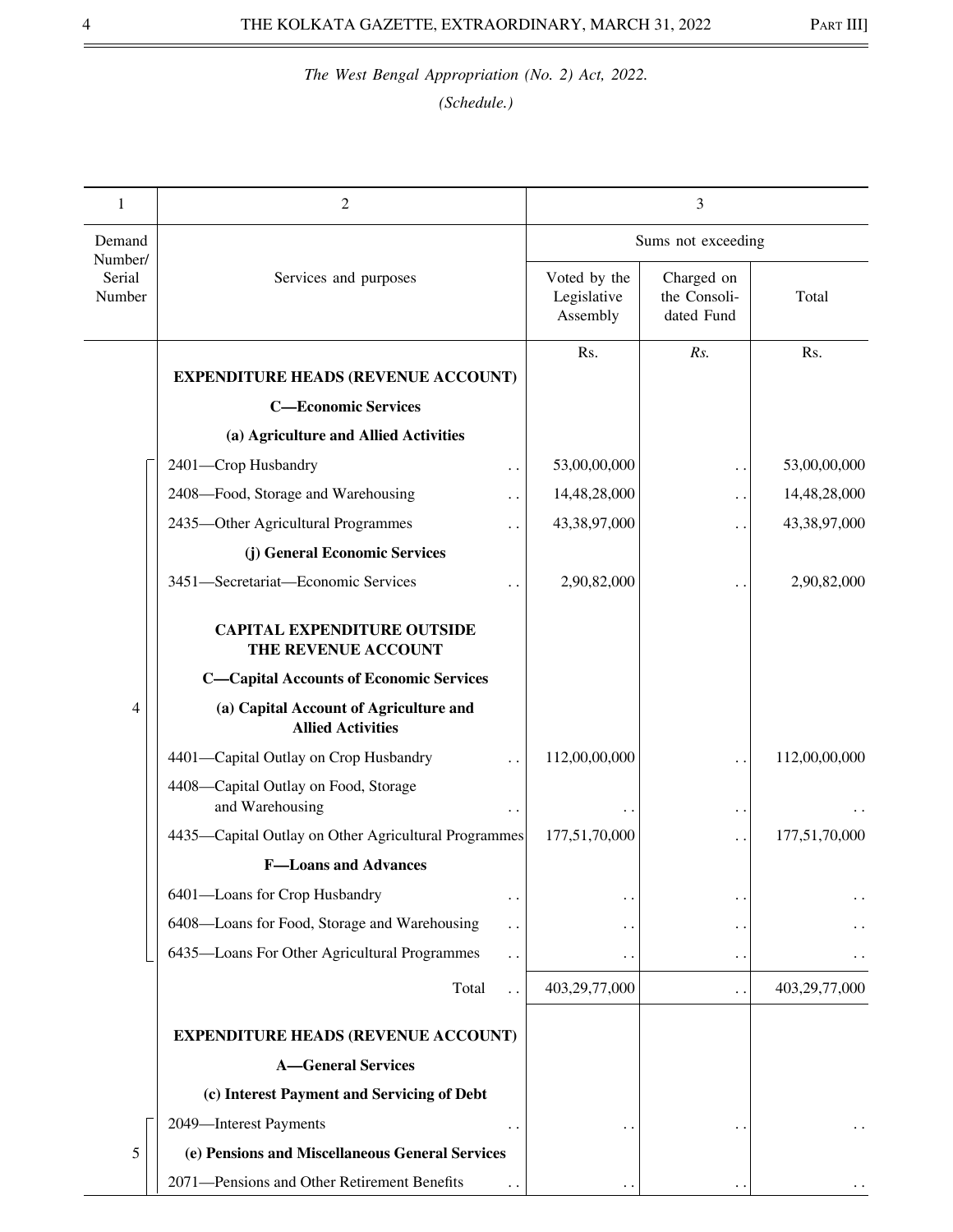*The West Bengal Appropriation (No. 2) Act, 2022.*

*(Schedule.)*

| 1 | 2 | 3 | | |
|---|---|---|---|---|
| Demand Number/ Serial Number | Services and purposes | Sums not exceeding | | |
| | | Voted by the Legislative Assembly | Charged on the Consoli-dated Fund | Total |
| | | Rs. | *Rs.* | Rs. |
| | **EXPENDITURE HEADS (REVENUE ACCOUNT)** | | | |
| | **C—Economic Services** | | | |
| | **(a) Agriculture and Allied Activities** | | | |
| 4 | 2401—Crop Husbandry .. | 53,00,00,000 | .. | 53,00,00,000 |
| | 2408—Food, Storage and Warehousing .. | 14,48,28,000 | .. | 14,48,28,000 |
| | 2435—Other Agricultural Programmes .. | 43,38,97,000 | .. | 43,38,97,000 |
| | **(j) General Economic Services** | | | |
| | 3451—Secretariat—Economic Services .. | 2,90,82,000 | .. | 2,90,82,000 |
| | **CAPITAL EXPENDITURE OUTSIDE THE REVENUE ACCOUNT** | | | |
| | **C—Capital Accounts of Economic Services** | | | |
| | **(a) Capital Account of Agriculture and Allied Activities** | | | |
| | 4401—Capital Outlay on Crop Husbandry .. | 112,00,00,000 | .. | 112,00,00,000 |
| | 4408—Capital Outlay on Food, Storage and Warehousing .. | .. | .. | .. |
| | 4435—Capital Outlay on Other Agricultural Programmes | 177,51,70,000 | .. | 177,51,70,000 |
| | **F—Loans and Advances** | | | |
| | 6401—Loans for Crop Husbandry .. | .. | .. | .. |
| | 6408—Loans for Food, Storage and Warehousing .. | .. | .. | .. |
| | 6435—Loans For Other Agricultural Programmes .. | .. | .. | .. |
| | Total .. | 403,29,77,000 | .. | 403,29,77,000 |
| | **EXPENDITURE HEADS (REVENUE ACCOUNT)** | | | |
| | **A—General Services** | | | |
| | **(c) Interest Payment and Servicing of Debt** | | | |
| 5 | 2049—Interest Payments .. | .. | .. | .. |
| | **(e) Pensions and Miscellaneous General Services** | | | |
| | 2071—Pensions and Other Retirement Benefits .. | .. | .. | .. |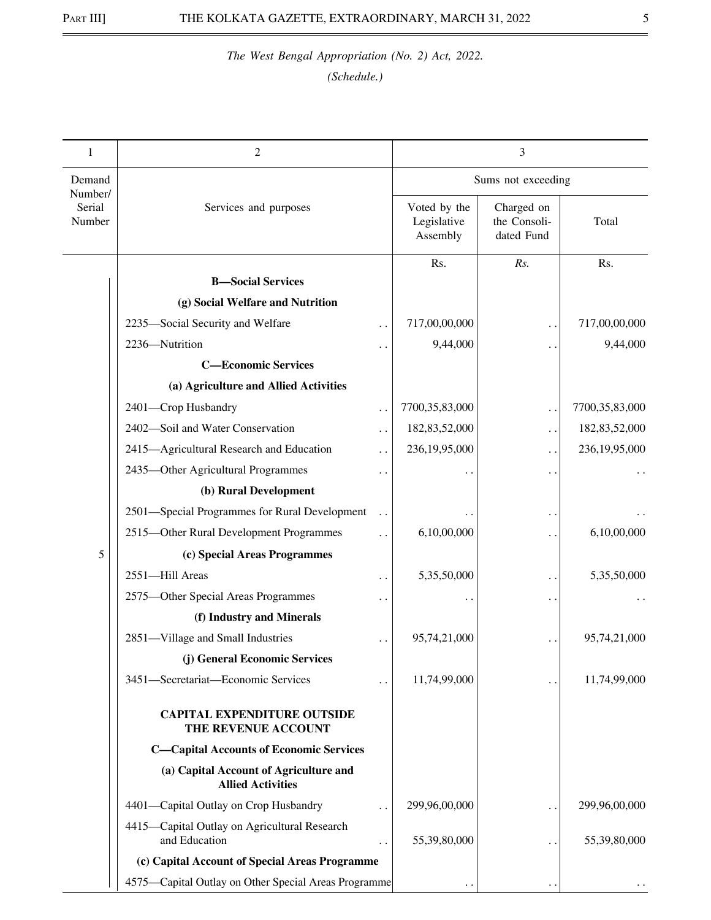*The West Bengal Appropriation (No. 2) Act, 2022.*

*(Schedule.)*

| 1 | 2 | 3 | | |
|---|---|---|---|---|
| Demand Number/ Serial Number | Services and purposes | Sums not exceeding | | |
| | | Voted by the Legislative Assembly | Charged on the Consolidated Fund | Total |
| | | Rs. | *Rs.* | Rs. |
| | **B—Social Services** | | | |
| | **(g) Social Welfare and Nutrition** | | | |
| | 2235—Social Security and Welfare .. | 717,00,00,000 | .. | 717,00,00,000 |
| | 2236—Nutrition .. | 9,44,000 | .. | 9,44,000 |
| | **C—Economic Services** | | | |
| | **(a) Agriculture and Allied Activities** | | | |
| | 2401—Crop Husbandry .. | 7700,35,83,000 | .. | 7700,35,83,000 |
| | 2402—Soil and Water Conservation .. | 182,83,52,000 | .. | 182,83,52,000 |
| | 2415—Agricultural Research and Education .. | 236,19,95,000 | .. | 236,19,95,000 |
| | 2435—Other Agricultural Programmes .. | .. | .. | .. |
| | **(b) Rural Development** | | | |
| | 2501—Special Programmes for Rural Development .. | .. | .. | .. |
| | 2515—Other Rural Development Programmes .. | 6,10,00,000 | .. | 6,10,00,000 |
| 5 | **(c) Special Areas Programmes** | | | |
| | 2551—Hill Areas .. | 5,35,50,000 | .. | 5,35,50,000 |
| | 2575—Other Special Areas Programmes .. | .. | .. | .. |
| | **(f) Industry and Minerals** | | | |
| | 2851—Village and Small Industries .. | 95,74,21,000 | .. | 95,74,21,000 |
| | **(j) General Economic Services** | | | |
| | 3451—Secretariat—Economic Services .. | 11,74,99,000 | .. | 11,74,99,000 |
| | **CAPITAL EXPENDITURE OUTSIDE THE REVENUE ACCOUNT** | | | |
| | **C—Capital Accounts of Economic Services** | | | |
| | **(a) Capital Account of Agriculture and Allied Activities** | | | |
| | 4401—Capital Outlay on Crop Husbandry .. | 299,96,00,000 | .. | 299,96,00,000 |
| | 4415—Capital Outlay on Agricultural Research and Education .. | 55,39,80,000 | .. | 55,39,80,000 |
| | **(c) Capital Account of Special Areas Programme** | | | |
| | 4575—Capital Outlay on Other Special Areas Programme | .. | .. | .. |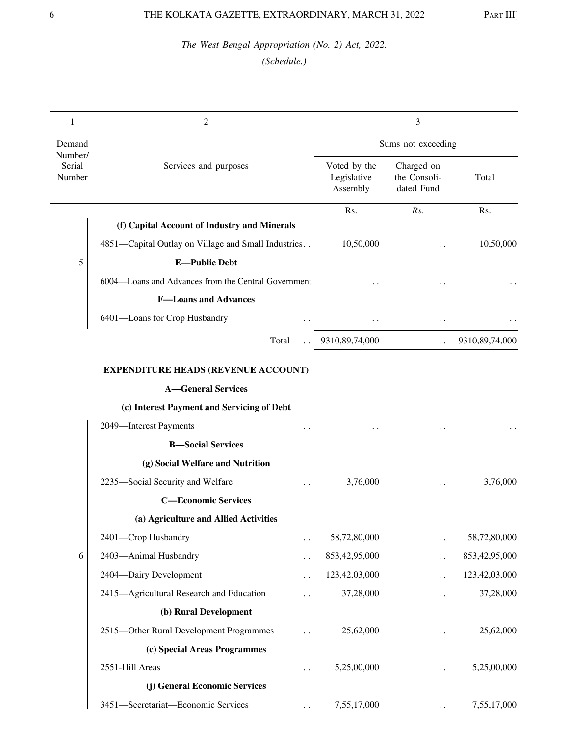*The West Bengal Appropriation (No. 2) Act, 2022.*

*(Schedule.)*

| 1 | 2 | 3 | | |
|---|---|---|---|---|
| Demand Number/ Serial Number | Services and purposes | Sums not exceeding | | |
| | | Voted by the Legislative Assembly | Charged on the Consoli-dated Fund | Total |
| | | Rs. | *Rs.* | Rs. |
| | **(f) Capital Account of Industry and Minerals** | | | |
| | 4851—Capital Outlay on Village and Small Industries. . | 10,50,000 | . . | 10,50,000 |
| 5 | **E—Public Debt** | | | |
| | 6004—Loans and Advances from the Central Government | . . | . . | . . |
| | **F—Loans and Advances** | | | |
| | 6401—Loans for Crop Husbandry . . | . . | . . | . . |
| | Total . . | 9310,89,74,000 | . . | 9310,89,74,000 |
| | **EXPENDITURE HEADS (REVENUE ACCOUNT)** | | | |
| | **A—General Services** | | | |
| | **(c) Interest Payment and Servicing of Debt** | | | |
| | 2049—Interest Payments . . | . . | . . | . . |
| | **B—Social Services** | | | |
| | **(g) Social Welfare and Nutrition** | | | |
| | 2235—Social Security and Welfare . . | 3,76,000 | . . | 3,76,000 |
| | **C—Economic Services** | | | |
| | **(a) Agriculture and Allied Activities** | | | |
| | 2401—Crop Husbandry . . | 58,72,80,000 | . . | 58,72,80,000 |
| 6 | 2403—Animal Husbandry . . | 853,42,95,000 | . . | 853,42,95,000 |
| | 2404—Dairy Development . . | 123,42,03,000 | . . | 123,42,03,000 |
| | 2415—Agricultural Research and Education . . | 37,28,000 | . . | 37,28,000 |
| | **(b) Rural Development** | | | |
| | 2515—Other Rural Development Programmes . . | 25,62,000 | . . | 25,62,000 |
| | **(c) Special Areas Programmes** | | | |
| | 2551-Hill Areas . . | 5,25,00,000 | . . | 5,25,00,000 |
| | **(j) General Economic Services** | | | |
| | 3451—Secretariat—Economic Services . . | 7,55,17,000 | . . | 7,55,17,000 |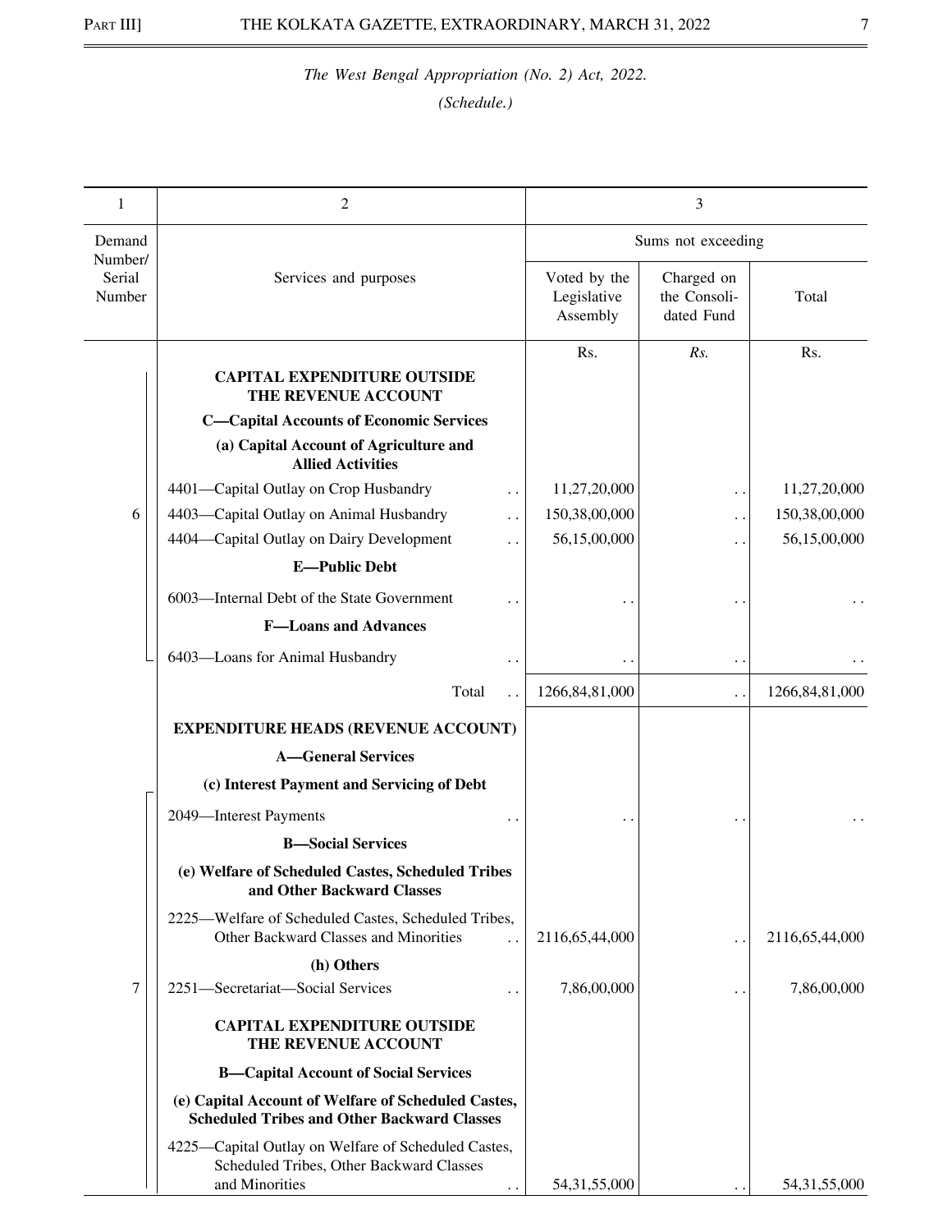*The West Bengal Appropriation (No. 2) Act, 2022.*

*(Schedule.)*

| 1 | 2 | 3 | | |
|---|---|---|---|---|
| Demand Number/ Serial Number | Services and purposes | Sums not exceeding | | |
| | | Voted by the Legislative Assembly | Charged on the Consoli- dated Fund | Total |
| | | Rs. | *Rs.* | Rs. |
| | **CAPITAL EXPENDITURE OUTSIDE THE REVENUE ACCOUNT** | | | |
| | **C—Capital Accounts of Economic Services** | | | |
| | **(a) Capital Account of Agriculture and Allied Activities** | | | |
| | 4401—Capital Outlay on Crop Husbandry .. | 11,27,20,000 | .. | 11,27,20,000 |
| 6 | 4403—Capital Outlay on Animal Husbandry .. | 150,38,00,000 | .. | 150,38,00,000 |
| | 4404—Capital Outlay on Dairy Development .. | 56,15,00,000 | .. | 56,15,00,000 |
| | **E—Public Debt** | | | |
| | 6003—Internal Debt of the State Government .. | .. | .. | .. |
| | **F—Loans and Advances** | | | |
| | 6403—Loans for Animal Husbandry .. | .. | .. | .. |
| | Total .. | 1266,84,81,000 | .. | 1266,84,81,000 |
| | **EXPENDITURE HEADS (REVENUE ACCOUNT)** | | | |
| | **A—General Services** | | | |
| | **(c) Interest Payment and Servicing of Debt** | | | |
| | 2049—Interest Payments .. | .. | .. | .. |
| | **B—Social Services** | | | |
| | **(e) Welfare of Scheduled Castes, Scheduled Tribes and Other Backward Classes** | | | |
| | 2225—Welfare of Scheduled Castes, Scheduled Tribes, Other Backward Classes and Minorities .. | 2116,65,44,000 | .. | 2116,65,44,000 |
| | **(h) Others** | | | |
| 7 | 2251—Secretariat—Social Services .. | 7,86,00,000 | .. | 7,86,00,000 |
| | **CAPITAL EXPENDITURE OUTSIDE THE REVENUE ACCOUNT** | | | |
| | **B—Capital Account of Social Services** | | | |
| | **(e) Capital Account of Welfare of Scheduled Castes, Scheduled Tribes and Other Backward Classes** | | | |
| | 4225—Capital Outlay on Welfare of Scheduled Castes, Scheduled Tribes, Other Backward Classes and Minorities .. | 54,31,55,000 | .. | 54,31,55,000 |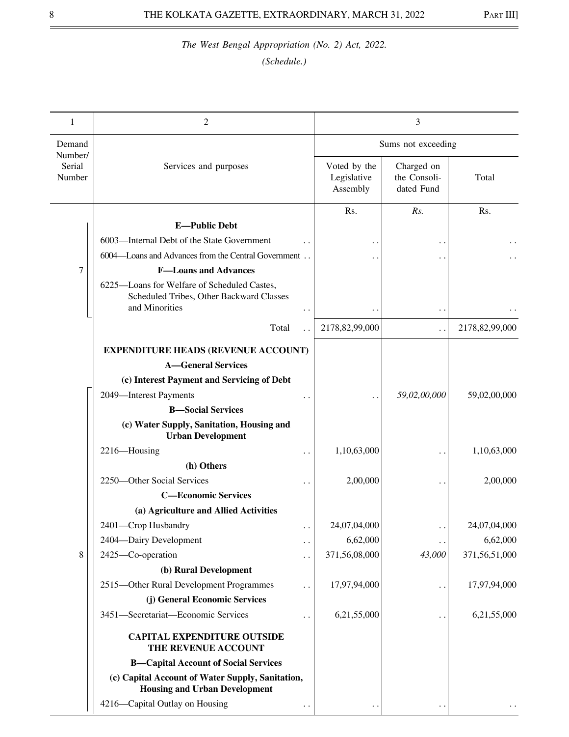*The West Bengal Appropriation (No. 2) Act, 2022.*

*(Schedule.)*

| 1 | 2 | 3 | | |
|---|---|---|---|---|
| Demand Number/ Serial Number | Services and purposes | Sums not exceeding | | |
| | | Voted by the Legislative Assembly | Charged on the Consolidated Fund | Total |
| | | Rs. | *Rs.* | Rs. |
| 7 | **E—Public Debt** | | | |
| | 6003—Internal Debt of the State Government . . | . . | . . | . . |
| | 6004—Loans and Advances from the Central Government . . | . . | . . | . . |
| | **F—Loans and Advances** | | | |
| | 6225—Loans for Welfare of Scheduled Castes, Scheduled Tribes, Other Backward Classes and Minorities . . | . . | . . | . . |
| | Total . . | 2178,82,99,000 | . . | 2178,82,99,000 |
| 8 | **EXPENDITURE HEADS (REVENUE ACCOUNT)** | | | |
| | **A—General Services** | | | |
| | **(c) Interest Payment and Servicing of Debt** | | | |
| | 2049—Interest Payments . . | . . | *59,02,00,000* | 59,02,00,000 |
| | **B—Social Services** | | | |
| | **(c) Water Supply, Sanitation, Housing and Urban Development** | | | |
| | 2216—Housing . . | 1,10,63,000 | . . | 1,10,63,000 |
| | **(h) Others** | | | |
| | 2250—Other Social Services . . | 2,00,000 | . . | 2,00,000 |
| | **C—Economic Services** | | | |
| | **(a) Agriculture and Allied Activities** | | | |
| | 2401—Crop Husbandry . . | 24,07,04,000 | . . | 24,07,04,000 |
| | 2404—Dairy Development . . | 6,62,000 | . . | 6,62,000 |
| | 2425—Co-operation . . | 371,56,08,000 | *43,000* | 371,56,51,000 |
| | **(b) Rural Development** | | | |
| | 2515—Other Rural Development Programmes . . | 17,97,94,000 | . . | 17,97,94,000 |
| | **(j) General Economic Services** | | | |
| | 3451—Secretariat—Economic Services . . | 6,21,55,000 | . . | 6,21,55,000 |
| | **CAPITAL EXPENDITURE OUTSIDE THE REVENUE ACCOUNT** | | | |
| | **B—Capital Account of Social Services** | | | |
| | **(c) Capital Account of Water Supply, Sanitation, Housing and Urban Development** | | | |
| | 4216—Capital Outlay on Housing . . | . . | . . | . . |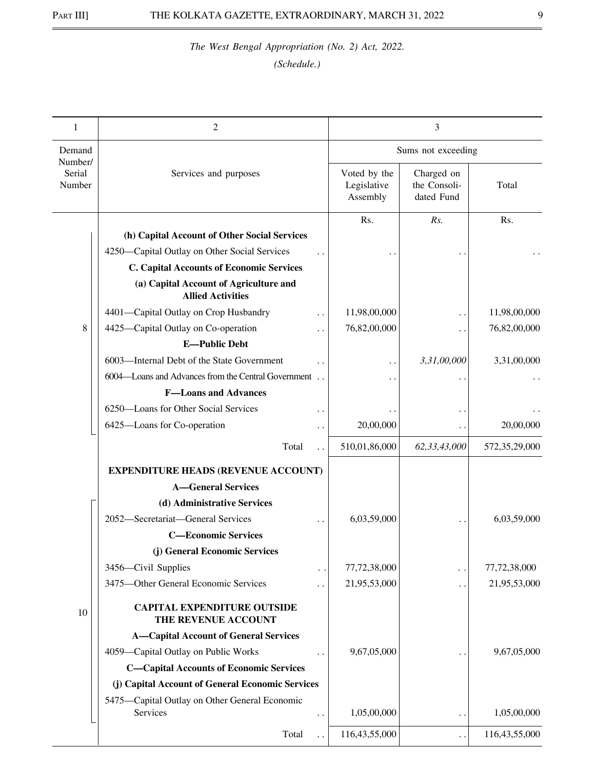*The West Bengal Appropriation (No. 2) Act, 2022.*

*(Schedule.)*

| 1 | 2 | 3 | | |
|---|---|---|---|---|
| | | Sums not exceeding | | |
| Demand Number/ Serial Number | Services and purposes | Voted by the Legislative Assembly | Charged on the Consoli- dated Fund | Total |
| | | Rs. | *Rs.* | Rs. |
| | **(h) Capital Account of Other Social Services** | | | |
| | 4250—Capital Outlay on Other Social Services .. | .. | .. | .. |
| | **C. Capital Accounts of Economic Services** | | | |
| | **(a) Capital Account of Agriculture and Allied Activities** | | | |
| | 4401—Capital Outlay on Crop Husbandry .. | 11,98,00,000 | .. | 11,98,00,000 |
| 8 | 4425—Capital Outlay on Co-operation .. | 76,82,00,000 | .. | 76,82,00,000 |
| | **E—Public Debt** | | | |
| | 6003—Internal Debt of the State Government .. | .. | *3,31,00,000* | 3,31,00,000 |
| | 6004—Loans and Advances from the Central Government .. | .. | .. | .. |
| | **F—Loans and Advances** | | | |
| | 6250—Loans for Other Social Services .. | .. | .. | .. |
| | 6425—Loans for Co-operation .. | 20,00,000 | .. | 20,00,000 |
| | Total .. | 510,01,86,000 | *62,33,43,000* | 572,35,29,000 |
| | **EXPENDITURE HEADS (REVENUE ACCOUNT)** | | | |
| | **A—General Services** | | | |
| | **(d) Administrative Services** | | | |
| | 2052—Secretariat—General Services .. | 6,03,59,000 | .. | 6,03,59,000 |
| | **C—Economic Services** | | | |
| | **(j) General Economic Services** | | | |
| | 3456—Civil Supplies .. | 77,72,38,000 | .. | 77,72,38,000 |
| | 3475—Other General Economic Services .. | 21,95,53,000 | .. | 21,95,53,000 |
| 10 | **CAPITAL EXPENDITURE OUTSIDE THE REVENUE ACCOUNT** | | | |
| | **A—Capital Account of General Services** | | | |
| | 4059—Capital Outlay on Public Works .. | 9,67,05,000 | .. | 9,67,05,000 |
| | **C—Capital Accounts of Economic Services** | | | |
| | **(j) Capital Account of General Economic Services** | | | |
| | 5475—Capital Outlay on Other General Economic Services .. | 1,05,00,000 | .. | 1,05,00,000 |
| | Total .. | 116,43,55,000 | .. | 116,43,55,000 |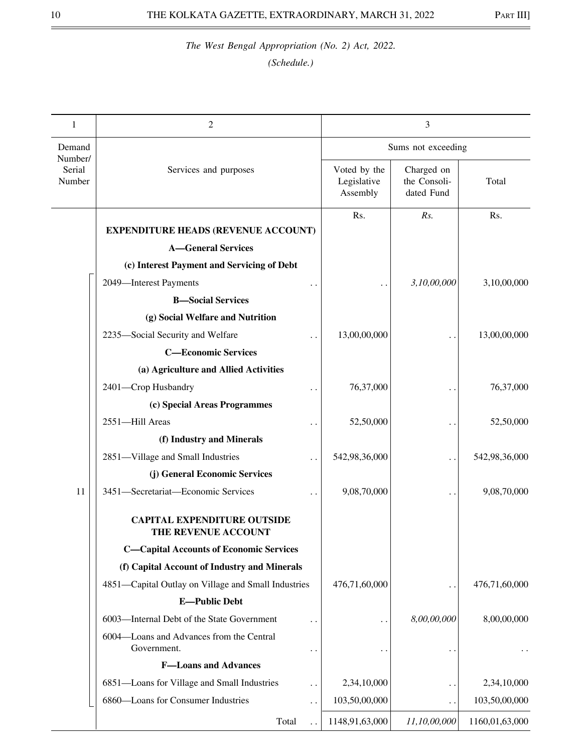*The West Bengal Appropriation (No. 2) Act, 2022.*

*(Schedule.)*

| 1 | 2 | 3 | | |
|---|---|---|---|---|
| Demand Number/ Serial Number | Services and purposes | Sums not exceeding | | |
| | | Voted by the Legislative Assembly | Charged on the Consoli-dated Fund | Total |
| | | Rs. | *Rs.* | Rs. |
| | **EXPENDITURE HEADS (REVENUE ACCOUNT)** | | | |
| | **A—General Services** | | | |
| | **(c) Interest Payment and Servicing of Debt** | | | |
| 11 | 2049—Interest Payments . . | . . | *3,10,00,000* | 3,10,00,000 |
| | **B—Social Services** | | | |
| | **(g) Social Welfare and Nutrition** | | | |
| | 2235—Social Security and Welfare . . | 13,00,00,000 | . . | 13,00,00,000 |
| | **C—Economic Services** | | | |
| | **(a) Agriculture and Allied Activities** | | | |
| | 2401—Crop Husbandry . . | 76,37,000 | . . | 76,37,000 |
| | **(c) Special Areas Programmes** | | | |
| | 2551—Hill Areas . . | 52,50,000 | . . | 52,50,000 |
| | **(f) Industry and Minerals** | | | |
| | 2851—Village and Small Industries . . | 542,98,36,000 | . . | 542,98,36,000 |
| | **(j) General Economic Services** | | | |
| | 3451—Secretariat—Economic Services . . | 9,08,70,000 | . . | 9,08,70,000 |
| | **CAPITAL EXPENDITURE OUTSIDE THE REVENUE ACCOUNT** | | | |
| | **C—Capital Accounts of Economic Services** | | | |
| | **(f) Capital Account of Industry and Minerals** | | | |
| | 4851—Capital Outlay on Village and Small Industries | 476,71,60,000 | . . | 476,71,60,000 |
| | **E—Public Debt** | | | |
| | 6003—Internal Debt of the State Government . . | . . | *8,00,00,000* | 8,00,00,000 |
| | 6004—Loans and Advances from the Central Government. . . | . . | . . | . . |
| | **F—Loans and Advances** | | | |
| | 6851—Loans for Village and Small Industries . . | 2,34,10,000 | . . | 2,34,10,000 |
| | 6860—Loans for Consumer Industries . . | 103,50,00,000 | . . | 103,50,00,000 |
| | Total . . | 1148,91,63,000 | *11,10,00,000* | 1160,01,63,000 |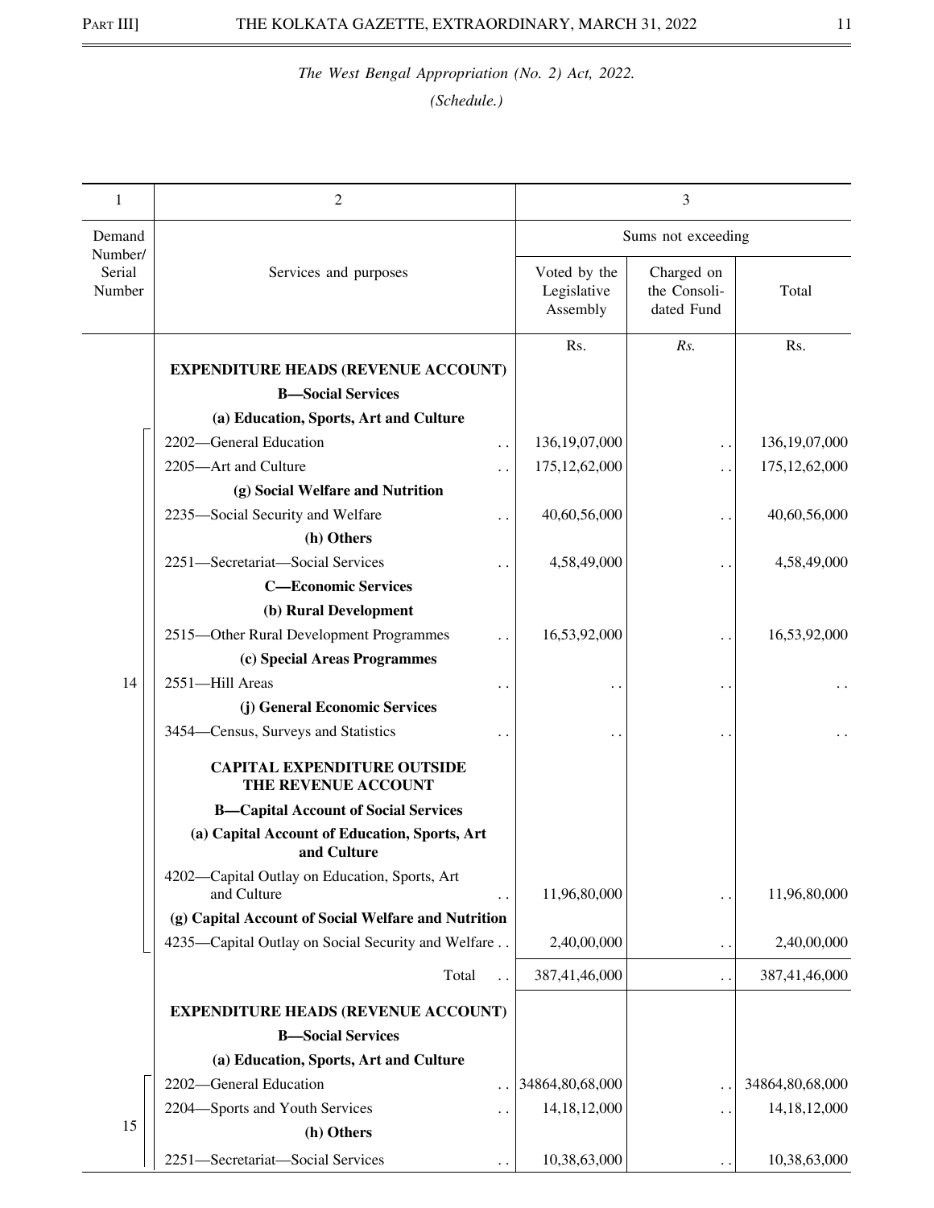*The West Bengal Appropriation (No. 2) Act, 2022.*

*(Schedule.)*

| 1 | 2 | 3 | | |
|---|---|---|---|---|
| Demand Number/ Serial Number | Services and purposes | Sums not exceeding | | |
| | | Voted by the Legislative Assembly | Charged on the Consolidated Fund | Total |
| | | Rs. | *Rs.* | Rs. |
| | **EXPENDITURE HEADS (REVENUE ACCOUNT)** | | | |
| | **B—Social Services** | | | |
| | **(a) Education, Sports, Art and Culture** | | | |
| 14 | 2202—General Education .. | 136,19,07,000 | .. | 136,19,07,000 |
| | 2205—Art and Culture .. | 175,12,62,000 | .. | 175,12,62,000 |
| | **(g) Social Welfare and Nutrition** | | | |
| | 2235—Social Security and Welfare .. | 40,60,56,000 | .. | 40,60,56,000 |
| | **(h) Others** | | | |
| | 2251—Secretariat—Social Services .. | 4,58,49,000 | .. | 4,58,49,000 |
| | **C—Economic Services** | | | |
| | **(b) Rural Development** | | | |
| | 2515—Other Rural Development Programmes .. | 16,53,92,000 | .. | 16,53,92,000 |
| | **(c) Special Areas Programmes** | | | |
| | 2551—Hill Areas .. | .. | .. | .. |
| | **(j) General Economic Services** | | | |
| | 3454—Census, Surveys and Statistics .. | .. | .. | .. |
| | **CAPITAL EXPENDITURE OUTSIDE THE REVENUE ACCOUNT** | | | |
| | **B—Capital Account of Social Services** | | | |
| | **(a) Capital Account of Education, Sports, Art and Culture** | | | |
| | 4202—Capital Outlay on Education, Sports, Art and Culture .. | 11,96,80,000 | .. | 11,96,80,000 |
| | **(g) Capital Account of Social Welfare and Nutrition** | | | |
| | 4235—Capital Outlay on Social Security and Welfare .. | 2,40,00,000 | .. | 2,40,00,000 |
| | Total .. | 387,41,46,000 | .. | 387,41,46,000 |
| | **EXPENDITURE HEADS (REVENUE ACCOUNT)** | | | |
| | **B—Social Services** | | | |
| | **(a) Education, Sports, Art and Culture** | | | |
| 15 | 2202—General Education .. | 34864,80,68,000 | .. | 34864,80,68,000 |
| | 2204—Sports and Youth Services .. | 14,18,12,000 | .. | 14,18,12,000 |
| | **(h) Others** | | | |
| | 2251—Secretariat—Social Services .. | 10,38,63,000 | .. | 10,38,63,000 |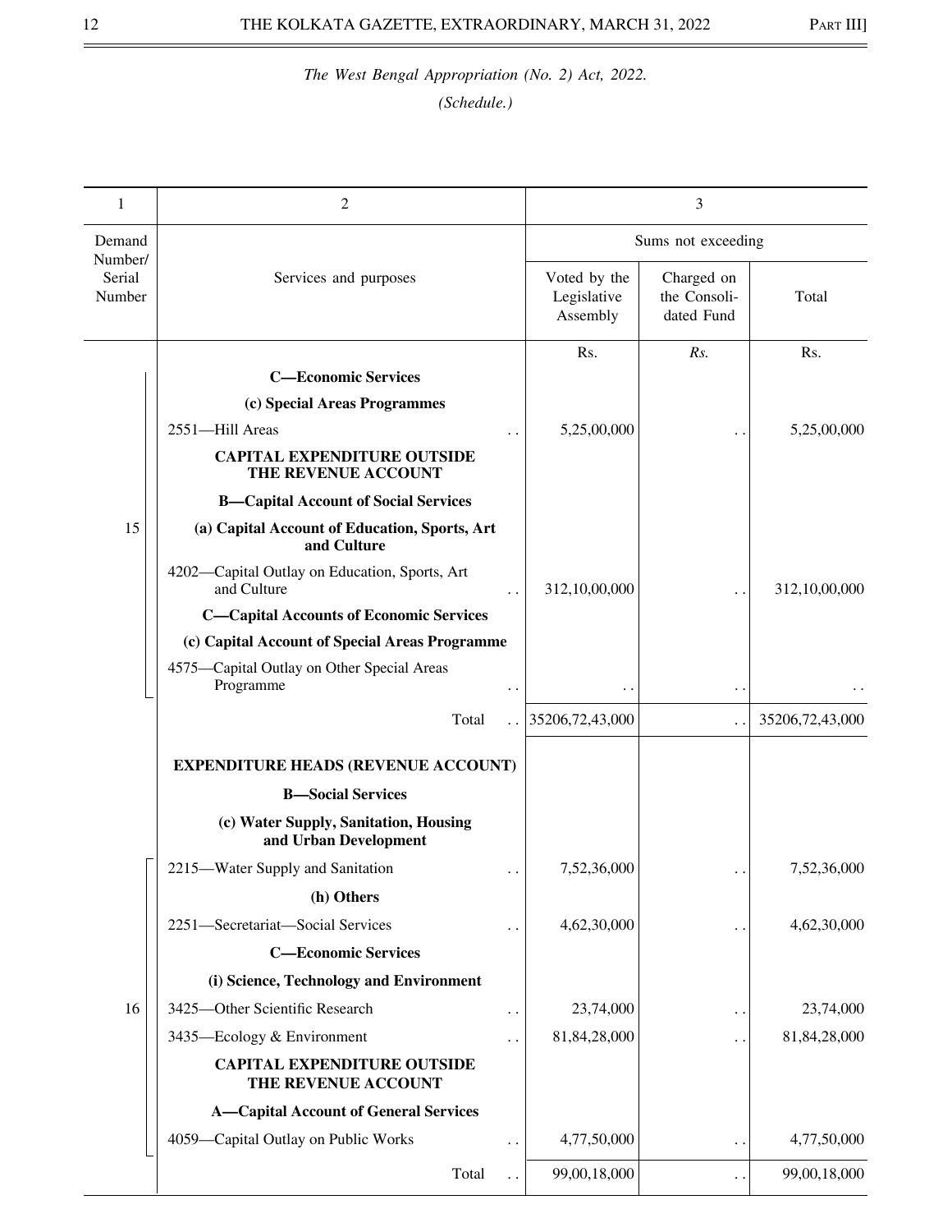*The West Bengal Appropriation (No. 2) Act, 2022.*

*(Schedule.)*

| 1 | 2 | 3 | | |
|---|---|---|---|---|
| Demand Number/ Serial Number | Services and purposes | Sums not exceeding | | |
| | | Voted by the Legislative Assembly | Charged on the Consoli- dated Fund | Total |
| | | Rs. | *Rs.* | Rs. |
| 15 | **C—Economic Services** | | | |
| | **(c) Special Areas Programmes** | | | |
| | 2551—Hill Areas .. | 5,25,00,000 | .. | 5,25,00,000 |
| | **CAPITAL EXPENDITURE OUTSIDE THE REVENUE ACCOUNT** | | | |
| | **B—Capital Account of Social Services** | | | |
| | **(a) Capital Account of Education, Sports, Art and Culture** | | | |
| | 4202—Capital Outlay on Education, Sports, Art and Culture .. | 312,10,00,000 | .. | 312,10,00,000 |
| | **C—Capital Accounts of Economic Services** | | | |
| | **(c) Capital Account of Special Areas Programme** | | | |
| | 4575—Capital Outlay on Other Special Areas Programme .. | .. | .. | .. |
| | Total .. | 35206,72,43,000 | .. | 35206,72,43,000 |
| 16 | **EXPENDITURE HEADS (REVENUE ACCOUNT)** | | | |
| | **B—Social Services** | | | |
| | **(c) Water Supply, Sanitation, Housing and Urban Development** | | | |
| | 2215—Water Supply and Sanitation .. | 7,52,36,000 | .. | 7,52,36,000 |
| | **(h) Others** | | | |
| | 2251—Secretariat—Social Services .. | 4,62,30,000 | .. | 4,62,30,000 |
| | **C—Economic Services** | | | |
| | **(i) Science, Technology and Environment** | | | |
| | 3425—Other Scientific Research .. | 23,74,000 | .. | 23,74,000 |
| | 3435—Ecology & Environment .. | 81,84,28,000 | .. | 81,84,28,000 |
| | **CAPITAL EXPENDITURE OUTSIDE THE REVENUE ACCOUNT** | | | |
| | **A—Capital Account of General Services** | | | |
| | 4059—Capital Outlay on Public Works .. | 4,77,50,000 | .. | 4,77,50,000 |
| | Total .. | 99,00,18,000 | .. | 99,00,18,000 |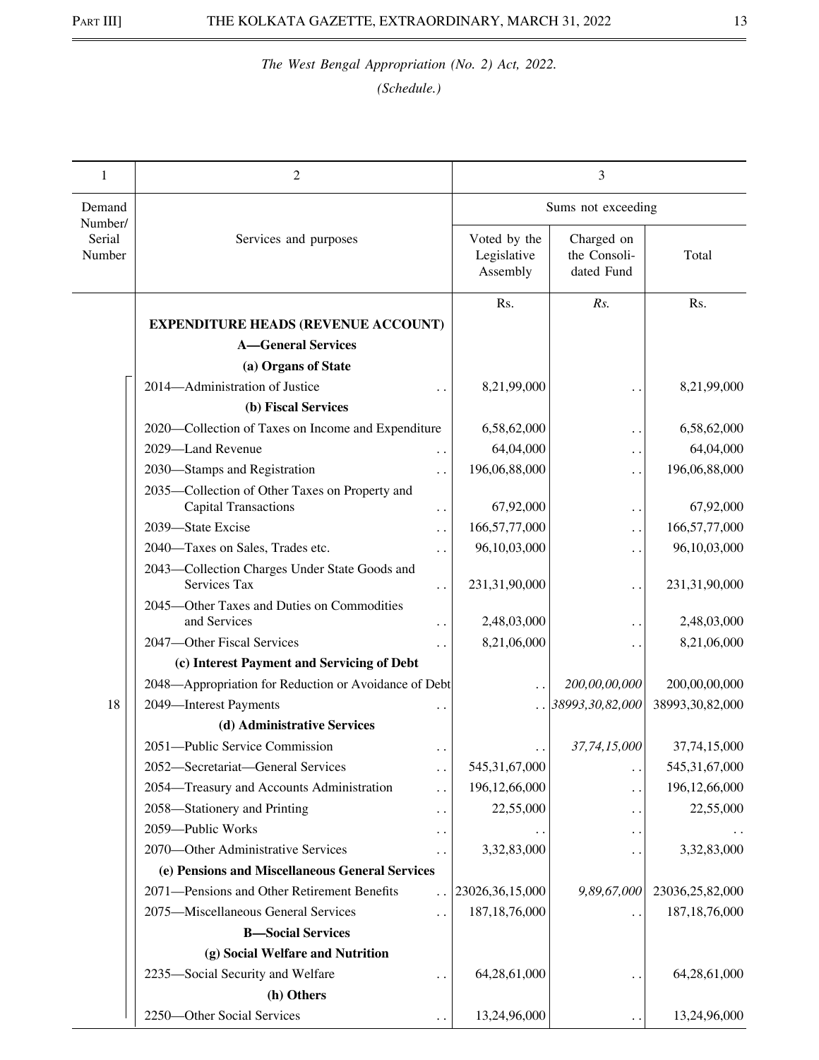*The West Bengal Appropriation (No. 2) Act, 2022.*

*(Schedule.)*

| 1 | 2 | 3 | | |
|---|---|---|---|---|
| Demand Number/ Serial Number | Services and purposes | Sums not exceeding | | |
| | | Voted by the Legislative Assembly | Charged on the Consolidated Fund | Total |
| | | Rs. | *Rs.* | Rs. |
| | **EXPENDITURE HEADS (REVENUE ACCOUNT)** | | | |
| | **A—General Services** | | | |
| | **(a) Organs of State** | | | |
| | 2014—Administration of Justice .. | 8,21,99,000 | .. | 8,21,99,000 |
| | **(b) Fiscal Services** | | | |
| | 2020—Collection of Taxes on Income and Expenditure | 6,58,62,000 | .. | 6,58,62,000 |
| | 2029—Land Revenue .. | 64,04,000 | .. | 64,04,000 |
| | 2030—Stamps and Registration .. | 196,06,88,000 | .. | 196,06,88,000 |
| | 2035—Collection of Other Taxes on Property and Capital Transactions .. | 67,92,000 | .. | 67,92,000 |
| | 2039—State Excise .. | 166,57,77,000 | .. | 166,57,77,000 |
| | 2040—Taxes on Sales, Trades etc. .. | 96,10,03,000 | .. | 96,10,03,000 |
| | 2043—Collection Charges Under State Goods and Services Tax .. | 231,31,90,000 | .. | 231,31,90,000 |
| | 2045—Other Taxes and Duties on Commodities and Services .. | 2,48,03,000 | .. | 2,48,03,000 |
| | 2047—Other Fiscal Services .. | 8,21,06,000 | .. | 8,21,06,000 |
| | **(c) Interest Payment and Servicing of Debt** | | | |
| | 2048—Appropriation for Reduction or Avoidance of Debt | .. | *200,00,00,000* | 200,00,00,000 |
| 18 | 2049—Interest Payments .. | .. | *38993,30,82,000* | 38993,30,82,000 |
| | **(d) Administrative Services** | | | |
| | 2051—Public Service Commission .. | .. | *37,74,15,000* | 37,74,15,000 |
| | 2052—Secretariat—General Services .. | 545,31,67,000 | .. | 545,31,67,000 |
| | 2054—Treasury and Accounts Administration .. | 196,12,66,000 | .. | 196,12,66,000 |
| | 2058—Stationery and Printing .. | 22,55,000 | .. | 22,55,000 |
| | 2059—Public Works .. | .. | .. | .. |
| | 2070—Other Administrative Services .. | 3,32,83,000 | .. | 3,32,83,000 |
| | **(e) Pensions and Miscellaneous General Services** | | | |
| | 2071—Pensions and Other Retirement Benefits .. | 23026,36,15,000 | *9,89,67,000* | 23036,25,82,000 |
| | 2075—Miscellaneous General Services .. | 187,18,76,000 | .. | 187,18,76,000 |
| | **B—Social Services** | | | |
| | **(g) Social Welfare and Nutrition** | | | |
| | 2235—Social Security and Welfare .. | 64,28,61,000 | .. | 64,28,61,000 |
| | **(h) Others** | | | |
| | 2250—Other Social Services .. | 13,24,96,000 | .. | 13,24,96,000 |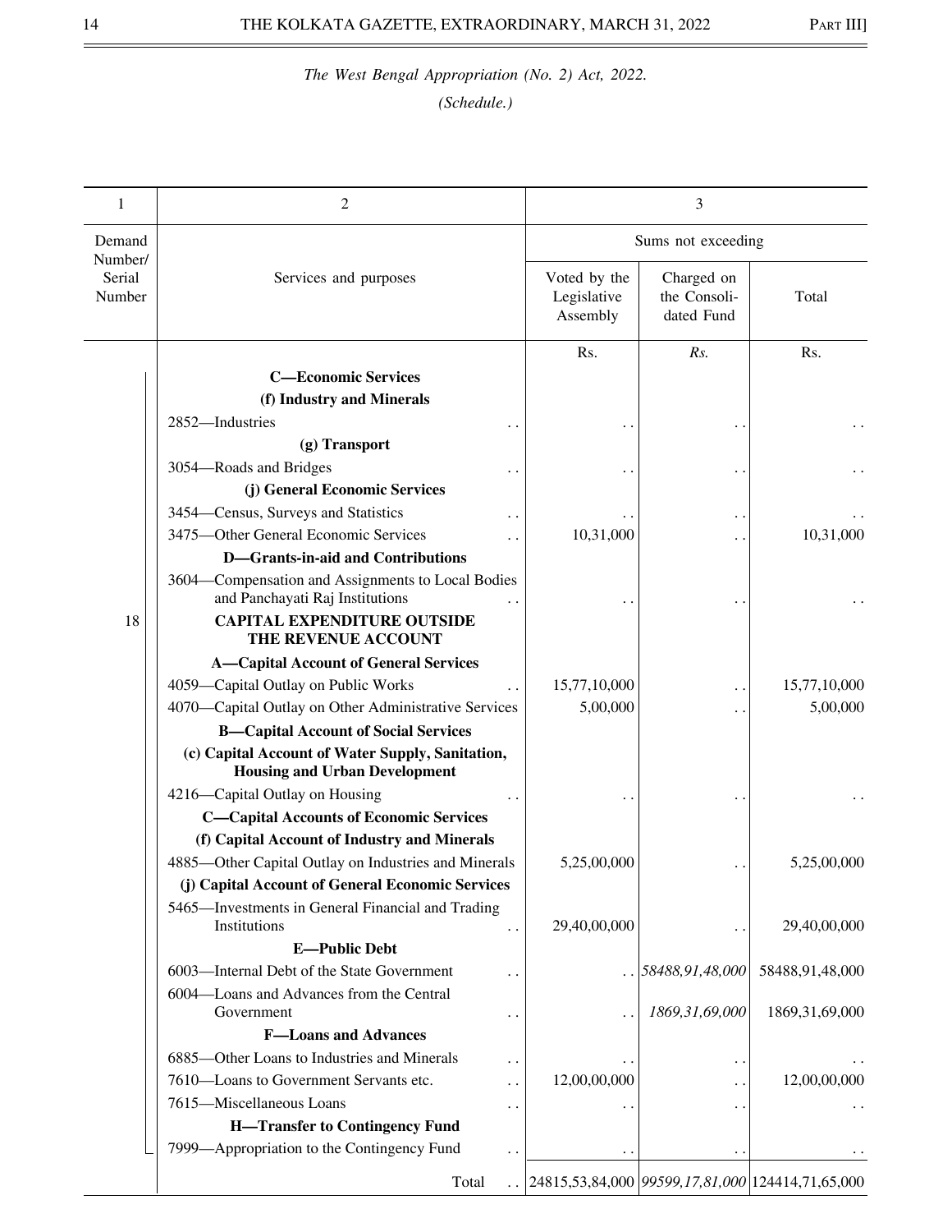*The West Bengal Appropriation (No. 2) Act, 2022.*

*(Schedule.)*

| 1 | 2 | 3 | | |
|---|---|---|---|---|
| Demand Number/ Serial Number | Services and purposes | Sums not exceeding | | |
| | | Voted by the Legislative Assembly | Charged on the Consolidated Fund | Total |
| | | Rs. | *Rs.* | Rs. |
| 18 | **C—Economic Services** | | | |
| | **(f) Industry and Minerals** | | | |
| | 2852—Industries .. | .. | .. | .. |
| | **(g) Transport** | | | |
| | 3054—Roads and Bridges .. | .. | .. | .. |
| | **(j) General Economic Services** | | | |
| | 3454—Census, Surveys and Statistics .. | .. | .. | .. |
| | 3475—Other General Economic Services .. | 10,31,000 | .. | 10,31,000 |
| | **D—Grants-in-aid and Contributions** | | | |
| | 3604—Compensation and Assignments to Local Bodies and Panchayati Raj Institutions .. | .. | .. | .. |
| | **CAPITAL EXPENDITURE OUTSIDE THE REVENUE ACCOUNT** | | | |
| | **A—Capital Account of General Services** | | | |
| | 4059—Capital Outlay on Public Works .. | 15,77,10,000 | .. | 15,77,10,000 |
| | 4070—Capital Outlay on Other Administrative Services | 5,00,000 | .. | 5,00,000 |
| | **B—Capital Account of Social Services** | | | |
| | **(c) Capital Account of Water Supply, Sanitation, Housing and Urban Development** | | | |
| | 4216—Capital Outlay on Housing .. | .. | .. | .. |
| | **C—Capital Accounts of Economic Services** | | | |
| | **(f) Capital Account of Industry and Minerals** | | | |
| | 4885—Other Capital Outlay on Industries and Minerals | 5,25,00,000 | .. | 5,25,00,000 |
| | **(j) Capital Account of General Economic Services** | | | |
| | 5465—Investments in General Financial and Trading Institutions .. | 29,40,00,000 | .. | 29,40,00,000 |
| | **E—Public Debt** | | | |
| | 6003—Internal Debt of the State Government .. | .. | *58488,91,48,000* | 58488,91,48,000 |
| | 6004—Loans and Advances from the Central Government .. | .. | *1869,31,69,000* | 1869,31,69,000 |
| | **F—Loans and Advances** | | | |
| | 6885—Other Loans to Industries and Minerals .. | .. | .. | .. |
| | 7610—Loans to Government Servants etc. .. | 12,00,00,000 | .. | 12,00,00,000 |
| | 7615—Miscellaneous Loans .. | .. | .. | .. |
| | **H—Transfer to Contingency Fund** | | | |
| | 7999—Appropriation to the Contingency Fund .. | .. | .. | .. |
| | Total .. | 24815,53,84,000 | *99599,17,81,000* | 124414,71,65,000 |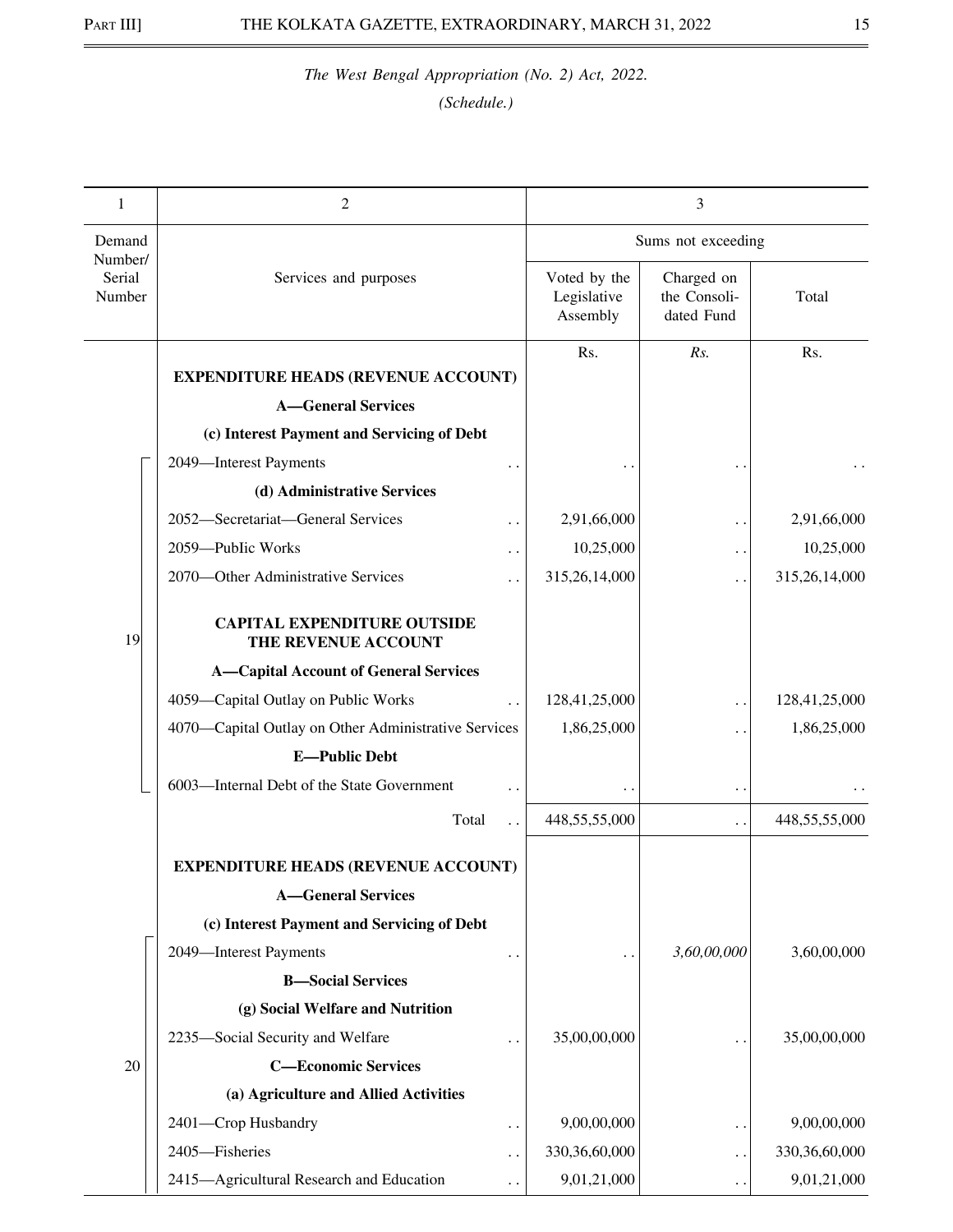*The West Bengal Appropriation (No. 2) Act, 2022.*

*(Schedule.)*

| 1 | 2 | 3 | | |
|---|---|---|---|---|
| Demand Number/ Serial Number | Services and purposes | Sums not exceeding | | |
| | | Voted by the Legislative Assembly | Charged on the Consolidated Fund | Total |
| | | Rs. | *Rs.* | Rs. |
| 19 | **EXPENDITURE HEADS (REVENUE ACCOUNT)** | | | |
| | **A—General Services** | | | |
| | **(c) Interest Payment and Servicing of Debt** | | | |
| | 2049—Interest Payments .. | .. | .. | .. |
| | **(d) Administrative Services** | | | |
| | 2052—Secretariat—General Services .. | 2,91,66,000 | .. | 2,91,66,000 |
| | 2059—Public Works .. | 10,25,000 | .. | 10,25,000 |
| | 2070—Other Administrative Services .. | 315,26,14,000 | .. | 315,26,14,000 |
| | **CAPITAL EXPENDITURE OUTSIDE THE REVENUE ACCOUNT** | | | |
| | **A—Capital Account of General Services** | | | |
| | 4059—Capital Outlay on Public Works .. | 128,41,25,000 | .. | 128,41,25,000 |
| | 4070—Capital Outlay on Other Administrative Services | 1,86,25,000 | .. | 1,86,25,000 |
| | **E—Public Debt** | | | |
| | 6003—Internal Debt of the State Government .. | .. | .. | .. |
| | Total .. | 448,55,55,000 | .. | 448,55,55,000 |
| 20 | **EXPENDITURE HEADS (REVENUE ACCOUNT)** | | | |
| | **A—General Services** | | | |
| | **(c) Interest Payment and Servicing of Debt** | | | |
| | 2049—Interest Payments .. | .. | *3,60,00,000* | 3,60,00,000 |
| | **B—Social Services** | | | |
| | **(g) Social Welfare and Nutrition** | | | |
| | 2235—Social Security and Welfare .. | 35,00,00,000 | .. | 35,00,00,000 |
| | **C—Economic Services** | | | |
| | **(a) Agriculture and Allied Activities** | | | |
| | 2401—Crop Husbandry .. | 9,00,00,000 | .. | 9,00,00,000 |
| | 2405—Fisheries .. | 330,36,60,000 | .. | 330,36,60,000 |
| | 2415—Agricultural Research and Education .. | 9,01,21,000 | .. | 9,01,21,000 |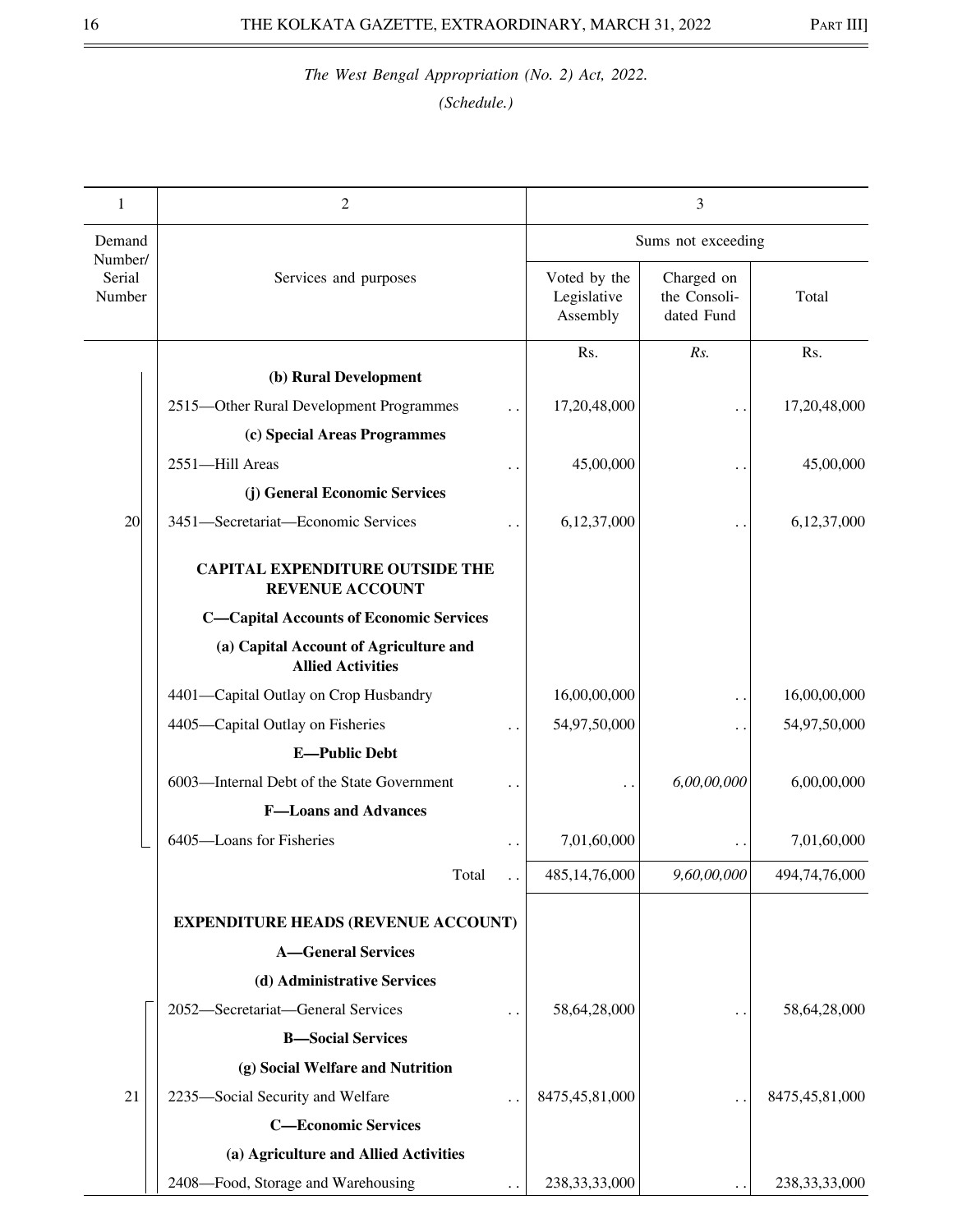*The West Bengal Appropriation (No. 2) Act, 2022.*

*(Schedule.)*

| 1 | 2 | 3 | | |
|---|---|---|---|---|
| Demand Number/ Serial Number | Services and purposes | Sums not exceeding | | |
| | | Voted by the Legislative Assembly | Charged on the Consoli- dated Fund | Total |
| | | Rs. | *Rs.* | Rs. |
| | **(b) Rural Development** | | | |
| | 2515—Other Rural Development Programmes .. | 17,20,48,000 | .. | 17,20,48,000 |
| | **(c) Special Areas Programmes** | | | |
| | 2551—Hill Areas .. | 45,00,000 | .. | 45,00,000 |
| | **(j) General Economic Services** | | | |
| 20 | 3451—Secretariat—Economic Services .. | 6,12,37,000 | .. | 6,12,37,000 |
| | **CAPITAL EXPENDITURE OUTSIDE THE REVENUE ACCOUNT** | | | |
| | **C—Capital Accounts of Economic Services** | | | |
| | **(a) Capital Account of Agriculture and Allied Activities** | | | |
| | 4401—Capital Outlay on Crop Husbandry | 16,00,00,000 | .. | 16,00,00,000 |
| | 4405—Capital Outlay on Fisheries .. | 54,97,50,000 | .. | 54,97,50,000 |
| | **E—Public Debt** | | | |
| | 6003—Internal Debt of the State Government .. | .. | *6,00,00,000* | 6,00,00,000 |
| | **F—Loans and Advances** | | | |
| | 6405—Loans for Fisheries .. | 7,01,60,000 | .. | 7,01,60,000 |
| | Total .. | 485,14,76,000 | *9,60,00,000* | 494,74,76,000 |
| | **EXPENDITURE HEADS (REVENUE ACCOUNT)** | | | |
| | **A—General Services** | | | |
| | **(d) Administrative Services** | | | |
| | 2052—Secretariat—General Services .. | 58,64,28,000 | .. | 58,64,28,000 |
| | **B—Social Services** | | | |
| | **(g) Social Welfare and Nutrition** | | | |
| 21 | 2235—Social Security and Welfare .. | 8475,45,81,000 | .. | 8475,45,81,000 |
| | **C—Economic Services** | | | |
| | **(a) Agriculture and Allied Activities** | | | |
| | 2408—Food, Storage and Warehousing .. | 238,33,33,000 | .. | 238,33,33,000 |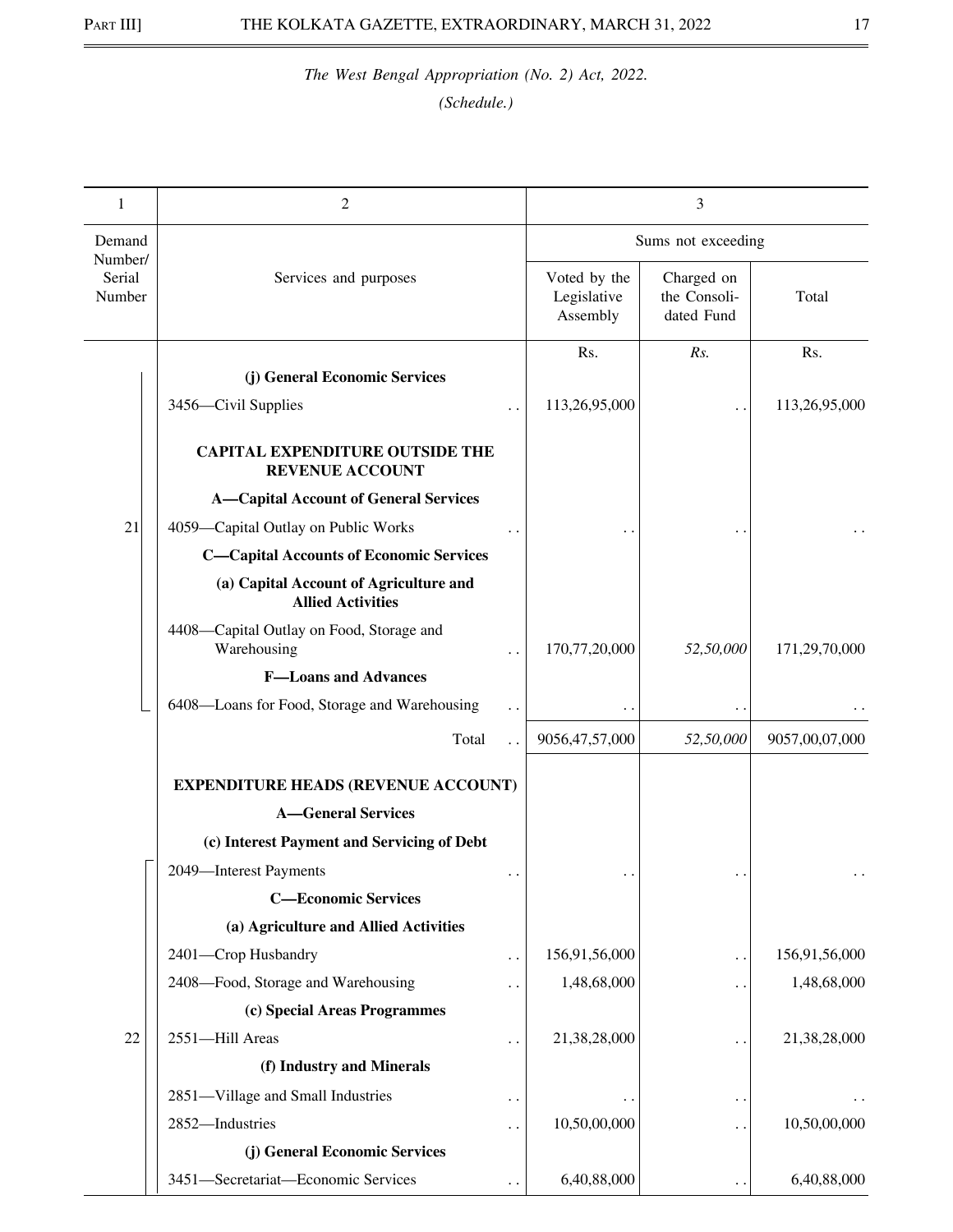*The West Bengal Appropriation (No. 2) Act, 2022.*

*(Schedule.)*

| 1 | 2 | 3 | | |
|---|---|---|---|---|
| Demand Number/ Serial Number | Services and purposes | Sums not exceeding | | |
| | | Voted by the Legislative Assembly | Charged on the Consoli-dated Fund | Total |
| | | Rs. | *Rs.* | Rs. |
| | **(j) General Economic Services** | | | |
| | 3456—Civil Supplies . . | 113,26,95,000 | . . | 113,26,95,000 |
| | **CAPITAL EXPENDITURE OUTSIDE THE REVENUE ACCOUNT** | | | |
| | **A—Capital Account of General Services** | | | |
| 21 | 4059—Capital Outlay on Public Works . . | . . | . . | . . |
| | **C—Capital Accounts of Economic Services** | | | |
| | **(a) Capital Account of Agriculture and Allied Activities** | | | |
| | 4408—Capital Outlay on Food, Storage and Warehousing . . | 170,77,20,000 | *52,50,000* | 171,29,70,000 |
| | **F—Loans and Advances** | | | |
| | 6408—Loans for Food, Storage and Warehousing . . | . . | . . | . . |
| | Total . . | 9056,47,57,000 | *52,50,000* | 9057,00,07,000 |
| | **EXPENDITURE HEADS (REVENUE ACCOUNT)** | | | |
| | **A—General Services** | | | |
| | **(c) Interest Payment and Servicing of Debt** | | | |
| | 2049—Interest Payments . . | . . | . . | . . |
| | **C—Economic Services** | | | |
| | **(a) Agriculture and Allied Activities** | | | |
| | 2401—Crop Husbandry . . | 156,91,56,000 | . . | 156,91,56,000 |
| | 2408—Food, Storage and Warehousing . . | 1,48,68,000 | . . | 1,48,68,000 |
| | **(c) Special Areas Programmes** | | | |
| 22 | 2551—Hill Areas . . | 21,38,28,000 | . . | 21,38,28,000 |
| | **(f) Industry and Minerals** | | | |
| | 2851—Village and Small Industries . . | . . | . . | . . |
| | 2852—Industries . . | 10,50,00,000 | . . | 10,50,00,000 |
| | **(j) General Economic Services** | | | |
| | 3451—Secretariat—Economic Services . . | 6,40,88,000 | . . | 6,40,88,000 |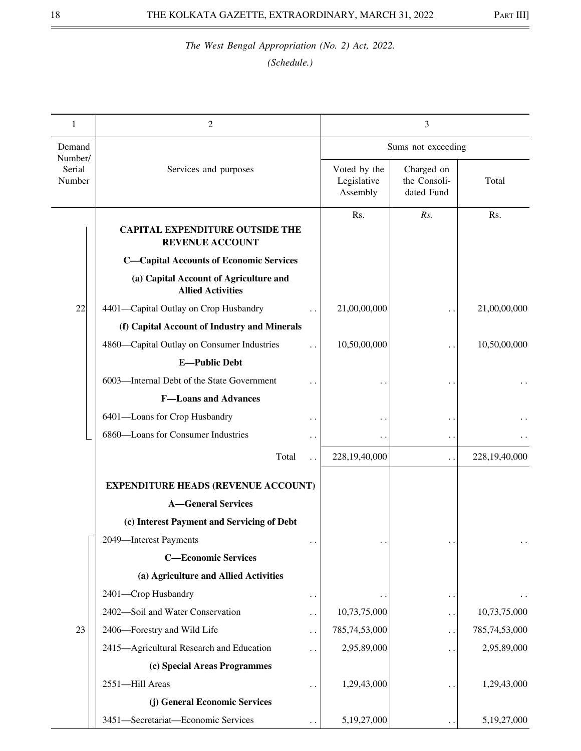*The West Bengal Appropriation (No. 2) Act, 2022.*

*(Schedule.)*

| 1 | 2 | 3 | | |
|---|---|---|---|---|
| | | Sums not exceeding | | |
| Demand Number/ Serial Number | Services and purposes | Voted by the Legislative Assembly | Charged on the Consoli- dated Fund | Total |
| | | Rs. | Rs. | Rs. |
| | **CAPITAL EXPENDITURE OUTSIDE THE REVENUE ACCOUNT** | | | |
| | **C—Capital Accounts of Economic Services** | | | |
| | **(a) Capital Account of Agriculture and Allied Activities** | | | |
| 22 | 4401—Capital Outlay on Crop Husbandry .. | 21,00,00,000 | .. | 21,00,00,000 |
| | **(f) Capital Account of Industry and Minerals** | | | |
| | 4860—Capital Outlay on Consumer Industries .. | 10,50,00,000 | .. | 10,50,00,000 |
| | **E—Public Debt** | | | |
| | 6003—Internal Debt of the State Government .. | .. | .. | .. |
| | **F—Loans and Advances** | | | |
| | 6401—Loans for Crop Husbandry .. | .. | .. | .. |
| | 6860—Loans for Consumer Industries .. | .. | .. | .. |
| | Total .. | 228,19,40,000 | .. | 228,19,40,000 |
| | **EXPENDITURE HEADS (REVENUE ACCOUNT)** | | | |
| | **A—General Services** | | | |
| | **(c) Interest Payment and Servicing of Debt** | | | |
| | 2049—Interest Payments .. | .. | .. | .. |
| | **C—Economic Services** | | | |
| | **(a) Agriculture and Allied Activities** | | | |
| | 2401—Crop Husbandry .. | .. | .. | .. |
| | 2402—Soil and Water Conservation .. | 10,73,75,000 | .. | 10,73,75,000 |
| 23 | 2406—Forestry and Wild Life .. | 785,74,53,000 | .. | 785,74,53,000 |
| | 2415—Agricultural Research and Education .. | 2,95,89,000 | .. | 2,95,89,000 |
| | **(c) Special Areas Programmes** | | | |
| | 2551—Hill Areas .. | 1,29,43,000 | .. | 1,29,43,000 |
| | **(j) General Economic Services** | | | |
| | 3451—Secretariat—Economic Services .. | 5,19,27,000 | .. | 5,19,27,000 |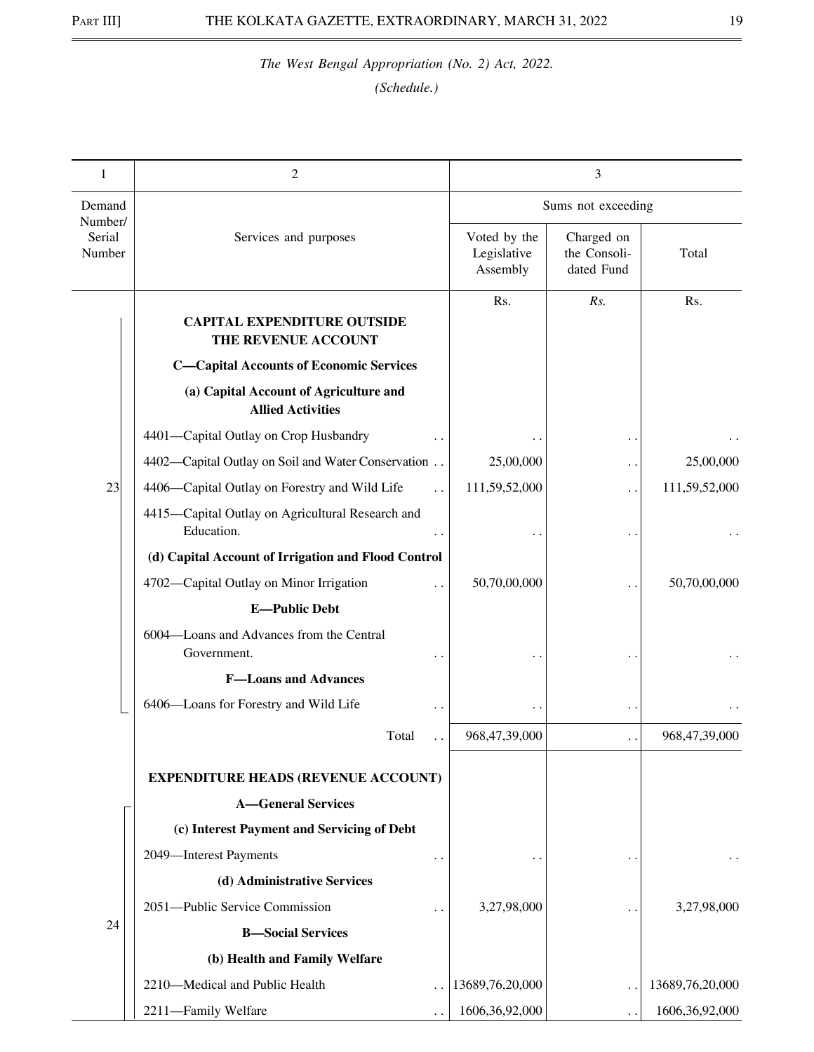*The West Bengal Appropriation (No. 2) Act, 2022.*

*(Schedule.)*

| 1 | 2 | 3 | | |
|---|---|---|---|---|
| Demand Number/ Serial Number | Services and purposes | Sums not exceeding | | |
| | | Voted by the Legislative Assembly | Charged on the Consolidated Fund | Total |
| | | Rs. | Rs. | Rs. |
| 23 | **CAPITAL EXPENDITURE OUTSIDE THE REVENUE ACCOUNT** | | | |
| | **C—Capital Accounts of Economic Services** | | | |
| | **(a) Capital Account of Agriculture and Allied Activities** | | | |
| | 4401—Capital Outlay on Crop Husbandry . . | . . | . . | . . |
| | 4402—Capital Outlay on Soil and Water Conservation . . | 25,00,000 | . . | 25,00,000 |
| | 4406—Capital Outlay on Forestry and Wild Life . . | 111,59,52,000 | . . | 111,59,52,000 |
| | 4415—Capital Outlay on Agricultural Research and Education. . . | . . | . . | . . |
| | **(d) Capital Account of Irrigation and Flood Control** | | | |
| | 4702—Capital Outlay on Minor Irrigation . . | 50,70,00,000 | . . | 50,70,00,000 |
| | **E—Public Debt** | | | |
| | 6004—Loans and Advances from the Central Government. . . | . . | . . | . . |
| | **F—Loans and Advances** | | | |
| | 6406—Loans for Forestry and Wild Life . . | . . | . . | . . |
| | Total . . | 968,47,39,000 | . . | 968,47,39,000 |
| 24 | **EXPENDITURE HEADS (REVENUE ACCOUNT)** | | | |
| | **A—General Services** | | | |
| | **(c) Interest Payment and Servicing of Debt** | | | |
| | 2049—Interest Payments . . | . . | . . | . . |
| | **(d) Administrative Services** | | | |
| | 2051—Public Service Commission . . | 3,27,98,000 | . . | 3,27,98,000 |
| | **B—Social Services** | | | |
| | **(b) Health and Family Welfare** | | | |
| | 2210—Medical and Public Health . . | 13689,76,20,000 | . . | 13689,76,20,000 |
| | 2211—Family Welfare . . | 1606,36,92,000 | . . | 1606,36,92,000 |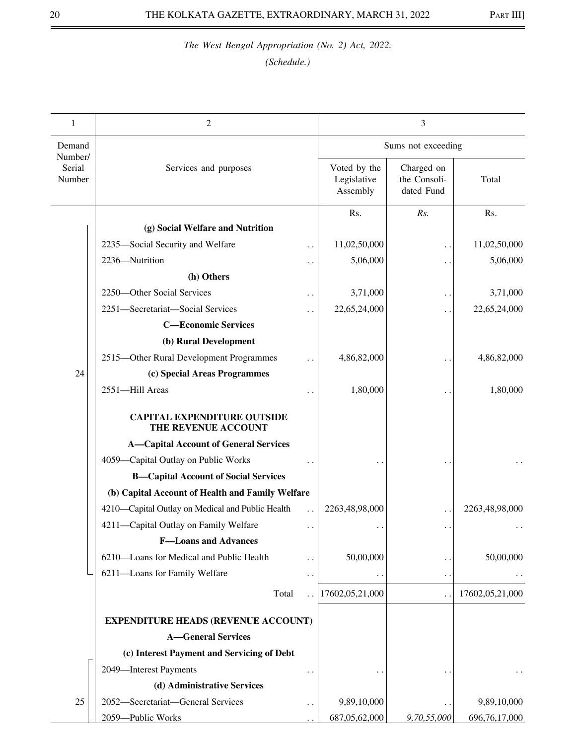*The West Bengal Appropriation (No. 2) Act, 2022.*

*(Schedule.)*

| 1 | 2 | 3 | | |
|---|---|---|---|---|
| Demand Number/ Serial Number | Services and purposes | Sums not exceeding | | |
| | | Voted by the Legislative Assembly | Charged on the Consoli-dated Fund | Total |
| | | Rs. | *Rs.* | Rs. |
| 24 | **(g) Social Welfare and Nutrition** | | | |
| | 2235—Social Security and Welfare .. | 11,02,50,000 | .. | 11,02,50,000 |
| | 2236—Nutrition .. | 5,06,000 | .. | 5,06,000 |
| | **(h) Others** | | | |
| | 2250—Other Social Services .. | 3,71,000 | .. | 3,71,000 |
| | 2251—Secretariat—Social Services .. | 22,65,24,000 | .. | 22,65,24,000 |
| | **C—Economic Services** | | | |
| | **(b) Rural Development** | | | |
| | 2515—Other Rural Development Programmes .. | 4,86,82,000 | .. | 4,86,82,000 |
| | **(c) Special Areas Programmes** | | | |
| | 2551—Hill Areas .. | 1,80,000 | .. | 1,80,000 |
| | **CAPITAL EXPENDITURE OUTSIDE THE REVENUE ACCOUNT** | | | |
| | **A—Capital Account of General Services** | | | |
| | 4059—Capital Outlay on Public Works .. | .. | .. | .. |
| | **B—Capital Account of Social Services** | | | |
| | **(b) Capital Account of Health and Family Welfare** | | | |
| | 4210—Capital Outlay on Medical and Public Health .. | 2263,48,98,000 | .. | 2263,48,98,000 |
| | 4211—Capital Outlay on Family Welfare .. | .. | .. | .. |
| | **F—Loans and Advances** | | | |
| | 6210—Loans for Medical and Public Health .. | 50,00,000 | .. | 50,00,000 |
| | 6211—Loans for Family Welfare .. | .. | .. | .. |
| | Total .. | 17602,05,21,000 | .. | 17602,05,21,000 |
| | **EXPENDITURE HEADS (REVENUE ACCOUNT)** | | | |
| | **A—General Services** | | | |
| | **(c) Interest Payment and Servicing of Debt** | | | |
| 25 | 2049—Interest Payments .. | .. | .. | .. |
| | **(d) Administrative Services** | | | |
| | 2052—Secretariat—General Services .. | 9,89,10,000 | .. | 9,89,10,000 |
| | 2059—Public Works .. | 687,05,62,000 | *9,70,55,000* | 696,76,17,000 |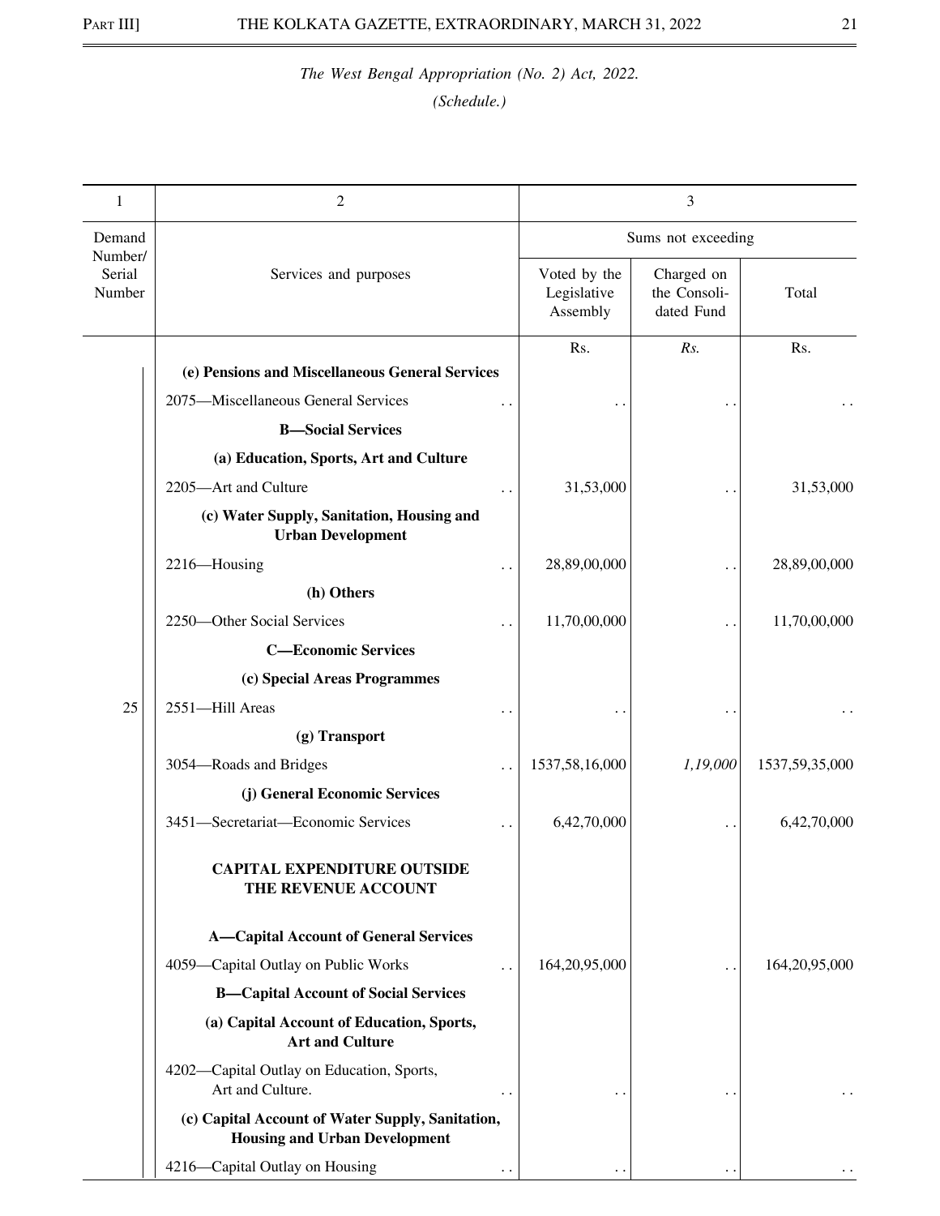*The West Bengal Appropriation (No. 2) Act, 2022.*

*(Schedule.)*

| 1 | 2 | 3 | | |
|---|---|---|---|---|
| Demand Number/ Serial Number | Services and purposes | Sums not exceeding | | |
| | | Voted by the Legislative Assembly | Charged on the Consoli-dated Fund | Total |
| | | Rs. | *Rs.* | Rs. |
| | **(e) Pensions and Miscellaneous General Services** | | | |
| | 2075—Miscellaneous General Services . . | . . | . . | . . |
| | **B—Social Services** | | | |
| | **(a) Education, Sports, Art and Culture** | | | |
| | 2205—Art and Culture . . | 31,53,000 | . . | 31,53,000 |
| | **(c) Water Supply, Sanitation, Housing and Urban Development** | | | |
| | 2216—Housing . . | 28,89,00,000 | . . | 28,89,00,000 |
| | **(h) Others** | | | |
| | 2250—Other Social Services . . | 11,70,00,000 | . . | 11,70,00,000 |
| | **C—Economic Services** | | | |
| | **(c) Special Areas Programmes** | | | |
| 25 | 2551—Hill Areas . . | . . | . . | . . |
| | **(g) Transport** | | | |
| | 3054—Roads and Bridges . . | 1537,58,16,000 | *1,19,000* | 1537,59,35,000 |
| | **(j) General Economic Services** | | | |
| | 3451—Secretariat—Economic Services . . | 6,42,70,000 | . . | 6,42,70,000 |
| | **CAPITAL EXPENDITURE OUTSIDE THE REVENUE ACCOUNT** | | | |
| | **A—Capital Account of General Services** | | | |
| | 4059—Capital Outlay on Public Works . . | 164,20,95,000 | . . | 164,20,95,000 |
| | **B—Capital Account of Social Services** | | | |
| | **(a) Capital Account of Education, Sports, Art and Culture** | | | |
| | 4202—Capital Outlay on Education, Sports, Art and Culture. . . | . . | . . | . . |
| | **(c) Capital Account of Water Supply, Sanitation, Housing and Urban Development** | | | |
| | 4216—Capital Outlay on Housing . . | . . | . . | . . |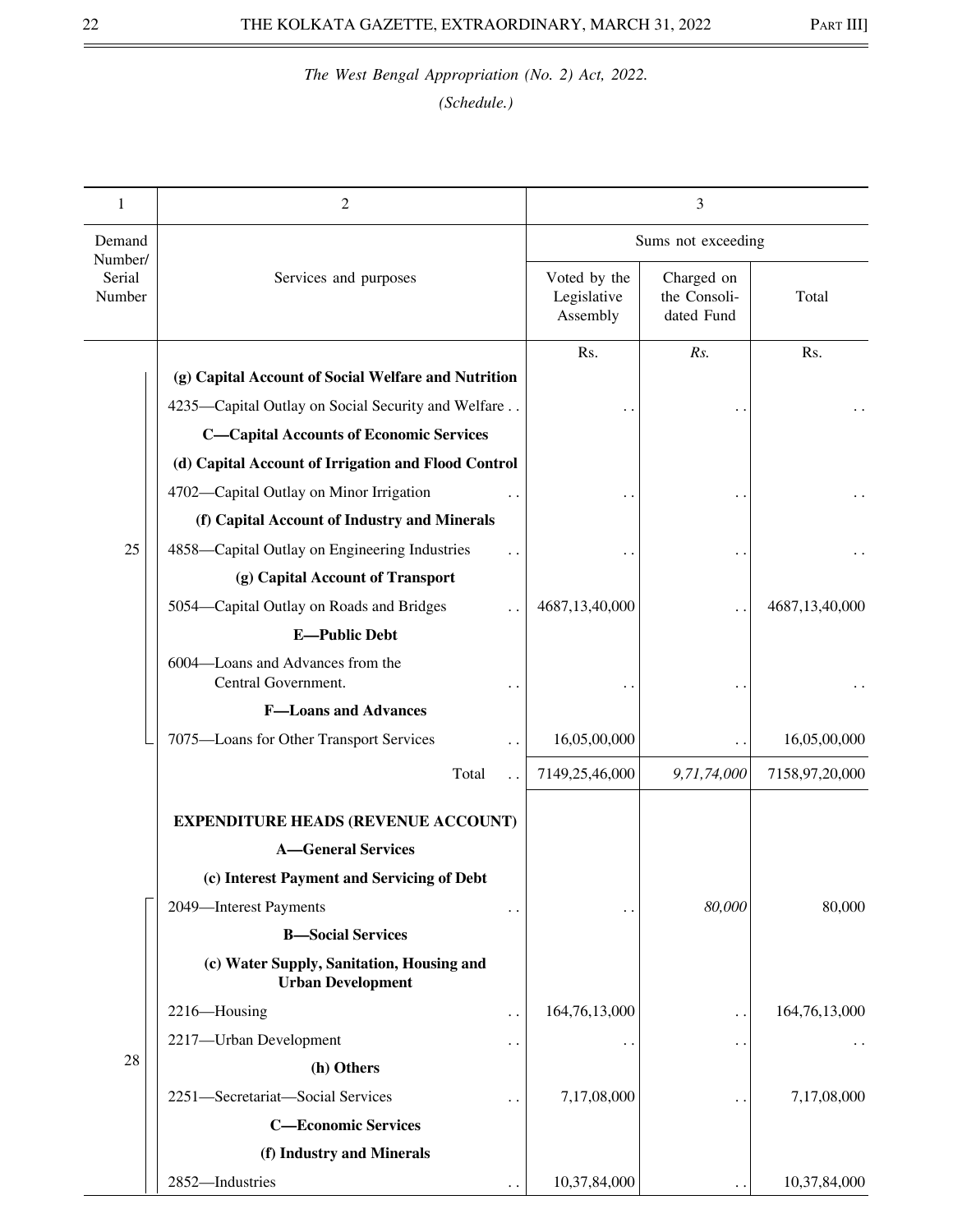*The West Bengal Appropriation (No. 2) Act, 2022.*

*(Schedule.)*

| 1 | 2 | 3 | | |
|---|---|---|---|---|
| Demand Number/ Serial Number | Services and purposes | Sums not exceeding | | |
| | | Voted by the Legislative Assembly | Charged on the Consolidated Fund | Total |
| | | Rs. | *Rs.* | Rs. |
| 25 | **(g) Capital Account of Social Welfare and Nutrition** | | | |
| | 4235—Capital Outlay on Social Security and Welfare . . | . . | . . | . . |
| | **C—Capital Accounts of Economic Services** | | | |
| | **(d) Capital Account of Irrigation and Flood Control** | | | |
| | 4702—Capital Outlay on Minor Irrigation . . | . . | . . | . . |
| | **(f) Capital Account of Industry and Minerals** | | | |
| | 4858—Capital Outlay on Engineering Industries . . | . . | . . | . . |
| | **(g) Capital Account of Transport** | | | |
| | 5054—Capital Outlay on Roads and Bridges . . | 4687,13,40,000 | . . | 4687,13,40,000 |
| | **E—Public Debt** | | | |
| | 6004—Loans and Advances from the Central Government. . . | . . | . . | . . |
| | **F—Loans and Advances** | | | |
| | 7075—Loans for Other Transport Services . . | 16,05,00,000 | . . | 16,05,00,000 |
| | Total . . | 7149,25,46,000 | *9,71,74,000* | 7158,97,20,000 |
| | **EXPENDITURE HEADS (REVENUE ACCOUNT)** | | | |
| | **A—General Services** | | | |
| | **(c) Interest Payment and Servicing of Debt** | | | |
| 28 | 2049—Interest Payments . . | . . | *80,000* | 80,000 |
| | **B—Social Services** | | | |
| | **(c) Water Supply, Sanitation, Housing and Urban Development** | | | |
| | 2216—Housing . . | 164,76,13,000 | . . | 164,76,13,000 |
| | 2217—Urban Development . . | . . | . . | . . |
| | **(h) Others** | | | |
| | 2251—Secretariat—Social Services . . | 7,17,08,000 | . . | 7,17,08,000 |
| | **C—Economic Services** | | | |
| | **(f) Industry and Minerals** | | | |
| | 2852—Industries . . | 10,37,84,000 | . . | 10,37,84,000 |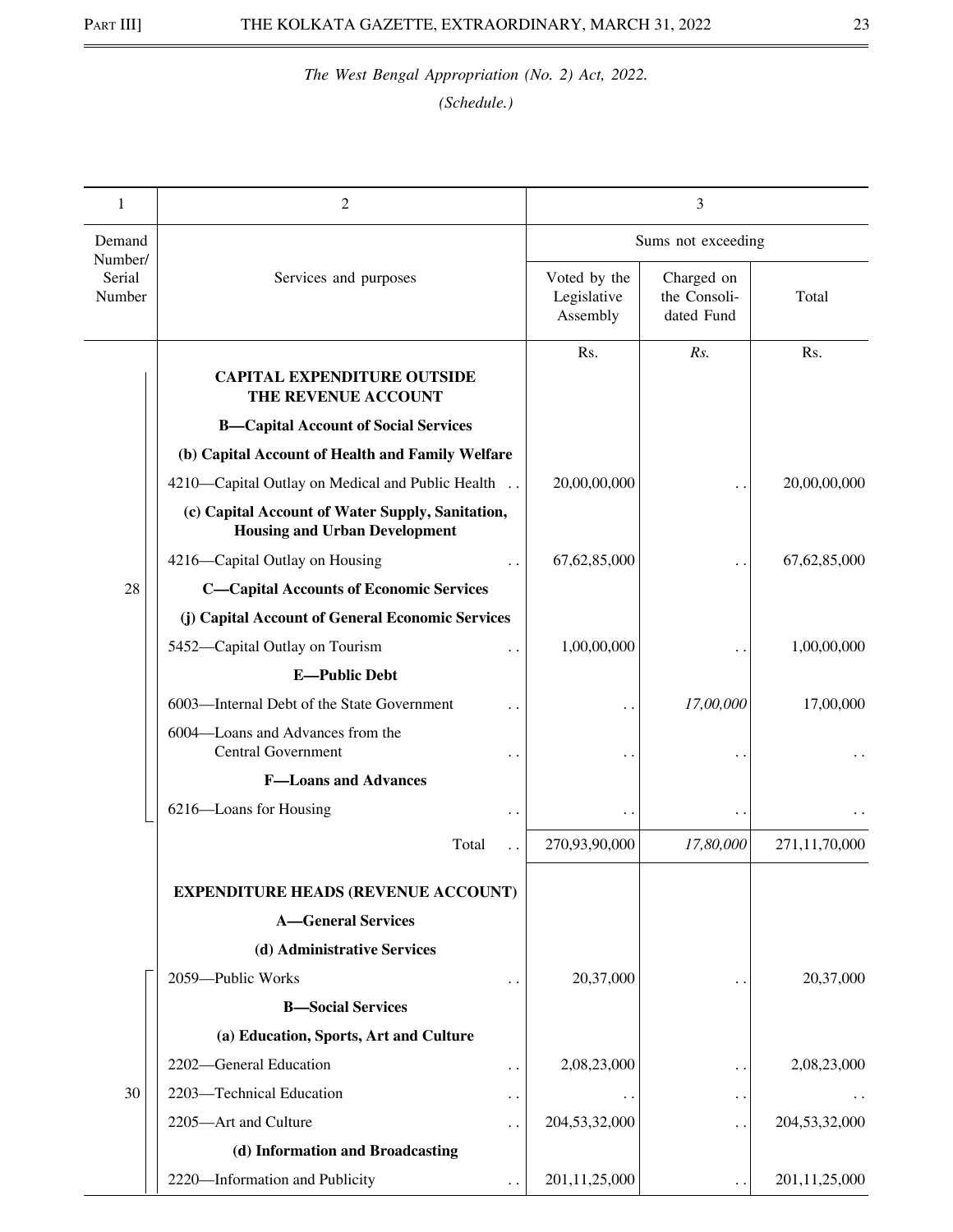*The West Bengal Appropriation (No. 2) Act, 2022.*

*(Schedule.)*

| 1 | 2 | 3 | | |
|---|---|---|---|---|
| Demand Number/ Serial Number | Services and purposes | Sums not exceeding | | |
| | | Voted by the Legislative Assembly | Charged on the Consolidated Fund | Total |
| | | Rs. | *Rs.* | Rs. |
| 28 | **CAPITAL EXPENDITURE OUTSIDE THE REVENUE ACCOUNT** | | | |
| | **B—Capital Account of Social Services** | | | |
| | **(b) Capital Account of Health and Family Welfare** | | | |
| | 4210—Capital Outlay on Medical and Public Health .. | 20,00,00,000 | .. | 20,00,00,000 |
| | **(c) Capital Account of Water Supply, Sanitation, Housing and Urban Development** | | | |
| | 4216—Capital Outlay on Housing .. | 67,62,85,000 | .. | 67,62,85,000 |
| | **C—Capital Accounts of Economic Services** | | | |
| | **(j) Capital Account of General Economic Services** | | | |
| | 5452—Capital Outlay on Tourism .. | 1,00,00,000 | .. | 1,00,00,000 |
| | **E—Public Debt** | | | |
| | 6003—Internal Debt of the State Government .. | .. | *17,00,000* | 17,00,000 |
| | 6004—Loans and Advances from the Central Government .. | .. | .. | .. |
| | **F—Loans and Advances** | | | |
| | 6216—Loans for Housing .. | .. | .. | .. |
| | Total .. | 270,93,90,000 | *17,80,000* | 271,11,70,000 |
| 30 | **EXPENDITURE HEADS (REVENUE ACCOUNT)** | | | |
| | **A—General Services** | | | |
| | **(d) Administrative Services** | | | |
| | 2059—Public Works .. | 20,37,000 | .. | 20,37,000 |
| | **B—Social Services** | | | |
| | **(a) Education, Sports, Art and Culture** | | | |
| | 2202—General Education .. | 2,08,23,000 | .. | 2,08,23,000 |
| | 2203—Technical Education .. | .. | .. | .. |
| | 2205—Art and Culture .. | 204,53,32,000 | .. | 204,53,32,000 |
| | **(d) Information and Broadcasting** | | | |
| | 2220—Information and Publicity .. | 201,11,25,000 | .. | 201,11,25,000 |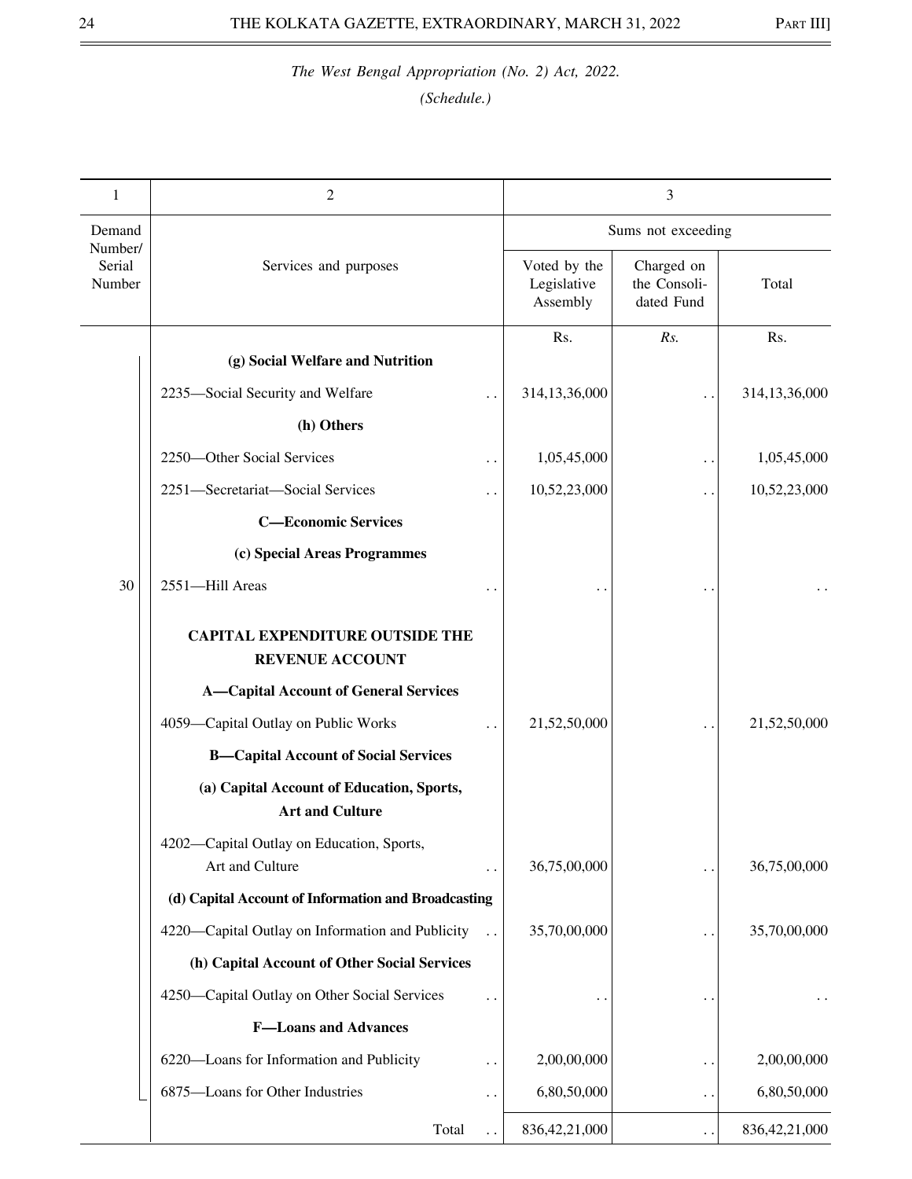*The West Bengal Appropriation (No. 2) Act, 2022.*

*(Schedule.)*

| 1 | 2 | 3 | | |
|---|---|---|---|---|
| Demand Number/ Serial Number | Services and purposes | Sums not exceeding | | |
| | | Voted by the Legislative Assembly | Charged on the Consoli-dated Fund | Total |
| | | Rs. | *Rs.* | Rs. |
| | **(g) Social Welfare and Nutrition** | | | |
| | 2235—Social Security and Welfare . . | 314,13,36,000 | . . | 314,13,36,000 |
| | **(h) Others** | | | |
| | 2250—Other Social Services . . | 1,05,45,000 | . . | 1,05,45,000 |
| | 2251—Secretariat—Social Services . . | 10,52,23,000 | . . | 10,52,23,000 |
| | **C—Economic Services** | | | |
| | **(c) Special Areas Programmes** | | | |
| 30 | 2551—Hill Areas . . | . . | . . | . . |
| | **CAPITAL EXPENDITURE OUTSIDE THE REVENUE ACCOUNT** | | | |
| | **A—Capital Account of General Services** | | | |
| | 4059—Capital Outlay on Public Works . . | 21,52,50,000 | . . | 21,52,50,000 |
| | **B—Capital Account of Social Services** | | | |
| | **(a) Capital Account of Education, Sports, Art and Culture** | | | |
| | 4202—Capital Outlay on Education, Sports, Art and Culture . . | 36,75,00,000 | . . | 36,75,00,000 |
| | **(d) Capital Account of Information and Broadcasting** | | | |
| | 4220—Capital Outlay on Information and Publicity . . | 35,70,00,000 | . . | 35,70,00,000 |
| | **(h) Capital Account of Other Social Services** | | | |
| | 4250—Capital Outlay on Other Social Services . . | . . | . . | . . |
| | **F—Loans and Advances** | | | |
| | 6220—Loans for Information and Publicity . . | 2,00,00,000 | . . | 2,00,00,000 |
| | 6875—Loans for Other Industries . . | 6,80,50,000 | . . | 6,80,50,000 |
| | Total . . | 836,42,21,000 | . . | 836,42,21,000 |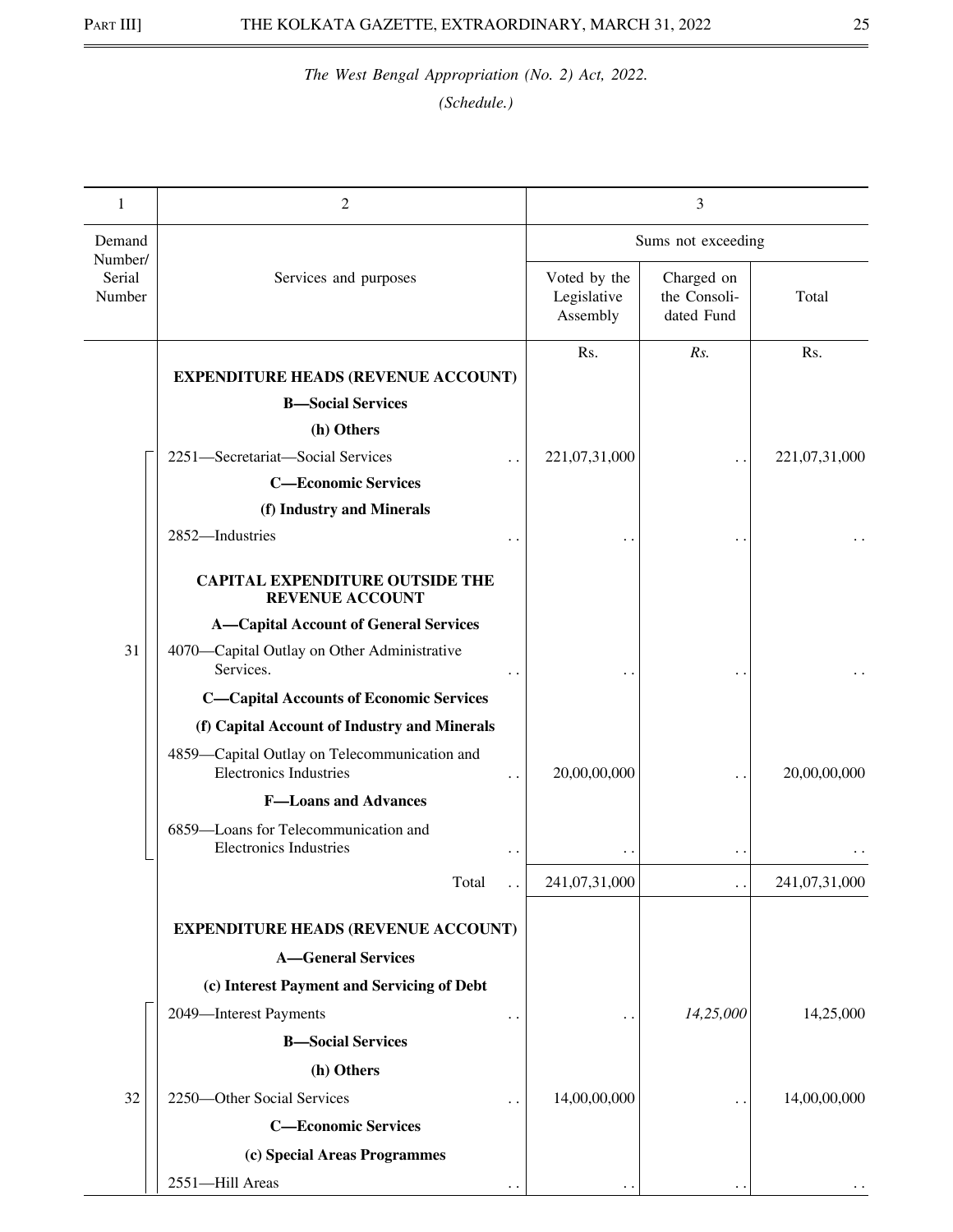*The West Bengal Appropriation (No. 2) Act, 2022.*

*(Schedule.)*

| 1 | 2 | 3 | | |
|---|---|---|---|---|
| Demand Number/ Serial Number | Services and purposes | Sums not exceeding | | |
| | | Voted by the Legislative Assembly | Charged on the Consoli-dated Fund | Total |
| | | Rs. | *Rs.* | Rs. |
| | **EXPENDITURE HEADS (REVENUE ACCOUNT)** | | | |
| | **B—Social Services** | | | |
| | **(h) Others** | | | |
| 31 | 2251—Secretariat—Social Services .. | 221,07,31,000 | .. | 221,07,31,000 |
| | **C—Economic Services** | | | |
| | **(f) Industry and Minerals** | | | |
| | 2852—Industries .. | .. | .. | .. |
| | **CAPITAL EXPENDITURE OUTSIDE THE REVENUE ACCOUNT** | | | |
| | **A—Capital Account of General Services** | | | |
| | 4070—Capital Outlay on Other Administrative Services. .. | .. | .. | .. |
| | **C—Capital Accounts of Economic Services** | | | |
| | **(f) Capital Account of Industry and Minerals** | | | |
| | 4859—Capital Outlay on Telecommunication and Electronics Industries .. | 20,00,00,000 | .. | 20,00,00,000 |
| | **F—Loans and Advances** | | | |
| | 6859—Loans for Telecommunication and Electronics Industries .. | .. | .. | .. |
| | Total .. | 241,07,31,000 | .. | 241,07,31,000 |
| | **EXPENDITURE HEADS (REVENUE ACCOUNT)** | | | |
| | **A—General Services** | | | |
| | **(c) Interest Payment and Servicing of Debt** | | | |
| 32 | 2049—Interest Payments .. | .. | *14,25,000* | 14,25,000 |
| | **B—Social Services** | | | |
| | **(h) Others** | | | |
| | 2250—Other Social Services .. | 14,00,00,000 | .. | 14,00,00,000 |
| | **C—Economic Services** | | | |
| | **(c) Special Areas Programmes** | | | |
| | 2551—Hill Areas .. | .. | .. | .. |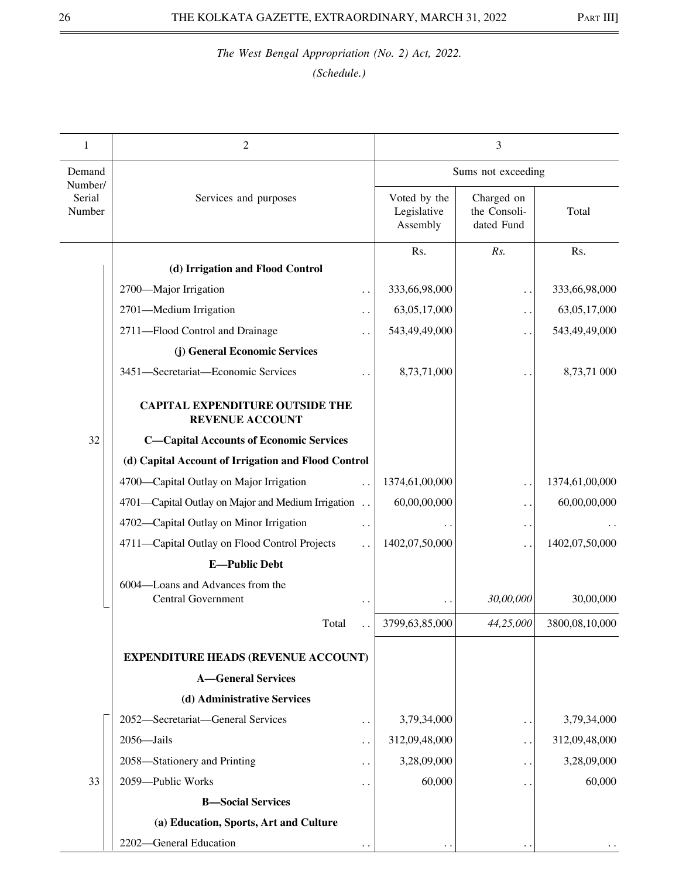*The West Bengal Appropriation (No. 2) Act, 2022.*

*(Schedule.)*

| 1 | 2 | 3 | | |
|---|---|---|---|---|
| Demand Number/ Serial Number | Services and purposes | Sums not exceeding | | |
| | | Voted by the Legislative Assembly | Charged on the Consoli-dated Fund | Total |
| | | Rs. | *Rs.* | Rs. |
| 32 | **(d) Irrigation and Flood Control** | | | |
| | 2700—Major Irrigation .. | 333,66,98,000 | .. | 333,66,98,000 |
| | 2701—Medium Irrigation .. | 63,05,17,000 | .. | 63,05,17,000 |
| | 2711—Flood Control and Drainage .. | 543,49,49,000 | .. | 543,49,49,000 |
| | **(j) General Economic Services** | | | |
| | 3451—Secretariat—Economic Services .. | 8,73,71,000 | .. | 8,73,71 000 |
| | **CAPITAL EXPENDITURE OUTSIDE THE REVENUE ACCOUNT** | | | |
| | **C—Capital Accounts of Economic Services** | | | |
| | **(d) Capital Account of Irrigation and Flood Control** | | | |
| | 4700—Capital Outlay on Major Irrigation .. | 1374,61,00,000 | .. | 1374,61,00,000 |
| | 4701—Capital Outlay on Major and Medium Irrigation .. | 60,00,00,000 | .. | 60,00,00,000 |
| | 4702—Capital Outlay on Minor Irrigation .. | .. | .. | .. |
| | 4711—Capital Outlay on Flood Control Projects .. | 1402,07,50,000 | .. | 1402,07,50,000 |
| | **E—Public Debt** | | | |
| | 6004—Loans and Advances from the Central Government .. | .. | *30,00,000* | 30,00,000 |
| | Total .. | 3799,63,85,000 | *44,25,000* | 3800,08,10,000 |
| | **EXPENDITURE HEADS (REVENUE ACCOUNT)** | | | |
| | **A—General Services** | | | |
| | **(d) Administrative Services** | | | |
| 33 | 2052—Secretariat—General Services .. | 3,79,34,000 | .. | 3,79,34,000 |
| | 2056—Jails .. | 312,09,48,000 | .. | 312,09,48,000 |
| | 2058—Stationery and Printing .. | 3,28,09,000 | .. | 3,28,09,000 |
| | 2059—Public Works .. | 60,000 | .. | 60,000 |
| | **B—Social Services** | | | |
| | **(a) Education, Sports, Art and Culture** | | | |
| | 2202—General Education .. | .. | .. | .. |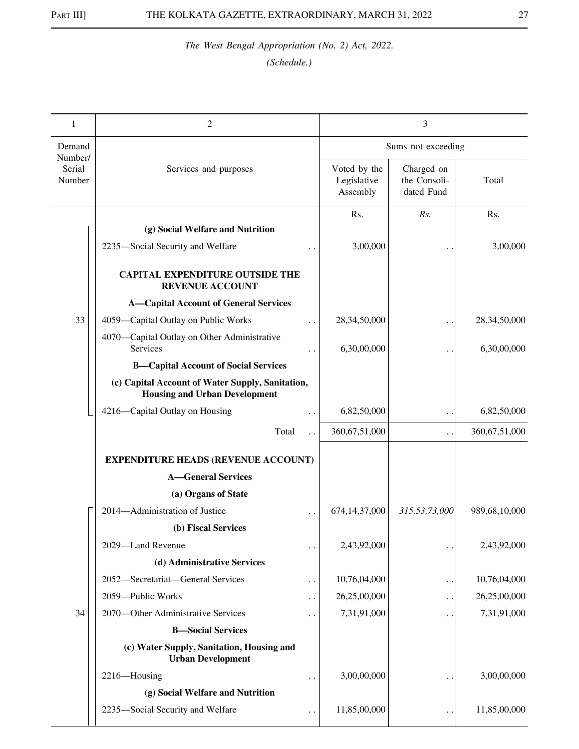*The West Bengal Appropriation (No. 2) Act, 2022.*

*(Schedule.)*

| 1 | 2 | 3 | | |
|---|---|---|---|---|
| Demand Number/ Serial Number | Services and purposes | Sums not exceeding | | |
| | | Voted by the Legislative Assembly | Charged on the Consolidated Fund | Total |
| | | Rs. | *Rs.* | Rs. |
| | **(g) Social Welfare and Nutrition** | | | |
| | 2235—Social Security and Welfare . . | 3,00,000 | . . | 3,00,000 |
| | **CAPITAL EXPENDITURE OUTSIDE THE REVENUE ACCOUNT** | | | |
| | **A—Capital Account of General Services** | | | |
| 33 | 4059—Capital Outlay on Public Works . . | 28,34,50,000 | . . | 28,34,50,000 |
| | 4070—Capital Outlay on Other Administrative Services . . | 6,30,00,000 | . . | 6,30,00,000 |
| | **B—Capital Account of Social Services** | | | |
| | **(c) Capital Account of Water Supply, Sanitation, Housing and Urban Development** | | | |
| | 4216—Capital Outlay on Housing . . | 6,82,50,000 | . . | 6,82,50,000 |
| | Total . . | 360,67,51,000 | . . | 360,67,51,000 |
| | **EXPENDITURE HEADS (REVENUE ACCOUNT)** | | | |
| | **A—General Services** | | | |
| | **(a) Organs of State** | | | |
| | 2014—Administration of Justice . . | 674,14,37,000 | *315,53,73,000* | 989,68,10,000 |
| | **(b) Fiscal Services** | | | |
| | 2029—Land Revenue . . | 2,43,92,000 | . . | 2,43,92,000 |
| | **(d) Administrative Services** | | | |
| | 2052—Secretariat—General Services . . | 10,76,04,000 | . . | 10,76,04,000 |
| | 2059—Public Works . . | 26,25,00,000 | . . | 26,25,00,000 |
| 34 | 2070—Other Administrative Services . . | 7,31,91,000 | . . | 7,31,91,000 |
| | **B—Social Services** | | | |
| | **(c) Water Supply, Sanitation, Housing and Urban Development** | | | |
| | 2216—Housing . . | 3,00,00,000 | . . | 3,00,00,000 |
| | **(g) Social Welfare and Nutrition** | | | |
| | 2235—Social Security and Welfare . . | 11,85,00,000 | . . | 11,85,00,000 |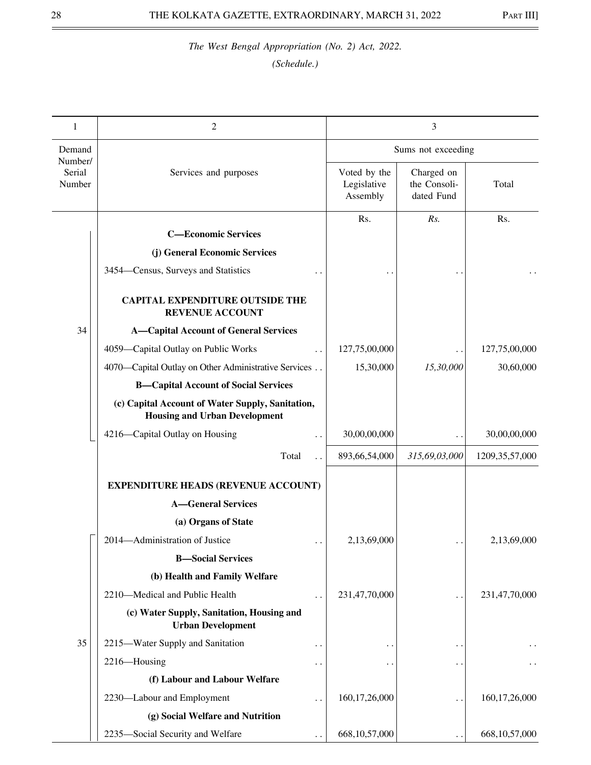*The West Bengal Appropriation (No. 2) Act, 2022.*

*(Schedule.)*

| 1 | 2 | 3 | | |
|---|---|---|---|---|
| Demand Number/ Serial Number | Services and purposes | Sums not exceeding | | |
| | | Voted by the Legislative Assembly | Charged on the Consolidated Fund | Total |
| | | Rs. | *Rs.* | Rs. |
| 34 | **C—Economic Services** | | | |
| | **(j) General Economic Services** | | | |
| | 3454—Census, Surveys and Statistics . . | . . | . . | . . |
| | **CAPITAL EXPENDITURE OUTSIDE THE REVENUE ACCOUNT** | | | |
| | **A—Capital Account of General Services** | | | |
| | 4059—Capital Outlay on Public Works . . | 127,75,00,000 | . . | 127,75,00,000 |
| | 4070—Capital Outlay on Other Administrative Services . . | 15,30,000 | *15,30,000* | 30,60,000 |
| | **B—Capital Account of Social Services** | | | |
| | **(c) Capital Account of Water Supply, Sanitation, Housing and Urban Development** | | | |
| | 4216—Capital Outlay on Housing . . | 30,00,00,000 | . . | 30,00,00,000 |
| | Total . . | 893,66,54,000 | *315,69,03,000* | 1209,35,57,000 |
| 35 | **EXPENDITURE HEADS (REVENUE ACCOUNT)** | | | |
| | **A—General Services** | | | |
| | **(a) Organs of State** | | | |
| | 2014—Administration of Justice . . | 2,13,69,000 | . . | 2,13,69,000 |
| | **B—Social Services** | | | |
| | **(b) Health and Family Welfare** | | | |
| | 2210—Medical and Public Health . . | 231,47,70,000 | . . | 231,47,70,000 |
| | **(c) Water Supply, Sanitation, Housing and Urban Development** | | | |
| | 2215—Water Supply and Sanitation . . | . . | . . | . . |
| | 2216—Housing . . | . . | . . | . . |
| | **(f) Labour and Labour Welfare** | | | |
| | 2230—Labour and Employment . . | 160,17,26,000 | . . | 160,17,26,000 |
| | **(g) Social Welfare and Nutrition** | | | |
| | 2235—Social Security and Welfare . . | 668,10,57,000 | . . | 668,10,57,000 |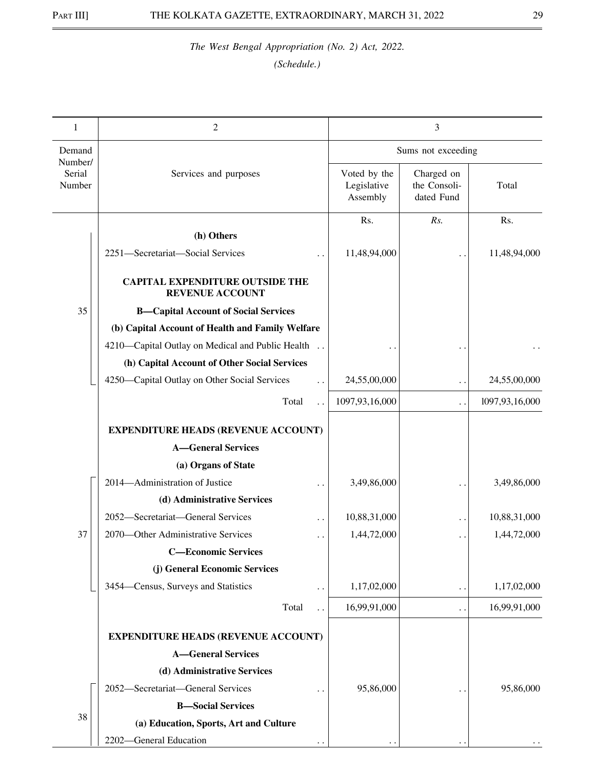*The West Bengal Appropriation (No. 2) Act, 2022.*

*(Schedule.)*

| 1 | 2 | 3 | | |
|---|---|---|---|---|
| Demand Number/ Serial Number | Services and purposes | Sums not exceeding | | |
| | | Voted by the Legislative Assembly | Charged on the Consolidated Fund | Total |
| | | Rs. | Rs. | Rs. |
| 35 | **(h) Others** | | | |
| | 2251—Secretariat—Social Services .. | 11,48,94,000 | .. | 11,48,94,000 |
| | **CAPITAL EXPENDITURE OUTSIDE THE REVENUE ACCOUNT** | | | |
| | **B—Capital Account of Social Services** | | | |
| | **(b) Capital Account of Health and Family Welfare** | | | |
| | 4210—Capital Outlay on Medical and Public Health .. | .. | .. | .. |
| | **(h) Capital Account of Other Social Services** | | | |
| | 4250—Capital Outlay on Other Social Services .. | 24,55,00,000 | .. | 24,55,00,000 |
| | Total .. | 1097,93,16,000 | .. | 1097,93,16,000 |
| 37 | **EXPENDITURE HEADS (REVENUE ACCOUNT)** | | | |
| | **A—General Services** | | | |
| | **(a) Organs of State** | | | |
| | 2014—Administration of Justice .. | 3,49,86,000 | .. | 3,49,86,000 |
| | **(d) Administrative Services** | | | |
| | 2052—Secretariat—General Services .. | 10,88,31,000 | .. | 10,88,31,000 |
| | 2070—Other Administrative Services .. | 1,44,72,000 | .. | 1,44,72,000 |
| | **C—Economic Services** | | | |
| | **(j) General Economic Services** | | | |
| | 3454—Census, Surveys and Statistics .. | 1,17,02,000 | .. | 1,17,02,000 |
| | Total .. | 16,99,91,000 | .. | 16,99,91,000 |
| 38 | **EXPENDITURE HEADS (REVENUE ACCOUNT)** | | | |
| | **A—General Services** | | | |
| | **(d) Administrative Services** | | | |
| | 2052—Secretariat—General Services .. | 95,86,000 | .. | 95,86,000 |
| | **B—Social Services** | | | |
| | **(a) Education, Sports, Art and Culture** | | | |
| | 2202—General Education .. | .. | .. | .. |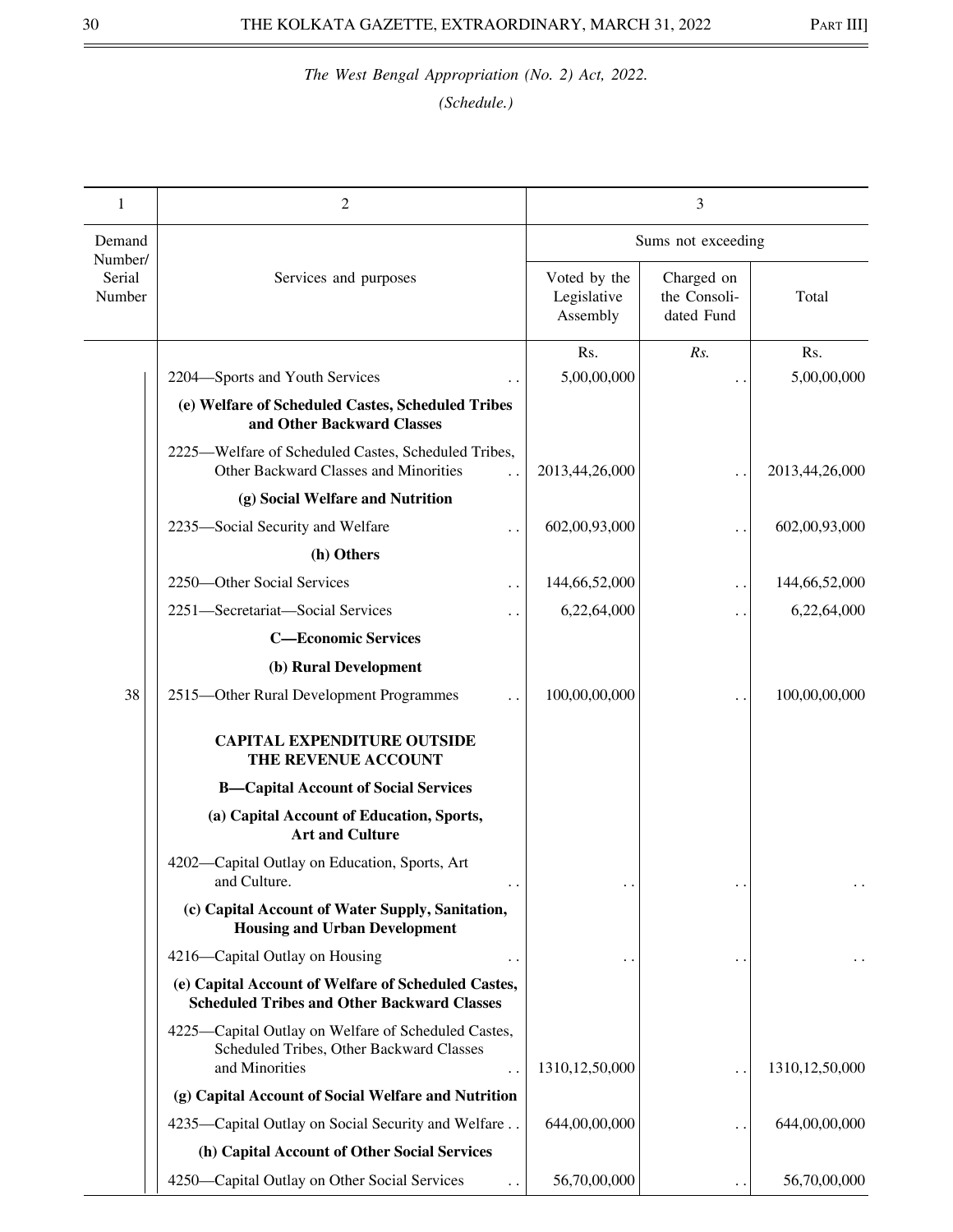*The West Bengal Appropriation (No. 2) Act, 2022.*

*(Schedule.)*

| 1 | 2 | 3 | | |
|---|---|---|---|---|
| | | Sums not exceeding | | |
| Demand Number/ Serial Number | Services and purposes | Voted by the Legislative Assembly | Charged on the Consoli-dated Fund | Total |
| | | Rs. | *Rs.* | Rs. |
| | 2204—Sports and Youth Services . . | 5,00,00,000 | . . | 5,00,00,000 |
| | **(e) Welfare of Scheduled Castes, Scheduled Tribes and Other Backward Classes** | | | |
| | 2225—Welfare of Scheduled Castes, Scheduled Tribes, Other Backward Classes and Minorities . . | 2013,44,26,000 | . . | 2013,44,26,000 |
| | **(g) Social Welfare and Nutrition** | | | |
| | 2235—Social Security and Welfare . . | 602,00,93,000 | . . | 602,00,93,000 |
| | **(h) Others** | | | |
| | 2250—Other Social Services . . | 144,66,52,000 | . . | 144,66,52,000 |
| | 2251—Secretariat—Social Services . . | 6,22,64,000 | . . | 6,22,64,000 |
| | **C—Economic Services** | | | |
| | **(b) Rural Development** | | | |
| 38 | 2515—Other Rural Development Programmes . . | 100,00,00,000 | . . | 100,00,00,000 |
| | **CAPITAL EXPENDITURE OUTSIDE THE REVENUE ACCOUNT** | | | |
| | **B—Capital Account of Social Services** | | | |
| | **(a) Capital Account of Education, Sports, Art and Culture** | | | |
| | 4202—Capital Outlay on Education, Sports, Art and Culture. . . | . . | . . | . . |
| | **(c) Capital Account of Water Supply, Sanitation, Housing and Urban Development** | | | |
| | 4216—Capital Outlay on Housing . . | . . | . . | . . |
| | **(e) Capital Account of Welfare of Scheduled Castes, Scheduled Tribes and Other Backward Classes** | | | |
| | 4225—Capital Outlay on Welfare of Scheduled Castes, Scheduled Tribes, Other Backward Classes and Minorities . . | 1310,12,50,000 | . . | 1310,12,50,000 |
| | **(g) Capital Account of Social Welfare and Nutrition** | | | |
| | 4235—Capital Outlay on Social Security and Welfare . . | 644,00,00,000 | . . | 644,00,00,000 |
| | **(h) Capital Account of Other Social Services** | | | |
| | 4250—Capital Outlay on Other Social Services . . | 56,70,00,000 | . . | 56,70,00,000 |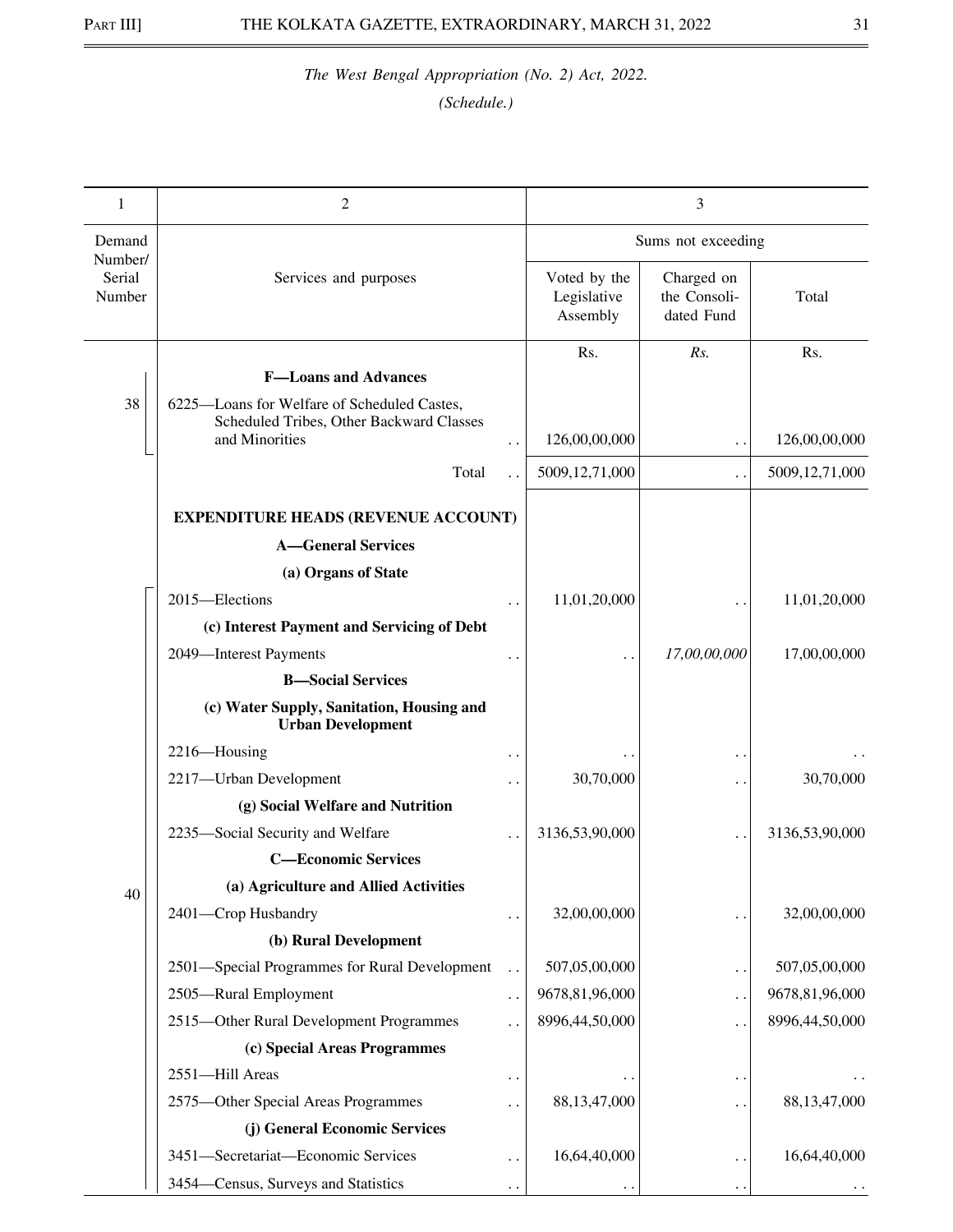*The West Bengal Appropriation (No. 2) Act, 2022.*

*(Schedule.)*

| 1 | 2 | 3 | | |
|---|---|---|---|---|
| Demand Number/ Serial Number | Services and purposes | Sums not exceeding | | |
| | | Voted by the Legislative Assembly | Charged on the Consoli-dated Fund | Total |
| | | Rs. | *Rs.* | Rs. |
| | **F—Loans and Advances** | | | |
| 38 | 6225—Loans for Welfare of Scheduled Castes, Scheduled Tribes, Other Backward Classes and Minorities . . | 126,00,00,000 | . . | 126,00,00,000 |
| | Total . . | 5009,12,71,000 | . . | 5009,12,71,000 |
| | **EXPENDITURE HEADS (REVENUE ACCOUNT)** | | | |
| | **A—General Services** | | | |
| | **(a) Organs of State** | | | |
| 40 | 2015—Elections . . | 11,01,20,000 | . . | 11,01,20,000 |
| | **(c) Interest Payment and Servicing of Debt** | | | |
| | 2049—Interest Payments . . | . . | *17,00,00,000* | 17,00,00,000 |
| | **B—Social Services** | | | |
| | **(c) Water Supply, Sanitation, Housing and Urban Development** | | | |
| | 2216—Housing . . | . . | . . | . . |
| | 2217—Urban Development . . | 30,70,000 | . . | 30,70,000 |
| | **(g) Social Welfare and Nutrition** | | | |
| | 2235—Social Security and Welfare . . | 3136,53,90,000 | . . | 3136,53,90,000 |
| | **C—Economic Services** | | | |
| | **(a) Agriculture and Allied Activities** | | | |
| | 2401—Crop Husbandry . . | 32,00,00,000 | . . | 32,00,00,000 |
| | **(b) Rural Development** | | | |
| | 2501—Special Programmes for Rural Development . . | 507,05,00,000 | . . | 507,05,00,000 |
| | 2505—Rural Employment . . | 9678,81,96,000 | . . | 9678,81,96,000 |
| | 2515—Other Rural Development Programmes . . | 8996,44,50,000 | . . | 8996,44,50,000 |
| | **(c) Special Areas Programmes** | | | |
| | 2551—Hill Areas . . | . . | . . | . . |
| | 2575—Other Special Areas Programmes . . | 88,13,47,000 | . . | 88,13,47,000 |
| | **(j) General Economic Services** | | | |
| | 3451—Secretariat—Economic Services . . | 16,64,40,000 | . . | 16,64,40,000 |
| | 3454—Census, Surveys and Statistics . . | . . | . . | . . |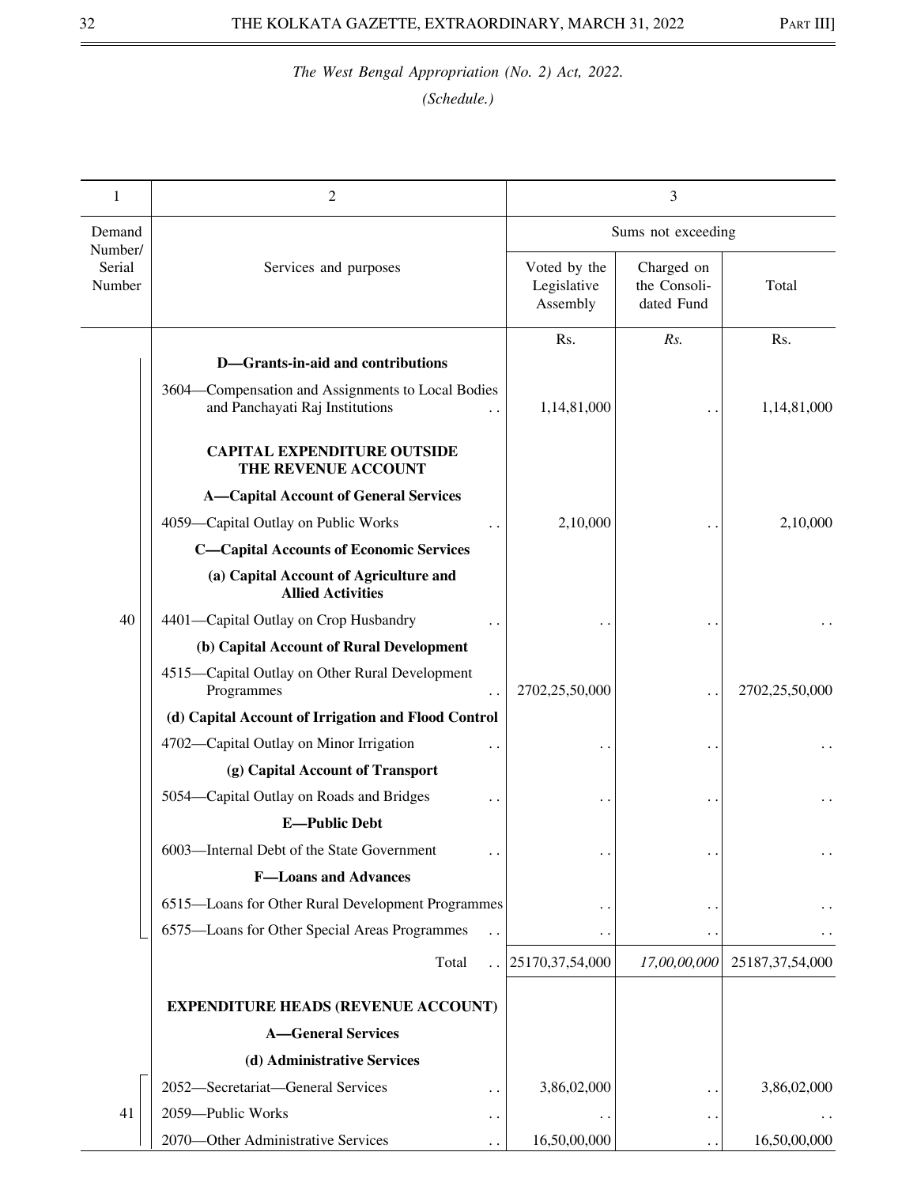*The West Bengal Appropriation (No. 2) Act, 2022.*

*(Schedule.)*

| 1 | 2 | 3 | | |
|---|---|---|---|---|
| Demand Number/ Serial Number | Services and purposes | Sums not exceeding | | |
| | | Voted by the Legislative Assembly | Charged on the Consolidated Fund | Total |
| | | Rs. | *Rs.* | Rs. |
| | **D—Grants-in-aid and contributions** | | | |
| | 3604—Compensation and Assignments to Local Bodies and Panchayati Raj Institutions .. | 1,14,81,000 | .. | 1,14,81,000 |
| | **CAPITAL EXPENDITURE OUTSIDE THE REVENUE ACCOUNT** | | | |
| | **A—Capital Account of General Services** | | | |
| | 4059—Capital Outlay on Public Works .. | 2,10,000 | .. | 2,10,000 |
| | **C—Capital Accounts of Economic Services** | | | |
| | **(a) Capital Account of Agriculture and Allied Activities** | | | |
| 40 | 4401—Capital Outlay on Crop Husbandry .. | .. | .. | .. |
| | **(b) Capital Account of Rural Development** | | | |
| | 4515—Capital Outlay on Other Rural Development Programmes .. | 2702,25,50,000 | .. | 2702,25,50,000 |
| | **(d) Capital Account of Irrigation and Flood Control** | | | |
| | 4702—Capital Outlay on Minor Irrigation .. | .. | .. | .. |
| | **(g) Capital Account of Transport** | | | |
| | 5054—Capital Outlay on Roads and Bridges .. | .. | .. | .. |
| | **E—Public Debt** | | | |
| | 6003—Internal Debt of the State Government .. | .. | .. | .. |
| | **F—Loans and Advances** | | | |
| | 6515—Loans for Other Rural Development Programmes | .. | .. | .. |
| | 6575—Loans for Other Special Areas Programmes .. | .. | .. | .. |
| | Total .. | 25170,37,54,000 | *17,00,00,000* | 25187,37,54,000 |
| | **EXPENDITURE HEADS (REVENUE ACCOUNT)** | | | |
| | **A—General Services** | | | |
| | **(d) Administrative Services** | | | |
| | 2052—Secretariat—General Services .. | 3,86,02,000 | .. | 3,86,02,000 |
| 41 | 2059—Public Works .. | .. | .. | .. |
| | 2070—Other Administrative Services .. | 16,50,00,000 | .. | 16,50,00,000 |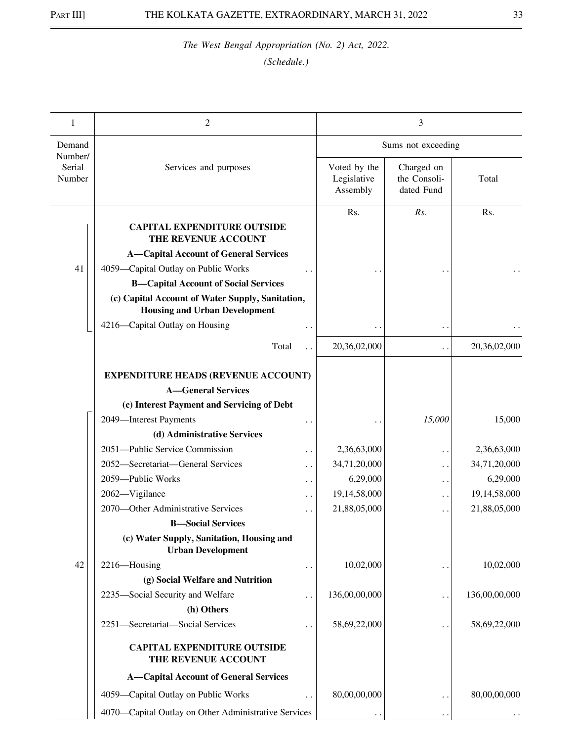*The West Bengal Appropriation (No. 2) Act, 2022.*

*(Schedule.)*

| 1 | 2 | 3 | | |
|---|---|---|---|---|
| Demand Number/ Serial Number | Services and purposes | Sums not exceeding | | |
| | | Voted by the Legislative Assembly | Charged on the Consoli- dated Fund | Total |
| | | Rs. | *Rs.* | Rs. |
| 41 | **CAPITAL EXPENDITURE OUTSIDE THE REVENUE ACCOUNT** | | | |
| | **A—Capital Account of General Services** | | | |
| | 4059—Capital Outlay on Public Works .. | .. | .. | .. |
| | **B—Capital Account of Social Services** | | | |
| | **(c) Capital Account of Water Supply, Sanitation, Housing and Urban Development** | | | |
| | 4216—Capital Outlay on Housing .. | .. | .. | .. |
| | Total .. | 20,36,02,000 | .. | 20,36,02,000 |
| 42 | **EXPENDITURE HEADS (REVENUE ACCOUNT)** | | | |
| | **A—General Services** | | | |
| | **(c) Interest Payment and Servicing of Debt** | | | |
| | 2049—Interest Payments .. | .. | *15,000* | 15,000 |
| | **(d) Administrative Services** | | | |
| | 2051—Public Service Commission .. | 2,36,63,000 | .. | 2,36,63,000 |
| | 2052—Secretariat—General Services .. | 34,71,20,000 | .. | 34,71,20,000 |
| | 2059—Public Works .. | 6,29,000 | .. | 6,29,000 |
| | 2062—Vigilance .. | 19,14,58,000 | .. | 19,14,58,000 |
| | 2070—Other Administrative Services .. | 21,88,05,000 | .. | 21,88,05,000 |
| | **B—Social Services** | | | |
| | **(c) Water Supply, Sanitation, Housing and Urban Development** | | | |
| | 2216—Housing .. | 10,02,000 | .. | 10,02,000 |
| | **(g) Social Welfare and Nutrition** | | | |
| | 2235—Social Security and Welfare .. | 136,00,00,000 | .. | 136,00,00,000 |
| | **(h) Others** | | | |
| | 2251—Secretariat—Social Services .. | 58,69,22,000 | .. | 58,69,22,000 |
| | **CAPITAL EXPENDITURE OUTSIDE THE REVENUE ACCOUNT** | | | |
| | **A—Capital Account of General Services** | | | |
| | 4059—Capital Outlay on Public Works .. | 80,00,00,000 | .. | 80,00,00,000 |
| | 4070—Capital Outlay on Other Administrative Services | .. | .. | .. |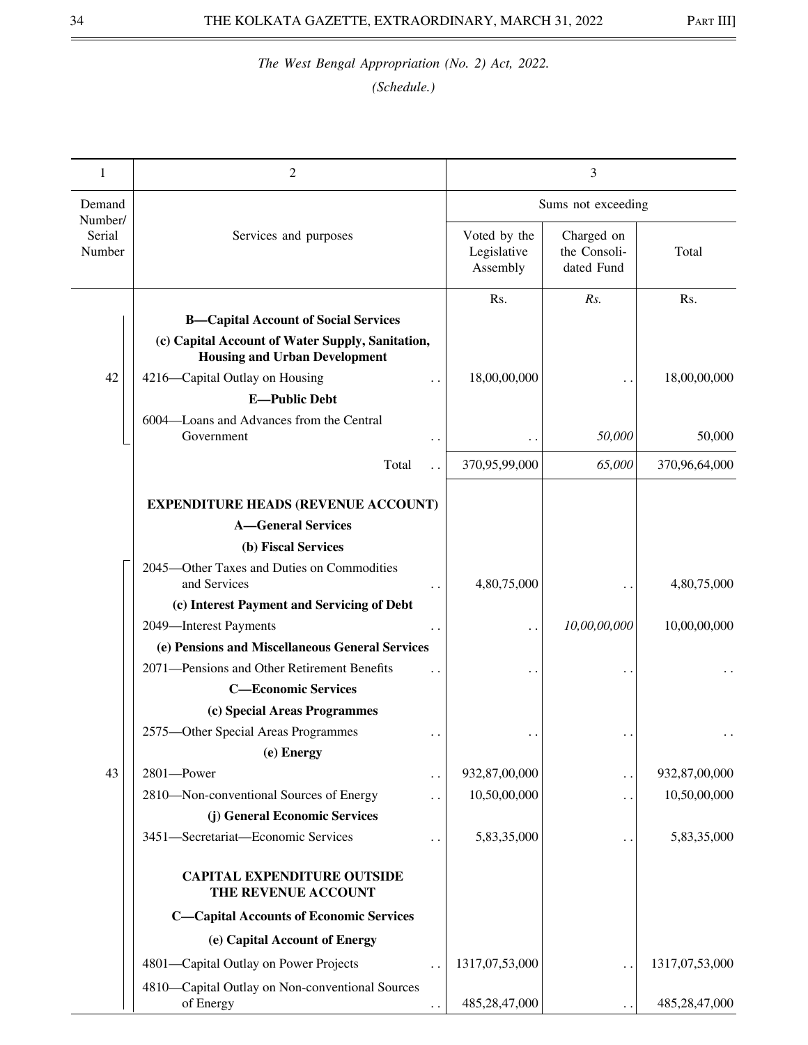*The West Bengal Appropriation (No. 2) Act, 2022.*

*(Schedule.)*

| 1 | 2 | 3 | | |
|---|---|---|---|---|
| Demand Number/ Serial Number | Services and purposes | Sums not exceeding | | |
| | | Voted by the Legislative Assembly | Charged on the Consoli-dated Fund | Total |
| | | Rs. | *Rs.* | Rs. |
| | **B—Capital Account of Social Services** | | | |
| | **(c) Capital Account of Water Supply, Sanitation, Housing and Urban Development** | | | |
| 42 | 4216—Capital Outlay on Housing . . | 18,00,00,000 | . . | 18,00,00,000 |
| | **E—Public Debt** | | | |
| | 6004—Loans and Advances from the Central Government . . | . . | *50,000* | 50,000 |
| | Total . . | 370,95,99,000 | *65,000* | 370,96,64,000 |
| | **EXPENDITURE HEADS (REVENUE ACCOUNT)** | | | |
| | **A—General Services** | | | |
| | **(b) Fiscal Services** | | | |
| | 2045—Other Taxes and Duties on Commodities and Services . . | 4,80,75,000 | . . | 4,80,75,000 |
| | **(c) Interest Payment and Servicing of Debt** | | | |
| | 2049—Interest Payments . . | . . | *10,00,00,000* | 10,00,00,000 |
| | **(e) Pensions and Miscellaneous General Services** | | | |
| | 2071—Pensions and Other Retirement Benefits . . | . . | . . | . . |
| | **C—Economic Services** | | | |
| | **(c) Special Areas Programmes** | | | |
| | 2575—Other Special Areas Programmes . . | . . | . . | . . |
| | **(e) Energy** | | | |
| 43 | 2801—Power . . | 932,87,00,000 | . . | 932,87,00,000 |
| | 2810—Non-conventional Sources of Energy . . | 10,50,00,000 | . . | 10,50,00,000 |
| | **(j) General Economic Services** | | | |
| | 3451—Secretariat—Economic Services . . | 5,83,35,000 | . . | 5,83,35,000 |
| | **CAPITAL EXPENDITURE OUTSIDE THE REVENUE ACCOUNT** | | | |
| | **C—Capital Accounts of Economic Services** | | | |
| | **(e) Capital Account of Energy** | | | |
| | 4801—Capital Outlay on Power Projects . . | 1317,07,53,000 | . . | 1317,07,53,000 |
| | 4810—Capital Outlay on Non-conventional Sources of Energy . . | 485,28,47,000 | . . | 485,28,47,000 |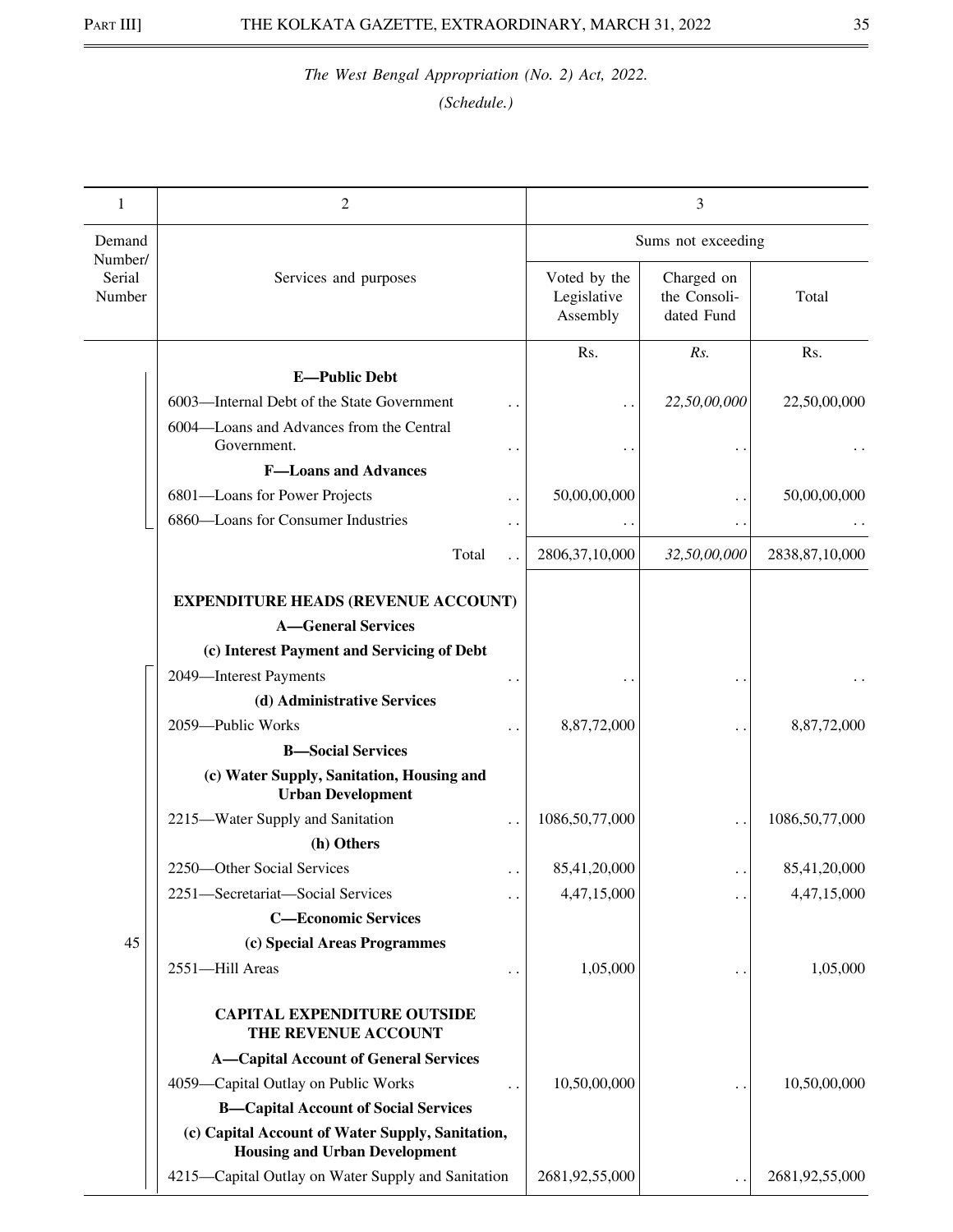*The West Bengal Appropriation (No. 2) Act, 2022.*

*(Schedule.)*

| 1 | 2 | 3 | | |
|---|---|---|---|---|
| Demand Number/ Serial Number | Services and purposes | Sums not exceeding | | |
| | | Voted by the Legislative Assembly | Charged on the Consolidated Fund | Total |
| | | Rs. | *Rs.* | Rs. |
| | **E—Public Debt** | | | |
| | 6003—Internal Debt of the State Government .. | .. | *22,50,00,000* | 22,50,00,000 |
| | 6004—Loans and Advances from the Central Government. .. | .. | .. | .. |
| | **F—Loans and Advances** | | | |
| | 6801—Loans for Power Projects .. | 50,00,00,000 | .. | 50,00,00,000 |
| | 6860—Loans for Consumer Industries .. | .. | .. | .. |
| | Total .. | 2806,37,10,000 | *32,50,00,000* | 2838,87,10,000 |
| | **EXPENDITURE HEADS (REVENUE ACCOUNT)** | | | |
| | **A—General Services** | | | |
| | **(c) Interest Payment and Servicing of Debt** | | | |
| | 2049—Interest Payments .. | .. | .. | .. |
| | **(d) Administrative Services** | | | |
| | 2059—Public Works .. | 8,87,72,000 | .. | 8,87,72,000 |
| | **B—Social Services** | | | |
| | **(c) Water Supply, Sanitation, Housing and Urban Development** | | | |
| | 2215—Water Supply and Sanitation .. | 1086,50,77,000 | .. | 1086,50,77,000 |
| | **(h) Others** | | | |
| | 2250—Other Social Services .. | 85,41,20,000 | .. | 85,41,20,000 |
| | 2251—Secretariat—Social Services .. | 4,47,15,000 | .. | 4,47,15,000 |
| | **C—Economic Services** | | | |
| 45 | **(c) Special Areas Programmes** | | | |
| | 2551—Hill Areas .. | 1,05,000 | .. | 1,05,000 |
| | **CAPITAL EXPENDITURE OUTSIDE THE REVENUE ACCOUNT** | | | |
| | **A—Capital Account of General Services** | | | |
| | 4059—Capital Outlay on Public Works .. | 10,50,00,000 | .. | 10,50,00,000 |
| | **B—Capital Account of Social Services** | | | |
| | **(c) Capital Account of Water Supply, Sanitation, Housing and Urban Development** | | | |
| | 4215—Capital Outlay on Water Supply and Sanitation | 2681,92,55,000 | .. | 2681,92,55,000 |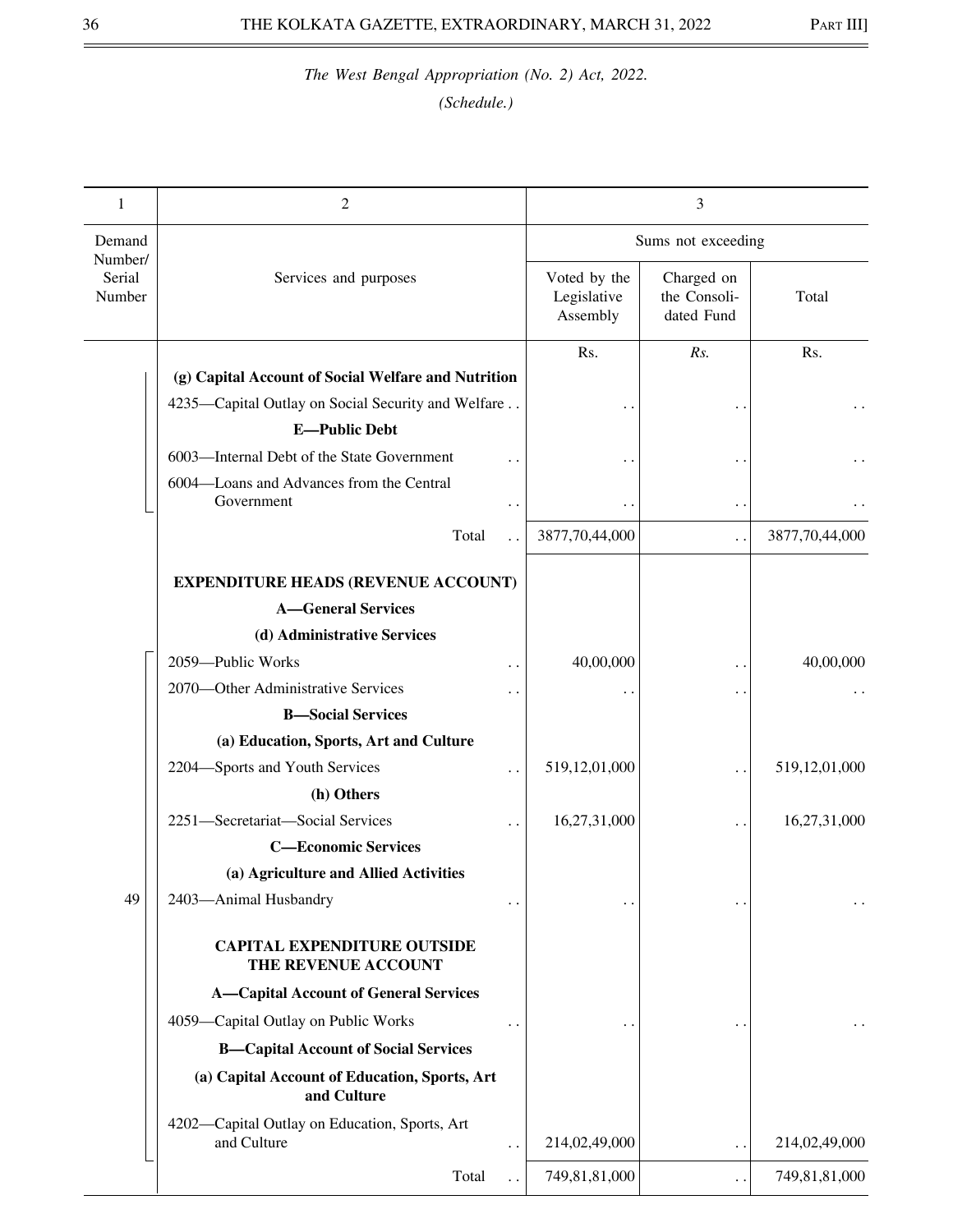*The West Bengal Appropriation (No. 2) Act, 2022.*

*(Schedule.)*

| 1 | 2 | 3 | | |
|---|---|---|---|---|
| Demand Number/ Serial Number | Services and purposes | Sums not exceeding | | |
| | | Voted by the Legislative Assembly | Charged on the Consoli-dated Fund | Total |
| | | Rs. | *Rs.* | Rs. |
| | **(g) Capital Account of Social Welfare and Nutrition** | | | |
| | 4235—Capital Outlay on Social Security and Welfare . . | . . | . . | . . |
| | **E—Public Debt** | | | |
| | 6003—Internal Debt of the State Government . . | . . | . . | . . |
| | 6004—Loans and Advances from the Central Government . . | . . | . . | . . |
| | Total . . | 3877,70,44,000 | . . | 3877,70,44,000 |
| | **EXPENDITURE HEADS (REVENUE ACCOUNT)** | | | |
| | **A—General Services** | | | |
| | **(d) Administrative Services** | | | |
| | 2059—Public Works . . | 40,00,000 | . . | 40,00,000 |
| | 2070—Other Administrative Services . . | . . | . . | . . |
| | **B—Social Services** | | | |
| | **(a) Education, Sports, Art and Culture** | | | |
| | 2204—Sports and Youth Services . . | 519,12,01,000 | . . | 519,12,01,000 |
| | **(h) Others** | | | |
| | 2251—Secretariat—Social Services . . | 16,27,31,000 | . . | 16,27,31,000 |
| | **C—Economic Services** | | | |
| | **(a) Agriculture and Allied Activities** | | | |
| 49 | 2403—Animal Husbandry . . | . . | . . | . . |
| | **CAPITAL EXPENDITURE OUTSIDE THE REVENUE ACCOUNT** | | | |
| | **A—Capital Account of General Services** | | | |
| | 4059—Capital Outlay on Public Works . . | . . | . . | . . |
| | **B—Capital Account of Social Services** | | | |
| | **(a) Capital Account of Education, Sports, Art and Culture** | | | |
| | 4202—Capital Outlay on Education, Sports, Art and Culture . . | 214,02,49,000 | . . | 214,02,49,000 |
| | Total . . | 749,81,81,000 | . . | 749,81,81,000 |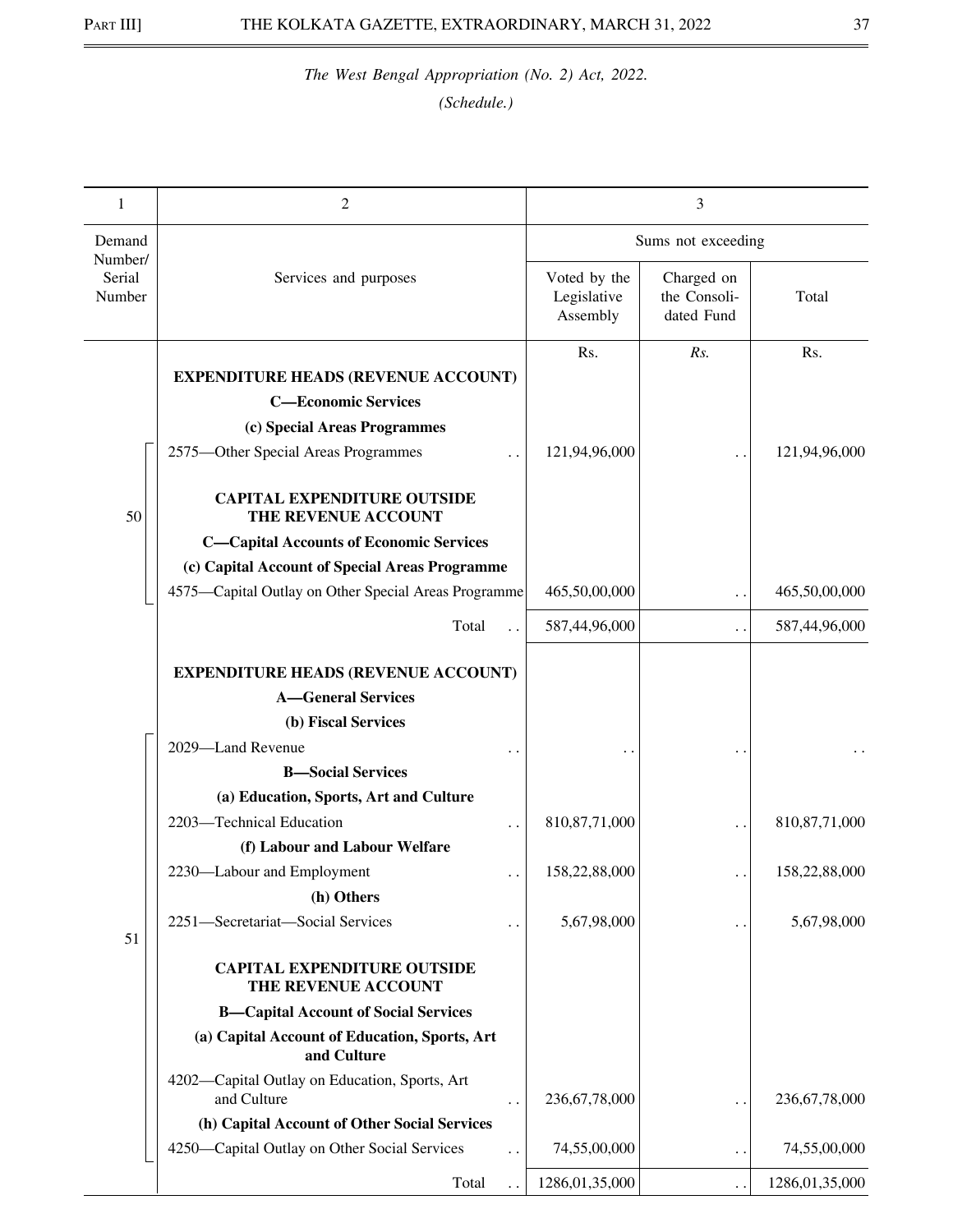*The West Bengal Appropriation (No. 2) Act, 2022.*

*(Schedule.)*

| 1 | 2 | 3 | | |
|---|---|---|---|---|
| Demand Number/ Serial Number | Services and purposes | Sums not exceeding | | |
| | | Voted by the Legislative Assembly | Charged on the Consoli- dated Fund | Total |
| | | Rs. | Rs. | Rs. |
| 50 | **EXPENDITURE HEADS (REVENUE ACCOUNT)** | | | |
| | **C—Economic Services** | | | |
| | **(c) Special Areas Programmes** | | | |
| | 2575—Other Special Areas Programmes .. | 121,94,96,000 | .. | 121,94,96,000 |
| | **CAPITAL EXPENDITURE OUTSIDE THE REVENUE ACCOUNT** | | | |
| | **C—Capital Accounts of Economic Services** | | | |
| | **(c) Capital Account of Special Areas Programme** | | | |
| | 4575—Capital Outlay on Other Special Areas Programme | 465,50,00,000 | .. | 465,50,00,000 |
| | Total .. | 587,44,96,000 | .. | 587,44,96,000 |
| 51 | **EXPENDITURE HEADS (REVENUE ACCOUNT)** | | | |
| | **A—General Services** | | | |
| | **(b) Fiscal Services** | | | |
| | 2029—Land Revenue .. | .. | .. | .. |
| | **B—Social Services** | | | |
| | **(a) Education, Sports, Art and Culture** | | | |
| | 2203—Technical Education .. | 810,87,71,000 | .. | 810,87,71,000 |
| | **(f) Labour and Labour Welfare** | | | |
| | 2230—Labour and Employment .. | 158,22,88,000 | .. | 158,22,88,000 |
| | **(h) Others** | | | |
| | 2251—Secretariat—Social Services .. | 5,67,98,000 | .. | 5,67,98,000 |
| | **CAPITAL EXPENDITURE OUTSIDE THE REVENUE ACCOUNT** | | | |
| | **B—Capital Account of Social Services** | | | |
| | **(a) Capital Account of Education, Sports, Art and Culture** | | | |
| | 4202—Capital Outlay on Education, Sports, Art and Culture .. | 236,67,78,000 | .. | 236,67,78,000 |
| | **(h) Capital Account of Other Social Services** | | | |
| | 4250—Capital Outlay on Other Social Services .. | 74,55,00,000 | .. | 74,55,00,000 |
| | Total .. | 1286,01,35,000 | .. | 1286,01,35,000 |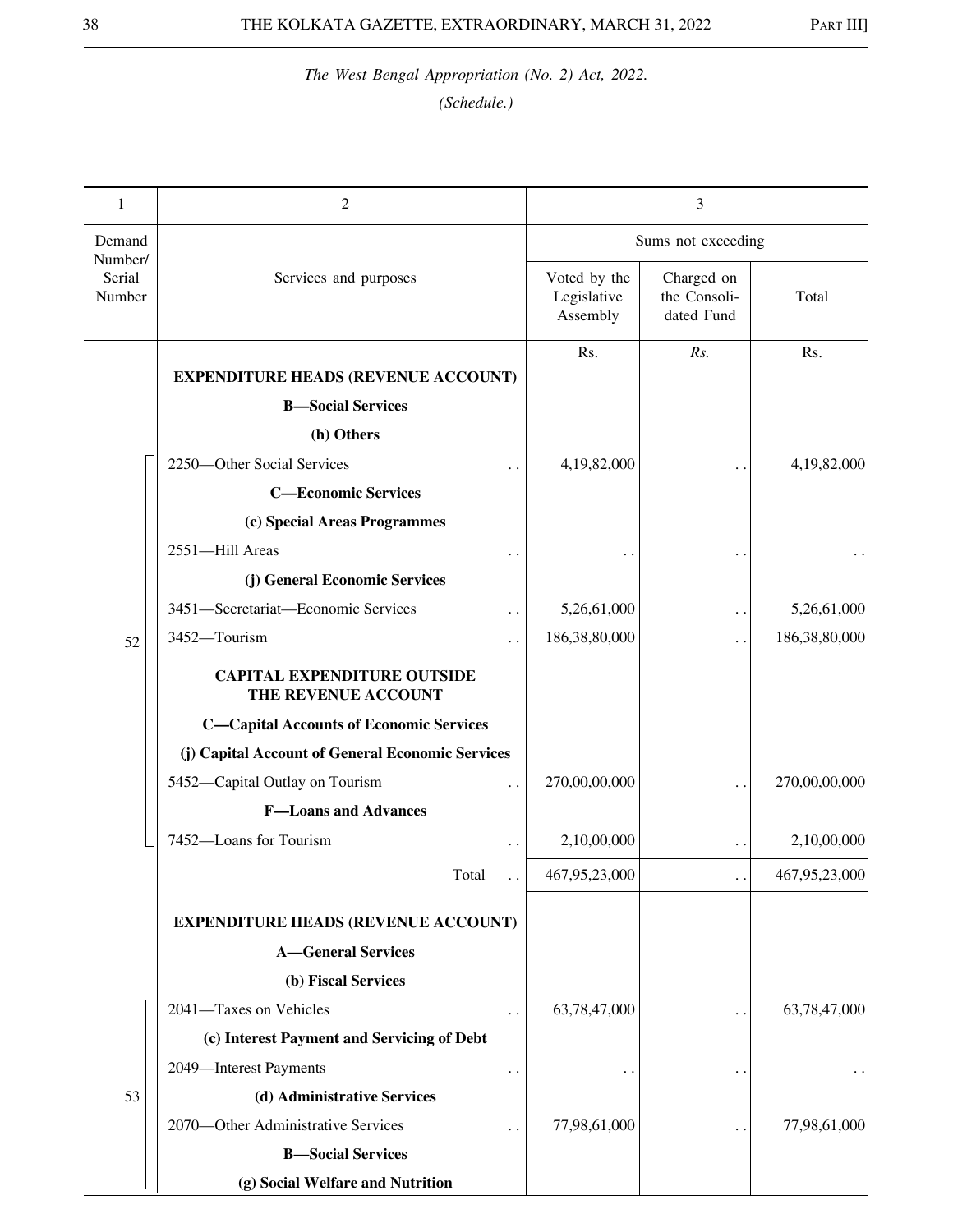*The West Bengal Appropriation (No. 2) Act, 2022.*

*(Schedule.)*

| 1 | 2 | 3 | | |
|---|---|---|---|---|
| Demand Number/ Serial Number | Services and purposes | Sums not exceeding | | |
| | | Voted by the Legislative Assembly | Charged on the Consolidated Fund | Total |
| | | Rs. | *Rs.* | Rs. |
| | **EXPENDITURE HEADS (REVENUE ACCOUNT)** | | | |
| | **B—Social Services** | | | |
| | **(h) Others** | | | |
| 52 | 2250—Other Social Services . . | 4,19,82,000 | . . | 4,19,82,000 |
| | **C—Economic Services** | | | |
| | **(c) Special Areas Programmes** | | | |
| | 2551—Hill Areas . . | . . | . . | . . |
| | **(j) General Economic Services** | | | |
| | 3451—Secretariat—Economic Services . . | 5,26,61,000 | . . | 5,26,61,000 |
| | 3452—Tourism . . | 186,38,80,000 | . . | 186,38,80,000 |
| | **CAPITAL EXPENDITURE OUTSIDE THE REVENUE ACCOUNT** | | | |
| | **C—Capital Accounts of Economic Services** | | | |
| | **(j) Capital Account of General Economic Services** | | | |
| | 5452—Capital Outlay on Tourism . . | 270,00,00,000 | . . | 270,00,00,000 |
| | **F—Loans and Advances** | | | |
| | 7452—Loans for Tourism . . | 2,10,00,000 | . . | 2,10,00,000 |
| | Total . . | 467,95,23,000 | . . | 467,95,23,000 |
| | **EXPENDITURE HEADS (REVENUE ACCOUNT)** | | | |
| | **A—General Services** | | | |
| | **(b) Fiscal Services** | | | |
| 53 | 2041—Taxes on Vehicles . . | 63,78,47,000 | . . | 63,78,47,000 |
| | **(c) Interest Payment and Servicing of Debt** | | | |
| | 2049—Interest Payments . . | . . | . . | . . |
| | **(d) Administrative Services** | | | |
| | 2070—Other Administrative Services . . | 77,98,61,000 | . . | 77,98,61,000 |
| | **B—Social Services** | | | |
| | **(g) Social Welfare and Nutrition** | | | |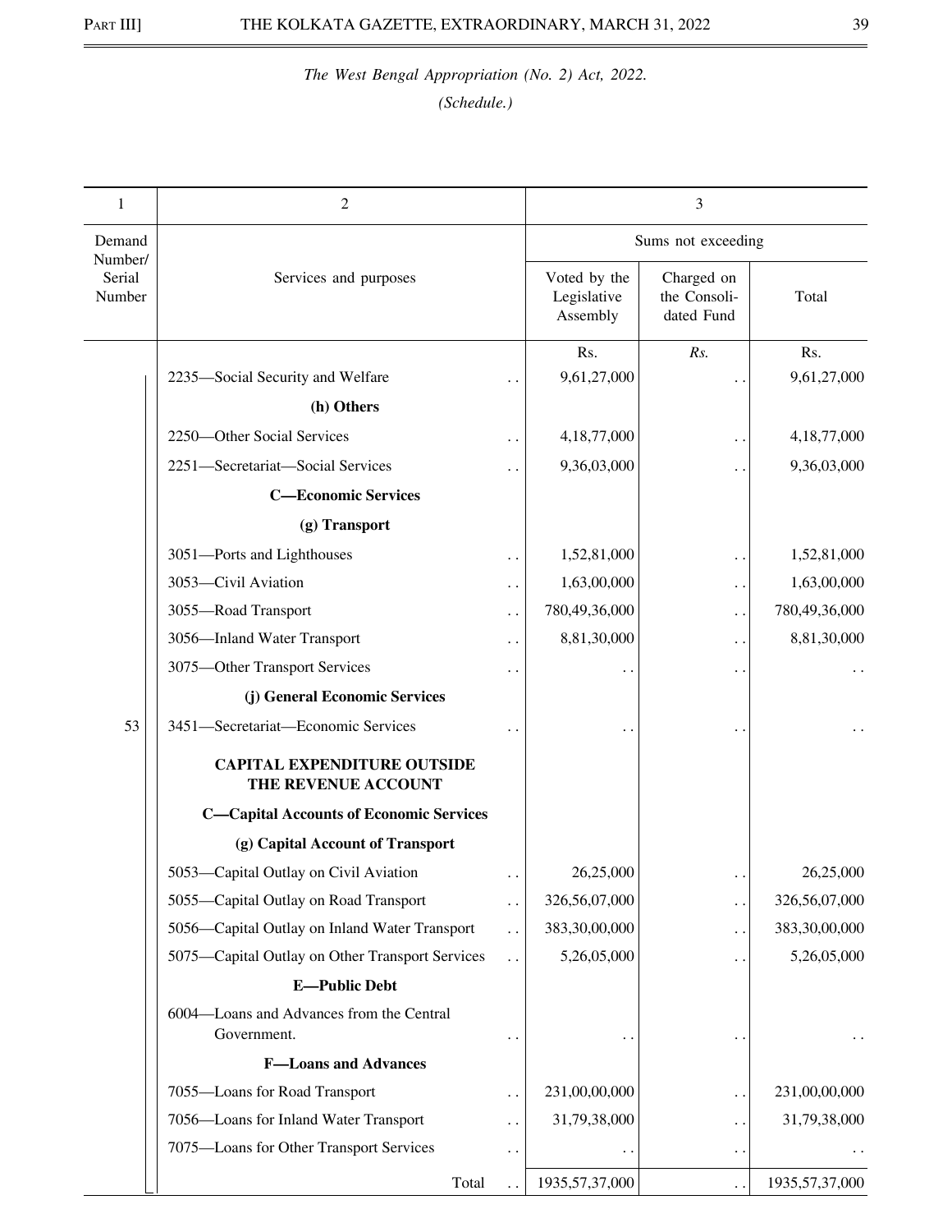*The West Bengal Appropriation (No. 2) Act, 2022.*

*(Schedule.)*

| 1 | 2 | 3 | | |
|---|---|---|---|---|
| Demand Number/ Serial Number | Services and purposes | Sums not exceeding | | |
| | | Voted by the Legislative Assembly | Charged on the Consolidated Fund | Total |
| | | Rs. | *Rs.* | Rs. |
| | 2235—Social Security and Welfare . . | 9,61,27,000 | . . | 9,61,27,000 |
| | **(h) Others** | | | |
| | 2250—Other Social Services . . | 4,18,77,000 | . . | 4,18,77,000 |
| | 2251—Secretariat—Social Services . . | 9,36,03,000 | . . | 9,36,03,000 |
| | **C—Economic Services** | | | |
| | **(g) Transport** | | | |
| | 3051—Ports and Lighthouses . . | 1,52,81,000 | . . | 1,52,81,000 |
| | 3053—Civil Aviation . . | 1,63,00,000 | . . | 1,63,00,000 |
| | 3055—Road Transport . . | 780,49,36,000 | . . | 780,49,36,000 |
| | 3056—Inland Water Transport . . | 8,81,30,000 | . . | 8,81,30,000 |
| | 3075—Other Transport Services . . | . . | . . | . . |
| | **(j) General Economic Services** | | | |
| 53 | 3451—Secretariat—Economic Services . . | . . | . . | . . |
| | **CAPITAL EXPENDITURE OUTSIDE THE REVENUE ACCOUNT** | | | |
| | **C—Capital Accounts of Economic Services** | | | |
| | **(g) Capital Account of Transport** | | | |
| | 5053—Capital Outlay on Civil Aviation . . | 26,25,000 | . . | 26,25,000 |
| | 5055—Capital Outlay on Road Transport . . | 326,56,07,000 | . . | 326,56,07,000 |
| | 5056—Capital Outlay on Inland Water Transport . . | 383,30,00,000 | . . | 383,30,00,000 |
| | 5075—Capital Outlay on Other Transport Services . . | 5,26,05,000 | . . | 5,26,05,000 |
| | **E—Public Debt** | | | |
| | 6004—Loans and Advances from the Central Government. . . | . . | . . | . . |
| | **F—Loans and Advances** | | | |
| | 7055—Loans for Road Transport . . | 231,00,00,000 | . . | 231,00,00,000 |
| | 7056—Loans for Inland Water Transport . . | 31,79,38,000 | . . | 31,79,38,000 |
| | 7075—Loans for Other Transport Services . . | . . | . . | . . |
| | Total . . | 1935,57,37,000 | . . | 1935,57,37,000 |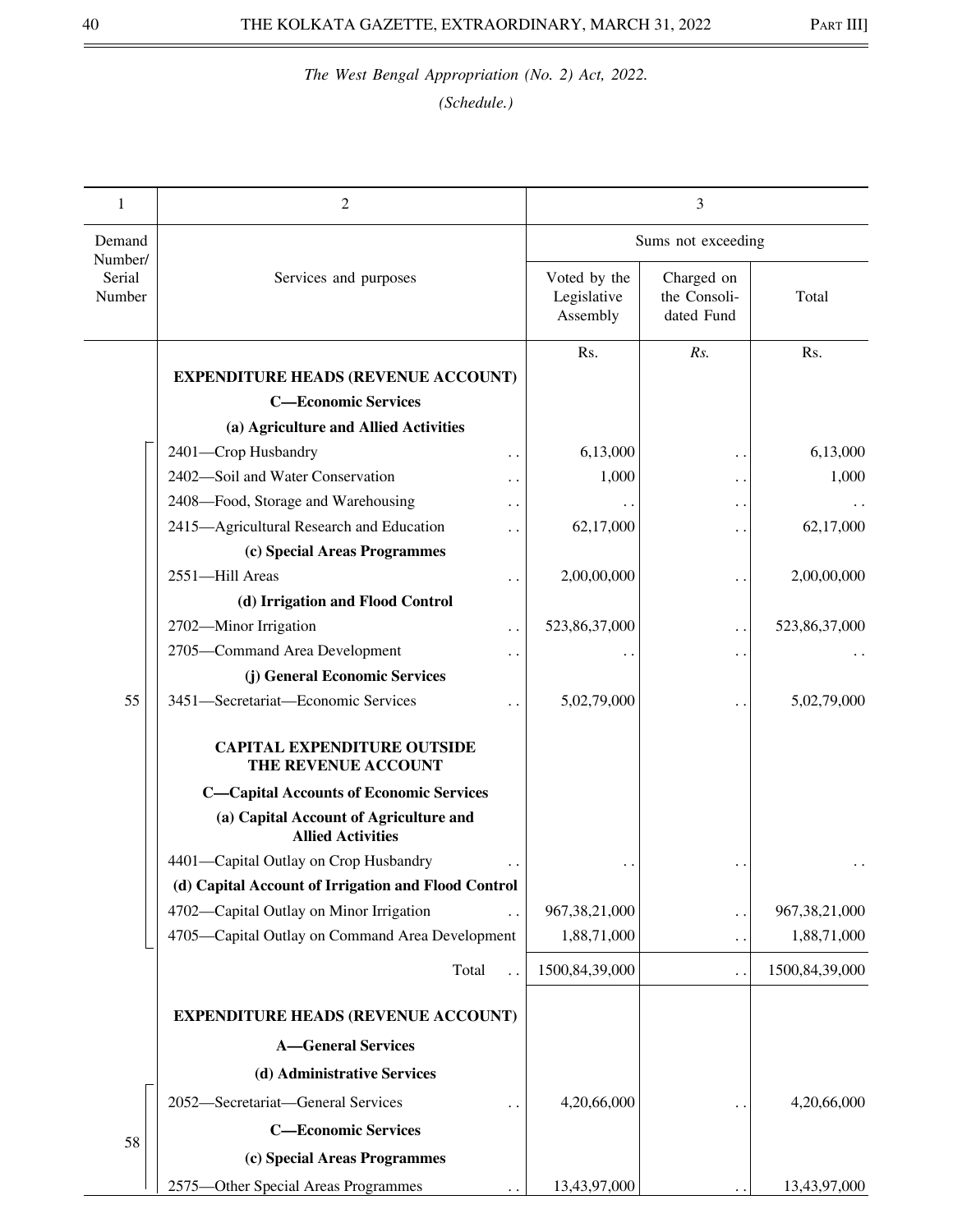*The West Bengal Appropriation (No. 2) Act, 2022.*

*(Schedule.)*

| 1 | 2 | 3 | | |
|---|---|---|---|---|
| Demand Number/ Serial Number | Services and purposes | Sums not exceeding | | |
| | | Voted by the Legislative Assembly | Charged on the Consoli-dated Fund | Total |
| | | Rs. | *Rs.* | Rs. |
| | **EXPENDITURE HEADS (REVENUE ACCOUNT)** | | | |
| | **C—Economic Services** | | | |
| | **(a) Agriculture and Allied Activities** | | | |
| 55 | 2401—Crop Husbandry .. | 6,13,000 | .. | 6,13,000 |
| | 2402—Soil and Water Conservation .. | 1,000 | .. | 1,000 |
| | 2408—Food, Storage and Warehousing .. | .. | .. | .. |
| | 2415—Agricultural Research and Education .. | 62,17,000 | .. | 62,17,000 |
| | **(c) Special Areas Programmes** | | | |
| | 2551—Hill Areas .. | 2,00,00,000 | .. | 2,00,00,000 |
| | **(d) Irrigation and Flood Control** | | | |
| | 2702—Minor Irrigation .. | 523,86,37,000 | .. | 523,86,37,000 |
| | 2705—Command Area Development .. | .. | .. | .. |
| | **(j) General Economic Services** | | | |
| | 3451—Secretariat—Economic Services .. | 5,02,79,000 | .. | 5,02,79,000 |
| | **CAPITAL EXPENDITURE OUTSIDE THE REVENUE ACCOUNT** | | | |
| | **C—Capital Accounts of Economic Services** | | | |
| | **(a) Capital Account of Agriculture and Allied Activities** | | | |
| | 4401—Capital Outlay on Crop Husbandry .. | .. | .. | .. |
| | **(d) Capital Account of Irrigation and Flood Control** | | | |
| | 4702—Capital Outlay on Minor Irrigation .. | 967,38,21,000 | .. | 967,38,21,000 |
| | 4705—Capital Outlay on Command Area Development | 1,88,71,000 | .. | 1,88,71,000 |
| | Total .. | 1500,84,39,000 | .. | 1500,84,39,000 |
| | **EXPENDITURE HEADS (REVENUE ACCOUNT)** | | | |
| | **A—General Services** | | | |
| | **(d) Administrative Services** | | | |
| 58 | 2052—Secretariat—General Services .. | 4,20,66,000 | .. | 4,20,66,000 |
| | **C—Economic Services** | | | |
| | **(c) Special Areas Programmes** | | | |
| | 2575—Other Special Areas Programmes .. | 13,43,97,000 | .. | 13,43,97,000 |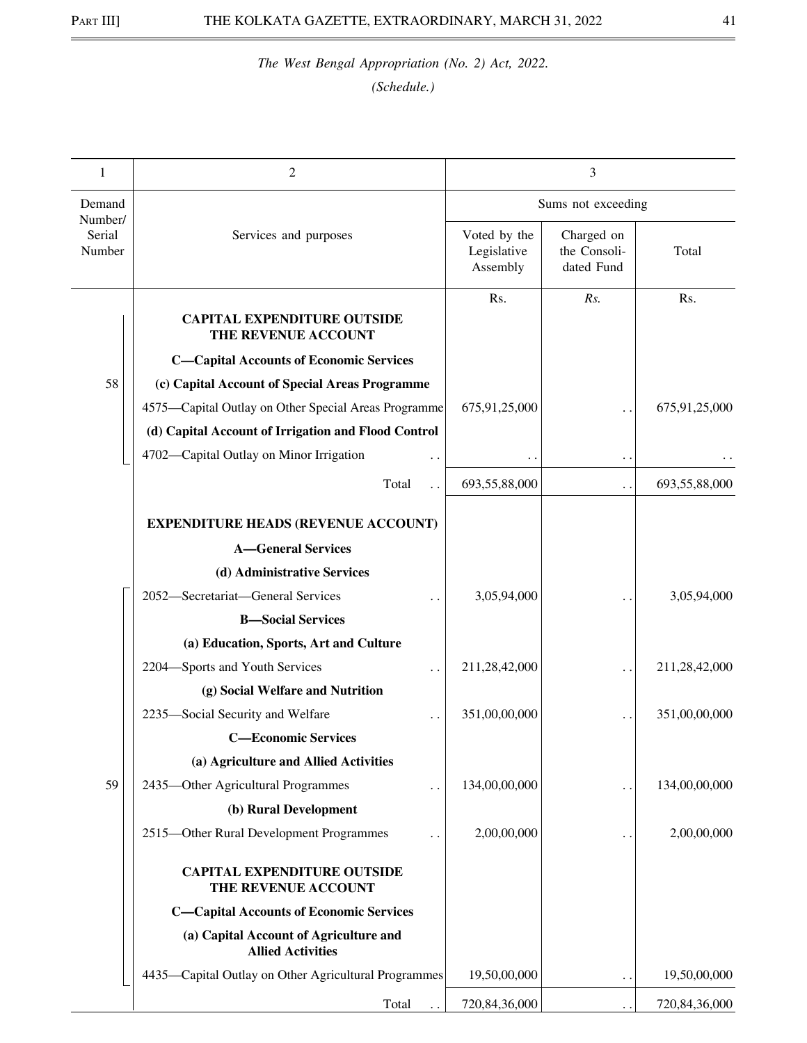*The West Bengal Appropriation (No. 2) Act, 2022.*

*(Schedule.)*

| 1 | 2 | 3 | | |
|---|---|---|---|---|
| Demand Number/ Serial Number | Services and purposes | Sums not exceeding | | |
| | | Voted by the Legislative Assembly | Charged on the Consolidated Fund | Total |
| | | Rs. | *Rs.* | Rs. |
| 58 | **CAPITAL EXPENDITURE OUTSIDE THE REVENUE ACCOUNT** | | | |
| | **C—Capital Accounts of Economic Services** | | | |
| | **(c) Capital Account of Special Areas Programme** | | | |
| | 4575—Capital Outlay on Other Special Areas Programme | 675,91,25,000 | . . | 675,91,25,000 |
| | **(d) Capital Account of Irrigation and Flood Control** | | | |
| | 4702—Capital Outlay on Minor Irrigation . . | . . | . . | . . |
| | Total . . | 693,55,88,000 | . . | 693,55,88,000 |
| 59 | **EXPENDITURE HEADS (REVENUE ACCOUNT)** | | | |
| | **A—General Services** | | | |
| | **(d) Administrative Services** | | | |
| | 2052—Secretariat—General Services . . | 3,05,94,000 | . . | 3,05,94,000 |
| | **B—Social Services** | | | |
| | **(a) Education, Sports, Art and Culture** | | | |
| | 2204—Sports and Youth Services . . | 211,28,42,000 | . . | 211,28,42,000 |
| | **(g) Social Welfare and Nutrition** | | | |
| | 2235—Social Security and Welfare . . | 351,00,00,000 | . . | 351,00,00,000 |
| | **C—Economic Services** | | | |
| | **(a) Agriculture and Allied Activities** | | | |
| | 2435—Other Agricultural Programmes . . | 134,00,00,000 | . . | 134,00,00,000 |
| | **(b) Rural Development** | | | |
| | 2515—Other Rural Development Programmes . . | 2,00,00,000 | . . | 2,00,00,000 |
| | **CAPITAL EXPENDITURE OUTSIDE THE REVENUE ACCOUNT** | | | |
| | **C—Capital Accounts of Economic Services** | | | |
| | **(a) Capital Account of Agriculture and Allied Activities** | | | |
| | 4435—Capital Outlay on Other Agricultural Programmes | 19,50,00,000 | . . | 19,50,00,000 |
| | Total . . | 720,84,36,000 | . . | 720,84,36,000 |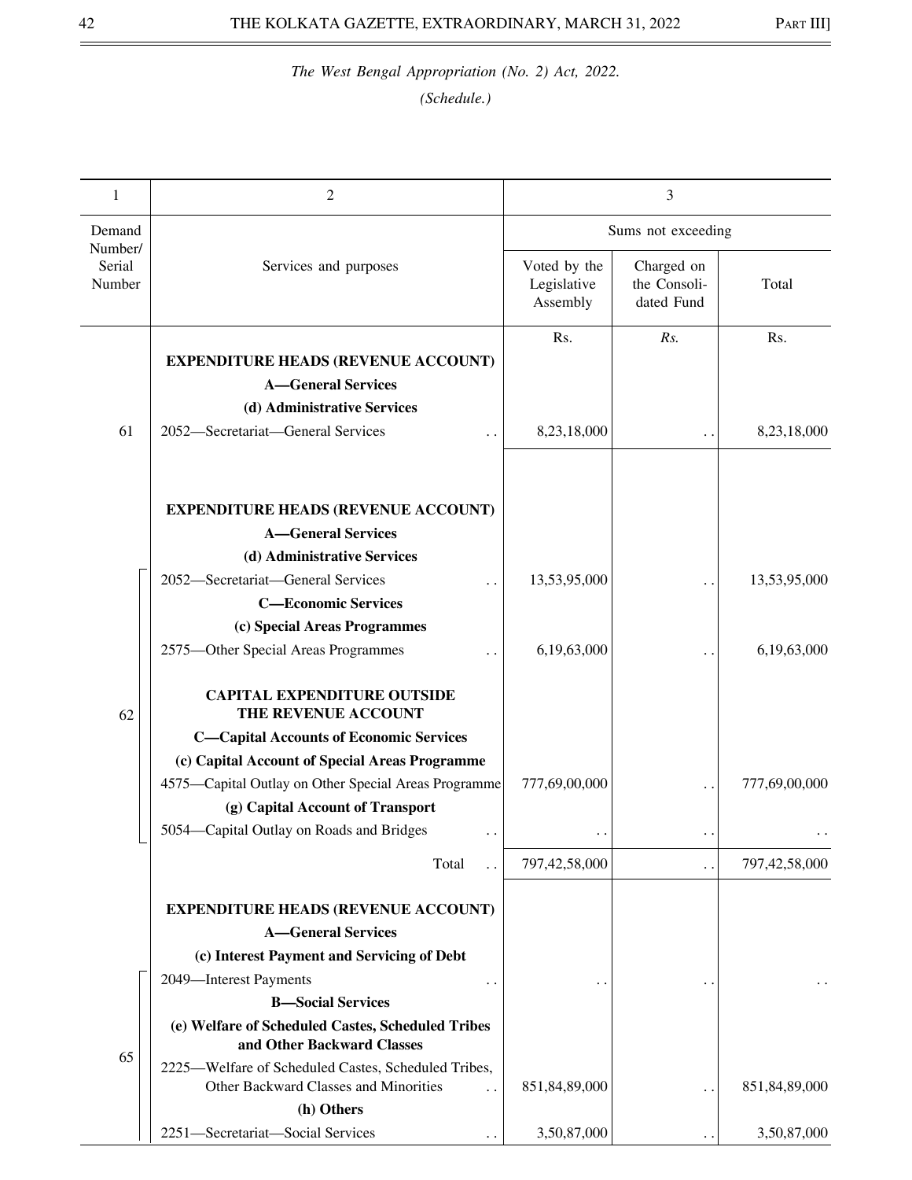*The West Bengal Appropriation (No. 2) Act, 2022.*

*(Schedule.)*

| 1 | 2 | 3 | | |
|---|---|---|---|---|
| Demand Number/ Serial Number | Services and purposes | Sums not exceeding | | |
| | | Voted by the Legislative Assembly | Charged on the Consoli-dated Fund | Total |
| | | Rs. | *Rs.* | Rs. |
| | **EXPENDITURE HEADS (REVENUE ACCOUNT)** | | | |
| | **A—General Services** | | | |
| | **(d) Administrative Services** | | | |
| 61 | 2052—Secretariat—General Services . . | 8,23,18,000 | . . | 8,23,18,000 |
| | **EXPENDITURE HEADS (REVENUE ACCOUNT)** | | | |
| | **A—General Services** | | | |
| | **(d) Administrative Services** | | | |
| 62 | 2052—Secretariat—General Services . . | 13,53,95,000 | . . | 13,53,95,000 |
| | **C—Economic Services** | | | |
| | **(c) Special Areas Programmes** | | | |
| | 2575—Other Special Areas Programmes . . | 6,19,63,000 | . . | 6,19,63,000 |
| | **CAPITAL EXPENDITURE OUTSIDE THE REVENUE ACCOUNT** | | | |
| | **C—Capital Accounts of Economic Services** | | | |
| | **(c) Capital Account of Special Areas Programme** | | | |
| | 4575—Capital Outlay on Other Special Areas Programme | 777,69,00,000 | . . | 777,69,00,000 |
| | **(g) Capital Account of Transport** | | | |
| | 5054—Capital Outlay on Roads and Bridges . . | . . | . . | . . |
| | Total . . | 797,42,58,000 | . . | 797,42,58,000 |
| | **EXPENDITURE HEADS (REVENUE ACCOUNT)** | | | |
| | **A—General Services** | | | |
| | **(c) Interest Payment and Servicing of Debt** | | | |
| 65 | 2049—Interest Payments . . | . . | . . | . . |
| | **B—Social Services** | | | |
| | **(e) Welfare of Scheduled Castes, Scheduled Tribes and Other Backward Classes** | | | |
| | 2225—Welfare of Scheduled Castes, Scheduled Tribes, Other Backward Classes and Minorities . . | 851,84,89,000 | . . | 851,84,89,000 |
| | **(h) Others** | | | |
| | 2251—Secretariat—Social Services . . | 3,50,87,000 | . . | 3,50,87,000 |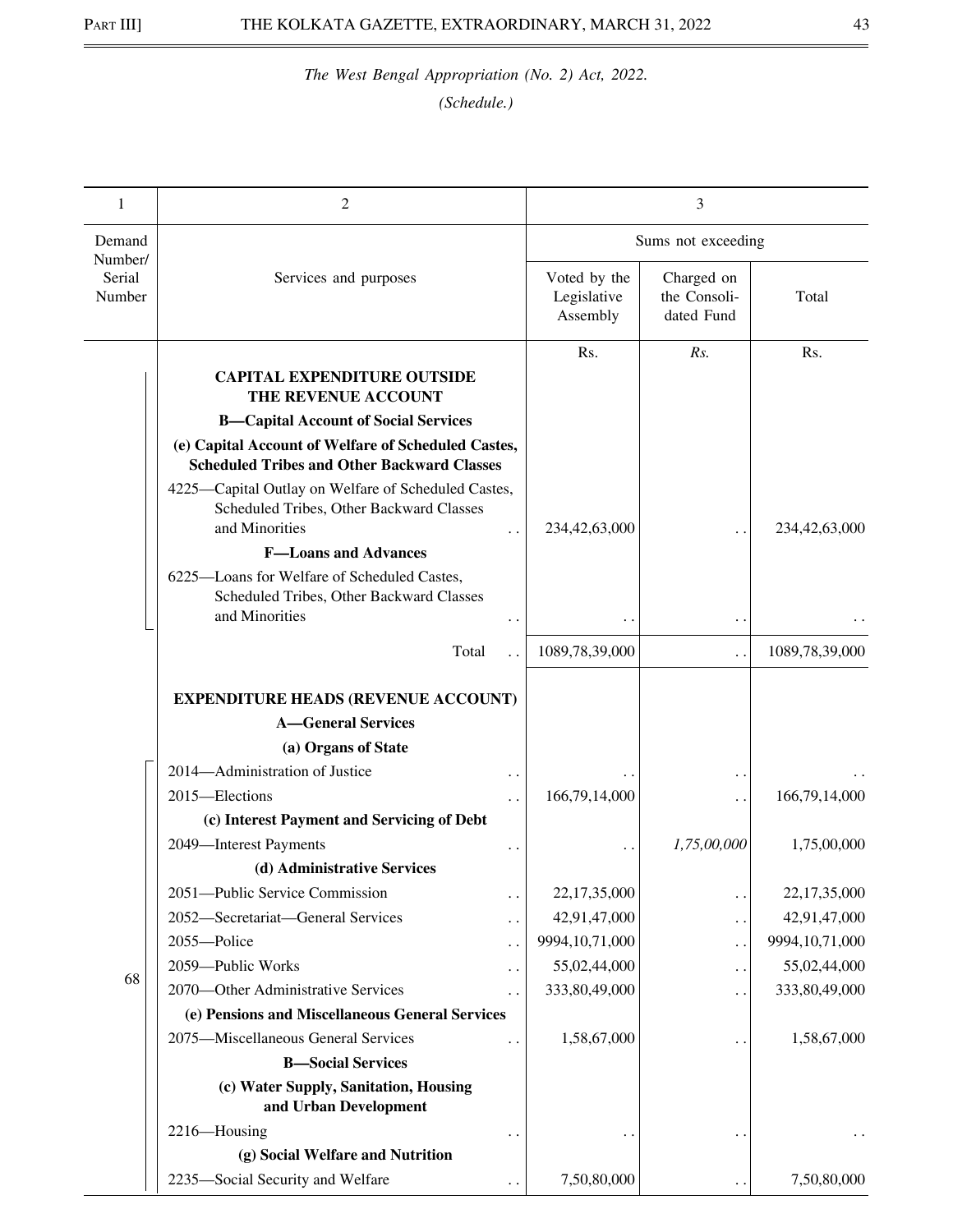*The West Bengal Appropriation (No. 2) Act, 2022.*

*(Schedule.)*

| 1 | 2 | 3 | | |
|---|---|---|---|---|
| Demand Number/ Serial Number | Services and purposes | Sums not exceeding | | |
| | | Voted by the Legislative Assembly | Charged on the Consoli-dated Fund | Total |
| | | Rs. | *Rs.* | Rs. |
| | **CAPITAL EXPENDITURE OUTSIDE THE REVENUE ACCOUNT** | | | |
| | **B—Capital Account of Social Services** | | | |
| | **(e) Capital Account of Welfare of Scheduled Castes, Scheduled Tribes and Other Backward Classes** | | | |
| | 4225—Capital Outlay on Welfare of Scheduled Castes, Scheduled Tribes, Other Backward Classes and Minorities .. | 234,42,63,000 | .. | 234,42,63,000 |
| | **F—Loans and Advances** | | | |
| | 6225—Loans for Welfare of Scheduled Castes, Scheduled Tribes, Other Backward Classes and Minorities .. | .. | .. | .. |
| | Total .. | 1089,78,39,000 | .. | 1089,78,39,000 |
| | **EXPENDITURE HEADS (REVENUE ACCOUNT)** | | | |
| | **A—General Services** | | | |
| | **(a) Organs of State** | | | |
| 68 | 2014—Administration of Justice .. | .. | .. | .. |
| | 2015—Elections .. | 166,79,14,000 | .. | 166,79,14,000 |
| | **(c) Interest Payment and Servicing of Debt** | | | |
| | 2049—Interest Payments .. | .. | *1,75,00,000* | 1,75,00,000 |
| | **(d) Administrative Services** | | | |
| | 2051—Public Service Commission .. | 22,17,35,000 | .. | 22,17,35,000 |
| | 2052—Secretariat—General Services .. | 42,91,47,000 | .. | 42,91,47,000 |
| | 2055—Police .. | 9994,10,71,000 | .. | 9994,10,71,000 |
| | 2059—Public Works .. | 55,02,44,000 | .. | 55,02,44,000 |
| | 2070—Other Administrative Services .. | 333,80,49,000 | .. | 333,80,49,000 |
| | **(e) Pensions and Miscellaneous General Services** | | | |
| | 2075—Miscellaneous General Services .. | 1,58,67,000 | .. | 1,58,67,000 |
| | **B—Social Services** | | | |
| | **(c) Water Supply, Sanitation, Housing and Urban Development** | | | |
| | 2216—Housing .. | .. | .. | .. |
| | **(g) Social Welfare and Nutrition** | | | |
| | 2235—Social Security and Welfare .. | 7,50,80,000 | .. | 7,50,80,000 |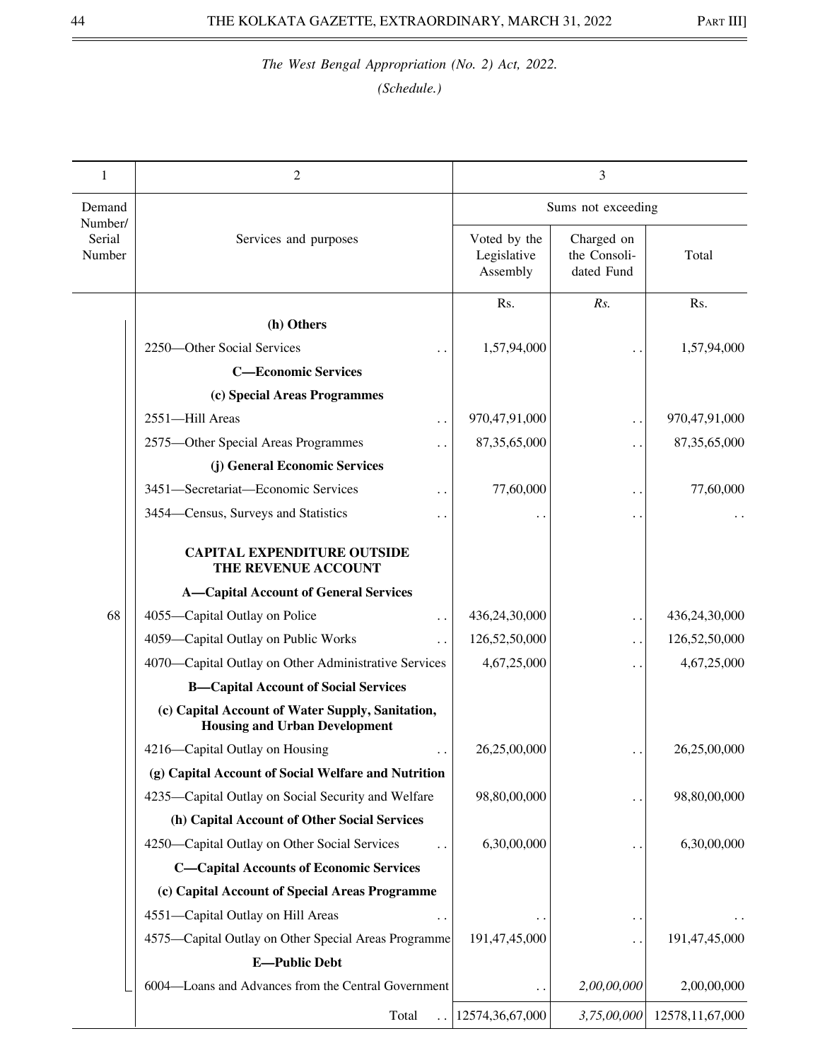*The West Bengal Appropriation (No. 2) Act, 2022.*

*(Schedule.)*

| 1 | 2 | 3 | | |
|---|---|---|---|---|
| Demand Number/ Serial Number | Services and purposes | Sums not exceeding | | |
| | | Voted by the Legislative Assembly | Charged on the Consoli-dated Fund | Total |
| | | Rs. | *Rs.* | Rs. |
| | **(h) Others** | | | |
| | 2250—Other Social Services . . | 1,57,94,000 | . . | 1,57,94,000 |
| | **C—Economic Services** | | | |
| | **(c) Special Areas Programmes** | | | |
| | 2551—Hill Areas . . | 970,47,91,000 | . . | 970,47,91,000 |
| | 2575—Other Special Areas Programmes . . | 87,35,65,000 | . . | 87,35,65,000 |
| | **(j) General Economic Services** | | | |
| | 3451—Secretariat—Economic Services . . | 77,60,000 | . . | 77,60,000 |
| | 3454—Census, Surveys and Statistics . . | . . | . . | . . |
| | **CAPITAL EXPENDITURE OUTSIDE THE REVENUE ACCOUNT** | | | |
| | **A—Capital Account of General Services** | | | |
| 68 | 4055—Capital Outlay on Police . . | 436,24,30,000 | . . | 436,24,30,000 |
| | 4059—Capital Outlay on Public Works . . | 126,52,50,000 | . . | 126,52,50,000 |
| | 4070—Capital Outlay on Other Administrative Services | 4,67,25,000 | . . | 4,67,25,000 |
| | **B—Capital Account of Social Services** | | | |
| | **(c) Capital Account of Water Supply, Sanitation, Housing and Urban Development** | | | |
| | 4216—Capital Outlay on Housing . . | 26,25,00,000 | . . | 26,25,00,000 |
| | **(g) Capital Account of Social Welfare and Nutrition** | | | |
| | 4235—Capital Outlay on Social Security and Welfare | 98,80,00,000 | . . | 98,80,00,000 |
| | **(h) Capital Account of Other Social Services** | | | |
| | 4250—Capital Outlay on Other Social Services . . | 6,30,00,000 | . . | 6,30,00,000 |
| | **C—Capital Accounts of Economic Services** | | | |
| | **(c) Capital Account of Special Areas Programme** | | | |
| | 4551—Capital Outlay on Hill Areas . . | . . | . . | . . |
| | 4575—Capital Outlay on Other Special Areas Programme | 191,47,45,000 | . . | 191,47,45,000 |
| | **E—Public Debt** | | | |
| | 6004—Loans and Advances from the Central Government | . . | *2,00,00,000* | 2,00,00,000 |
| | Total . . | 12574,36,67,000 | *3,75,00,000* | 12578,11,67,000 |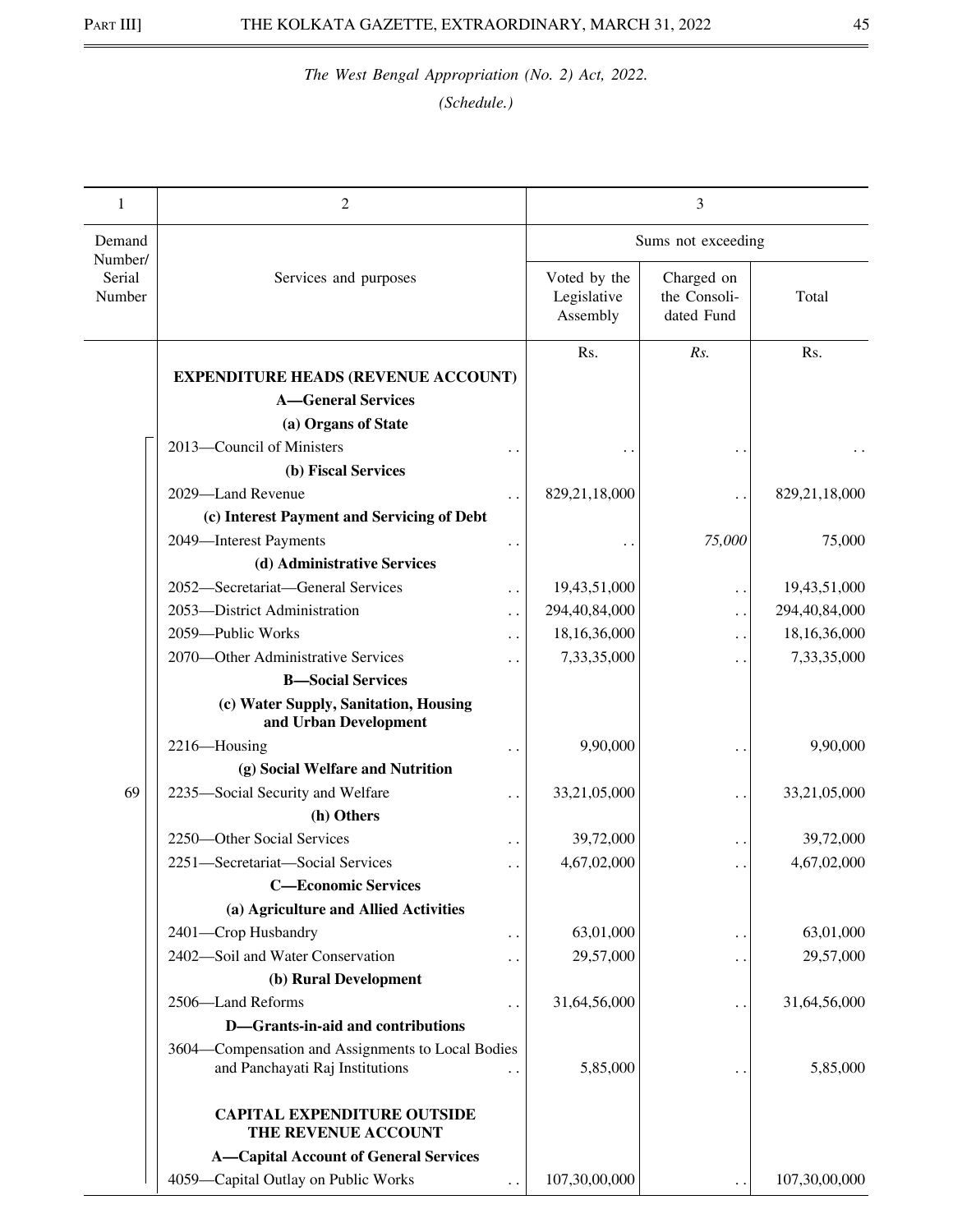*The West Bengal Appropriation (No. 2) Act, 2022.*

*(Schedule.)*

| 1 | 2 | 3 | | |
|---|---|---|---|---|
| Demand Number/ Serial Number | Services and purposes | Sums not exceeding | | |
| | | Voted by the Legislative Assembly | Charged on the Consolidated Fund | Total |
| | | Rs. | *Rs.* | Rs. |
| | **EXPENDITURE HEADS (REVENUE ACCOUNT)** | | | |
| | **A—General Services** | | | |
| | **(a) Organs of State** | | | |
| | 2013—Council of Ministers .. | .. | .. | .. |
| | **(b) Fiscal Services** | | | |
| | 2029—Land Revenue .. | 829,21,18,000 | .. | 829,21,18,000 |
| | **(c) Interest Payment and Servicing of Debt** | | | |
| | 2049—Interest Payments .. | .. | *75,000* | 75,000 |
| | **(d) Administrative Services** | | | |
| | 2052—Secretariat—General Services .. | 19,43,51,000 | .. | 19,43,51,000 |
| | 2053—District Administration .. | 294,40,84,000 | .. | 294,40,84,000 |
| | 2059—Public Works .. | 18,16,36,000 | .. | 18,16,36,000 |
| | 2070—Other Administrative Services .. | 7,33,35,000 | .. | 7,33,35,000 |
| | **B—Social Services** | | | |
| | **(c) Water Supply, Sanitation, Housing and Urban Development** | | | |
| | 2216—Housing .. | 9,90,000 | .. | 9,90,000 |
| | **(g) Social Welfare and Nutrition** | | | |
| 69 | 2235—Social Security and Welfare .. | 33,21,05,000 | .. | 33,21,05,000 |
| | **(h) Others** | | | |
| | 2250—Other Social Services .. | 39,72,000 | .. | 39,72,000 |
| | 2251—Secretariat—Social Services .. | 4,67,02,000 | .. | 4,67,02,000 |
| | **C—Economic Services** | | | |
| | **(a) Agriculture and Allied Activities** | | | |
| | 2401—Crop Husbandry .. | 63,01,000 | .. | 63,01,000 |
| | 2402—Soil and Water Conservation .. | 29,57,000 | .. | 29,57,000 |
| | **(b) Rural Development** | | | |
| | 2506—Land Reforms .. | 31,64,56,000 | .. | 31,64,56,000 |
| | **D—Grants-in-aid and contributions** | | | |
| | 3604—Compensation and Assignments to Local Bodies and Panchayati Raj Institutions .. | 5,85,000 | .. | 5,85,000 |
| | **CAPITAL EXPENDITURE OUTSIDE THE REVENUE ACCOUNT** | | | |
| | **A—Capital Account of General Services** | | | |
| | 4059—Capital Outlay on Public Works .. | 107,30,00,000 | .. | 107,30,00,000 |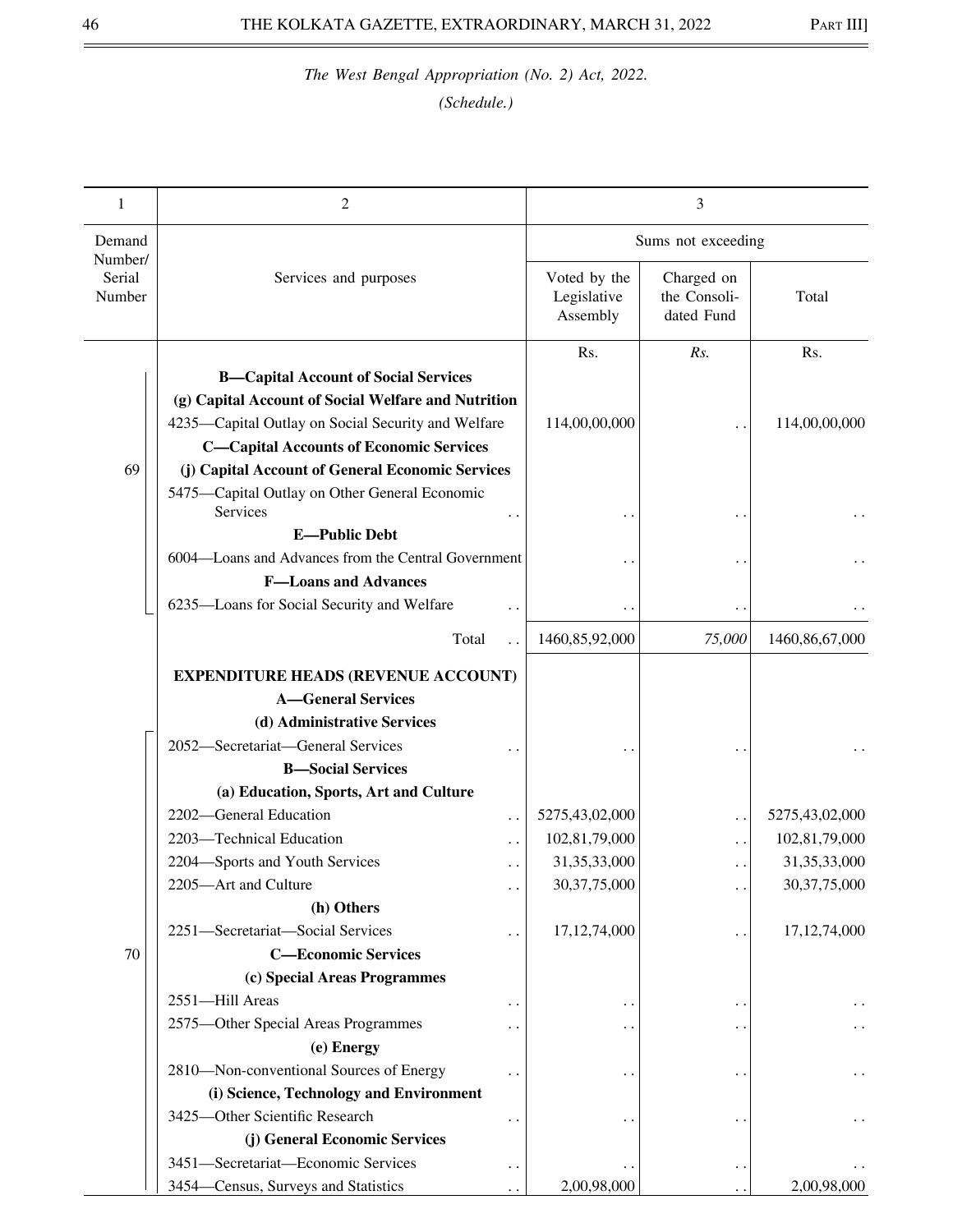*The West Bengal Appropriation (No. 2) Act, 2022.*

*(Schedule.)*

| 1 | 2 | 3 | | |
|---|---|---|---|---|
| Demand Number/ Serial Number | Services and purposes | Sums not exceeding | | |
| | | Voted by the Legislative Assembly | Charged on the Consolidated Fund | Total |
| | | Rs. | *Rs.* | Rs. |
| 69 | **B—Capital Account of Social Services** | | | |
| | **(g) Capital Account of Social Welfare and Nutrition** | | | |
| | 4235—Capital Outlay on Social Security and Welfare | 114,00,00,000 | . . | 114,00,00,000 |
| | **C—Capital Accounts of Economic Services** | | | |
| | **(j) Capital Account of General Economic Services** | | | |
| | 5475—Capital Outlay on Other General Economic Services . . | . . | . . | . . |
| | **E—Public Debt** | | | |
| | 6004—Loans and Advances from the Central Government | . . | . . | . . |
| | **F—Loans and Advances** | | | |
| | 6235—Loans for Social Security and Welfare . . | . . | . . | . . |
| | Total . . | 1460,85,92,000 | *75,000* | 1460,86,67,000 |
| 70 | **EXPENDITURE HEADS (REVENUE ACCOUNT)** | | | |
| | **A—General Services** | | | |
| | **(d) Administrative Services** | | | |
| | 2052—Secretariat—General Services . . | . . | . . | . . |
| | **B—Social Services** | | | |
| | **(a) Education, Sports, Art and Culture** | | | |
| | 2202—General Education . . | 5275,43,02,000 | . . | 5275,43,02,000 |
| | 2203—Technical Education . . | 102,81,79,000 | . . | 102,81,79,000 |
| | 2204—Sports and Youth Services . . | 31,35,33,000 | . . | 31,35,33,000 |
| | 2205—Art and Culture . . | 30,37,75,000 | . . | 30,37,75,000 |
| | **(h) Others** | | | |
| | 2251—Secretariat—Social Services . . | 17,12,74,000 | . . | 17,12,74,000 |
| | **C—Economic Services** | | | |
| | **(c) Special Areas Programmes** | | | |
| | 2551—Hill Areas . . | . . | . . | . . |
| | 2575—Other Special Areas Programmes . . | . . | . . | . . |
| | **(e) Energy** | | | |
| | 2810—Non-conventional Sources of Energy . . | . . | . . | . . |
| | **(i) Science, Technology and Environment** | | | |
| | 3425—Other Scientific Research . . | . . | . . | . . |
| | **(j) General Economic Services** | | | |
| | 3451—Secretariat—Economic Services . . | . . | . . | . . |
| | 3454—Census, Surveys and Statistics . . | 2,00,98,000 | . . | 2,00,98,000 |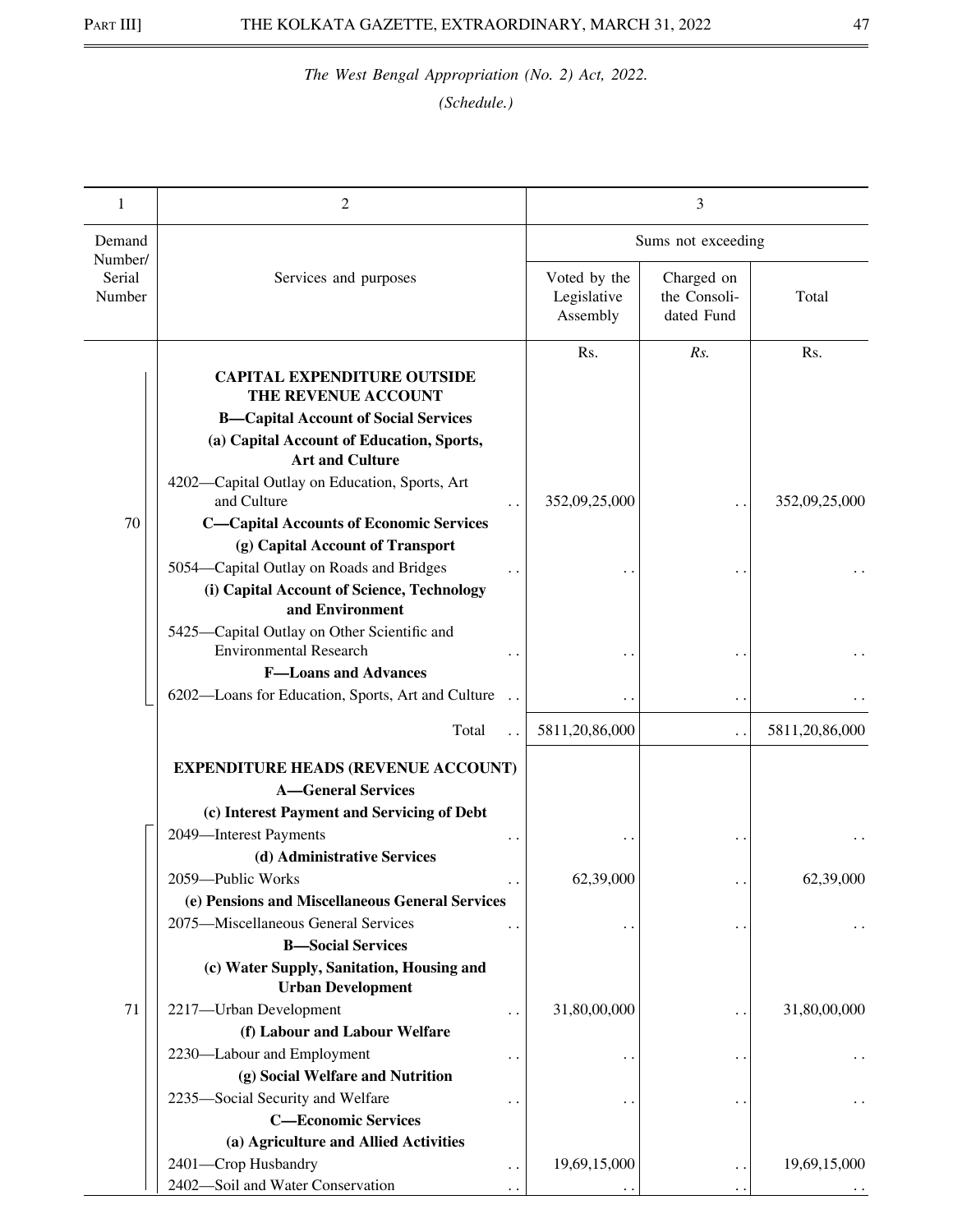*The West Bengal Appropriation (No. 2) Act, 2022.*

*(Schedule.)*

| 1 | 2 | 3 | | |
|---|---|---|---|---|
| Demand Number/ Serial Number | Services and purposes | Sums not exceeding | | |
| | | Voted by the Legislative Assembly | Charged on the Consolidated Fund | Total |
| | | Rs. | *Rs.* | Rs. |
| 70 | **CAPITAL EXPENDITURE OUTSIDE THE REVENUE ACCOUNT** | | | |
| | **B—Capital Account of Social Services** | | | |
| | **(a) Capital Account of Education, Sports, Art and Culture** | | | |
| | 4202—Capital Outlay on Education, Sports, Art and Culture .. | 352,09,25,000 | .. | 352,09,25,000 |
| | **C—Capital Accounts of Economic Services** | | | |
| | **(g) Capital Account of Transport** | | | |
| | 5054—Capital Outlay on Roads and Bridges .. | .. | .. | .. |
| | **(i) Capital Account of Science, Technology and Environment** | | | |
| | 5425—Capital Outlay on Other Scientific and Environmental Research .. | .. | .. | .. |
| | **F—Loans and Advances** | | | |
| | 6202—Loans for Education, Sports, Art and Culture .. | .. | .. | .. |
| | Total .. | 5811,20,86,000 | .. | 5811,20,86,000 |
| 71 | **EXPENDITURE HEADS (REVENUE ACCOUNT)** | | | |
| | **A—General Services** | | | |
| | **(c) Interest Payment and Servicing of Debt** | | | |
| | 2049—Interest Payments .. | .. | .. | .. |
| | **(d) Administrative Services** | | | |
| | 2059—Public Works .. | 62,39,000 | .. | 62,39,000 |
| | **(e) Pensions and Miscellaneous General Services** | | | |
| | 2075—Miscellaneous General Services .. | .. | .. | .. |
| | **B—Social Services** | | | |
| | **(c) Water Supply, Sanitation, Housing and Urban Development** | | | |
| | 2217—Urban Development .. | 31,80,00,000 | .. | 31,80,00,000 |
| | **(f) Labour and Labour Welfare** | | | |
| | 2230—Labour and Employment .. | .. | .. | .. |
| | **(g) Social Welfare and Nutrition** | | | |
| | 2235—Social Security and Welfare .. | .. | .. | .. |
| | **C—Economic Services** | | | |
| | **(a) Agriculture and Allied Activities** | | | |
| | 2401—Crop Husbandry .. | 19,69,15,000 | .. | 19,69,15,000 |
| | 2402—Soil and Water Conservation .. | .. | .. | .. |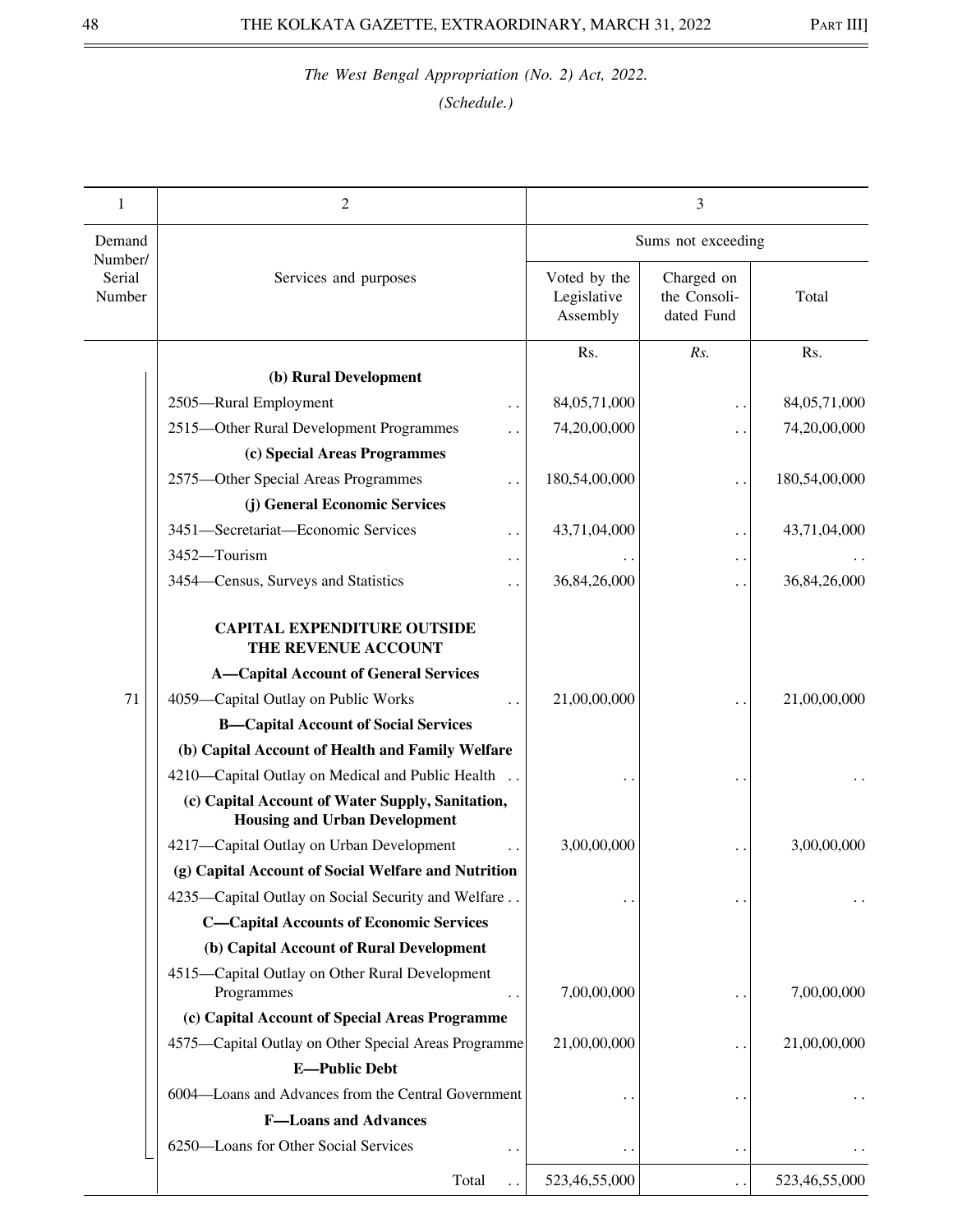*The West Bengal Appropriation (No. 2) Act, 2022.*

*(Schedule.)*

| 1 | 2 | 3 | | |
|---|---|---|---|---|
| Demand Number/ Serial Number | Services and purposes | Sums not exceeding | | |
| | | Voted by the Legislative Assembly | Charged on the Consoli-dated Fund | Total |
| | | Rs. | *Rs.* | Rs. |
| | **(b) Rural Development** | | | |
| | 2505—Rural Employment .. | 84,05,71,000 | .. | 84,05,71,000 |
| | 2515—Other Rural Development Programmes .. | 74,20,00,000 | .. | 74,20,00,000 |
| | **(c) Special Areas Programmes** | | | |
| | 2575—Other Special Areas Programmes .. | 180,54,00,000 | .. | 180,54,00,000 |
| | **(j) General Economic Services** | | | |
| | 3451—Secretariat—Economic Services .. | 43,71,04,000 | .. | 43,71,04,000 |
| | 3452—Tourism .. | .. | .. | .. |
| | 3454—Census, Surveys and Statistics .. | 36,84,26,000 | .. | 36,84,26,000 |
| | **CAPITAL EXPENDITURE OUTSIDE THE REVENUE ACCOUNT** | | | |
| | **A—Capital Account of General Services** | | | |
| 71 | 4059—Capital Outlay on Public Works .. | 21,00,00,000 | .. | 21,00,00,000 |
| | **B—Capital Account of Social Services** | | | |
| | **(b) Capital Account of Health and Family Welfare** | | | |
| | 4210—Capital Outlay on Medical and Public Health .. | .. | .. | .. |
| | **(c) Capital Account of Water Supply, Sanitation, Housing and Urban Development** | | | |
| | 4217—Capital Outlay on Urban Development .. | 3,00,00,000 | .. | 3,00,00,000 |
| | **(g) Capital Account of Social Welfare and Nutrition** | | | |
| | 4235—Capital Outlay on Social Security and Welfare .. | .. | .. | .. |
| | **C—Capital Accounts of Economic Services** | | | |
| | **(b) Capital Account of Rural Development** | | | |
| | 4515—Capital Outlay on Other Rural Development Programmes .. | 7,00,00,000 | .. | 7,00,00,000 |
| | **(c) Capital Account of Special Areas Programme** | | | |
| | 4575—Capital Outlay on Other Special Areas Programme | 21,00,00,000 | .. | 21,00,00,000 |
| | **E—Public Debt** | | | |
| | 6004—Loans and Advances from the Central Government | .. | .. | .. |
| | **F—Loans and Advances** | | | |
| | 6250—Loans for Other Social Services .. | .. | .. | .. |
| | Total .. | 523,46,55,000 | .. | 523,46,55,000 |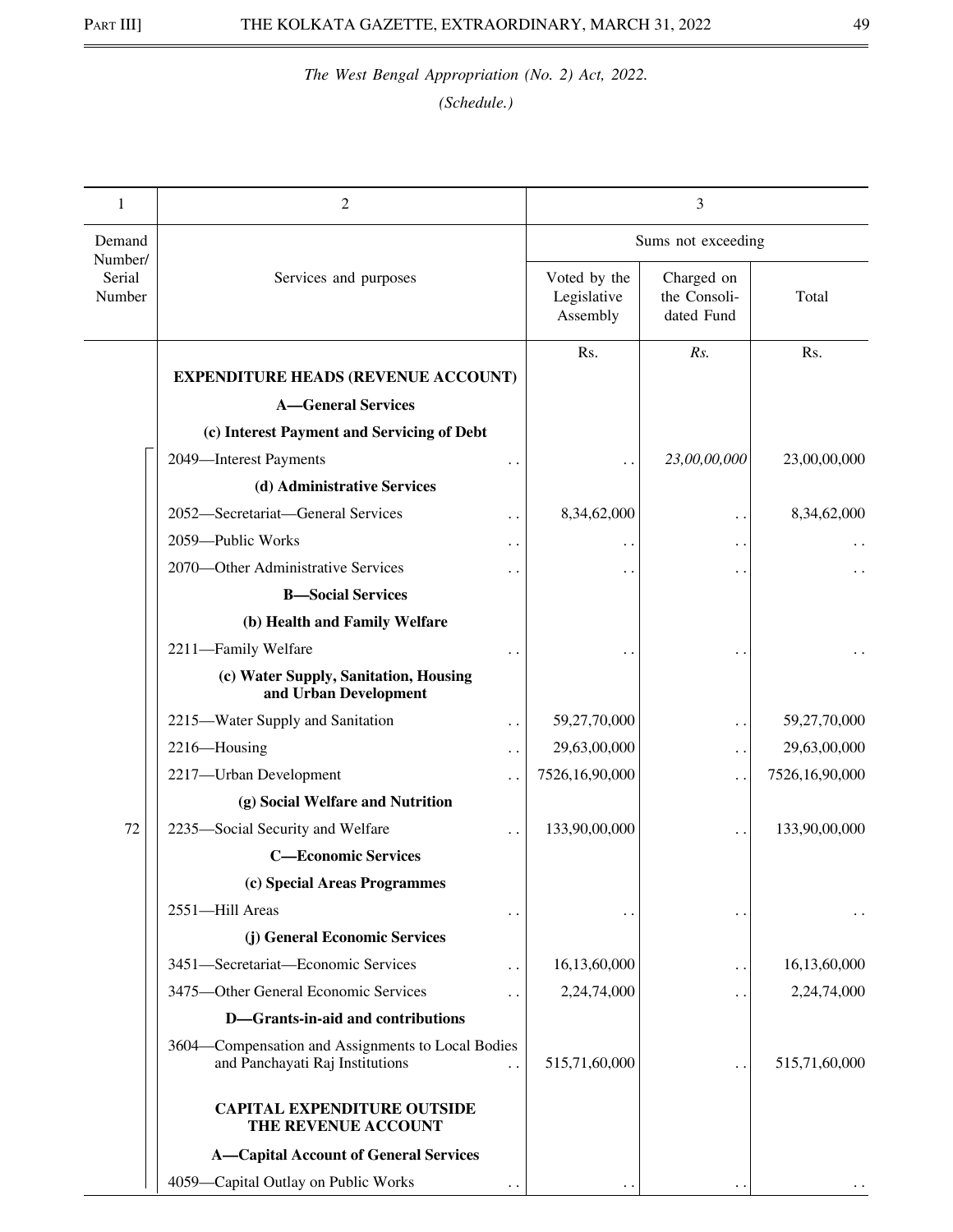*The West Bengal Appropriation (No. 2) Act, 2022.*

*(Schedule.)*

| 1 | 2 | 3 | | |
|---|---|---|---|---|
| Demand Number/ Serial Number | Services and purposes | Sums not exceeding | | |
| | | Voted by the Legislative Assembly | Charged on the Consolidated Fund | Total |
| | | Rs. | *Rs.* | Rs. |
| | **EXPENDITURE HEADS (REVENUE ACCOUNT)** | | | |
| | **A—General Services** | | | |
| | **(c) Interest Payment and Servicing of Debt** | | | |
| | 2049—Interest Payments .. | .. | *23,00,00,000* | 23,00,00,000 |
| | **(d) Administrative Services** | | | |
| | 2052—Secretariat—General Services .. | 8,34,62,000 | .. | 8,34,62,000 |
| | 2059—Public Works .. | .. | .. | .. |
| | 2070—Other Administrative Services .. | .. | .. | .. |
| | **B—Social Services** | | | |
| | **(b) Health and Family Welfare** | | | |
| | 2211—Family Welfare .. | .. | .. | .. |
| | **(c) Water Supply, Sanitation, Housing and Urban Development** | | | |
| | 2215—Water Supply and Sanitation .. | 59,27,70,000 | .. | 59,27,70,000 |
| | 2216—Housing .. | 29,63,00,000 | .. | 29,63,00,000 |
| | 2217—Urban Development .. | 7526,16,90,000 | .. | 7526,16,90,000 |
| | **(g) Social Welfare and Nutrition** | | | |
| 72 | 2235—Social Security and Welfare .. | 133,90,00,000 | .. | 133,90,00,000 |
| | **C—Economic Services** | | | |
| | **(c) Special Areas Programmes** | | | |
| | 2551—Hill Areas .. | .. | .. | .. |
| | **(j) General Economic Services** | | | |
| | 3451—Secretariat—Economic Services .. | 16,13,60,000 | .. | 16,13,60,000 |
| | 3475—Other General Economic Services .. | 2,24,74,000 | .. | 2,24,74,000 |
| | **D—Grants-in-aid and contributions** | | | |
| | 3604—Compensation and Assignments to Local Bodies and Panchayati Raj Institutions .. | 515,71,60,000 | .. | 515,71,60,000 |
| | **CAPITAL EXPENDITURE OUTSIDE THE REVENUE ACCOUNT** | | | |
| | **A—Capital Account of General Services** | | | |
| | 4059—Capital Outlay on Public Works .. | .. | .. | .. |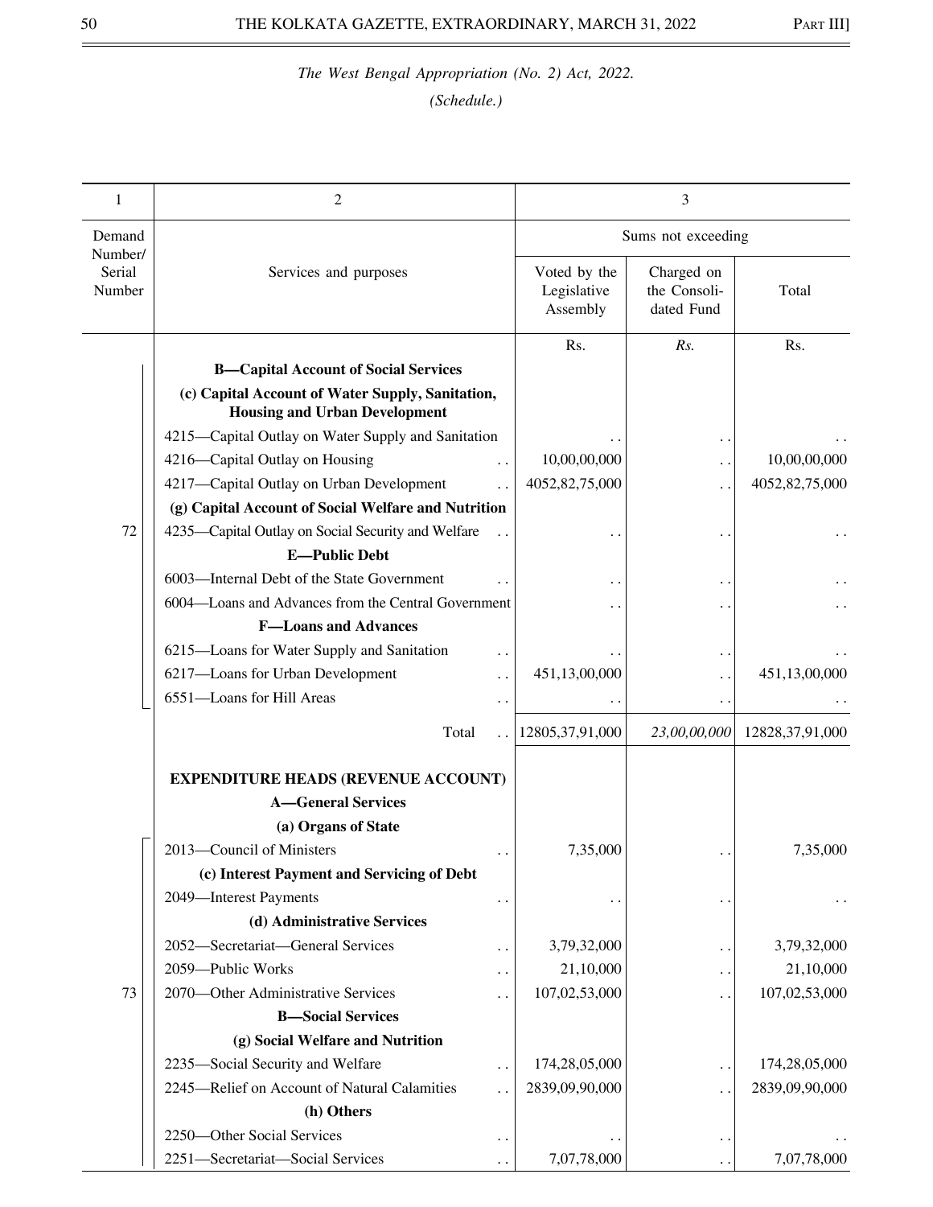*The West Bengal Appropriation (No. 2) Act, 2022.*

*(Schedule.)*

| 1 | 2 | 3 | | |
|---|---|---|---|---|
| Demand Number/ Serial Number | Services and purposes | Sums not exceeding | | |
| | | Voted by the Legislative Assembly | Charged on the Consolidated Fund | Total |
| | | Rs. | *Rs.* | Rs. |
| 72 | **B—Capital Account of Social Services** | | | |
| | **(c) Capital Account of Water Supply, Sanitation, Housing and Urban Development** | | | |
| | 4215—Capital Outlay on Water Supply and Sanitation | . . | . . | . . |
| | 4216—Capital Outlay on Housing . . | 10,00,00,000 | . . | 10,00,00,000 |
| | 4217—Capital Outlay on Urban Development . . | 4052,82,75,000 | . . | 4052,82,75,000 |
| | **(g) Capital Account of Social Welfare and Nutrition** | | | |
| | 4235—Capital Outlay on Social Security and Welfare . . | . . | . . | . . |
| | **E—Public Debt** | | | |
| | 6003—Internal Debt of the State Government . . | . . | . . | . . |
| | 6004—Loans and Advances from the Central Government | . . | . . | . . |
| | **F—Loans and Advances** | | | |
| | 6215—Loans for Water Supply and Sanitation . . | . . | . . | . . |
| | 6217—Loans for Urban Development . . | 451,13,00,000 | . . | 451,13,00,000 |
| | 6551—Loans for Hill Areas . . | . . | . . | . . |
| | Total . . | 12805,37,91,000 | *23,00,00,000* | 12828,37,91,000 |
| 73 | **EXPENDITURE HEADS (REVENUE ACCOUNT)** | | | |
| | **A—General Services** | | | |
| | **(a) Organs of State** | | | |
| | 2013—Council of Ministers . . | 7,35,000 | . . | 7,35,000 |
| | **(c) Interest Payment and Servicing of Debt** | | | |
| | 2049—Interest Payments . . | . . | . . | . . |
| | **(d) Administrative Services** | | | |
| | 2052—Secretariat—General Services . . | 3,79,32,000 | . . | 3,79,32,000 |
| | 2059—Public Works . . | 21,10,000 | . . | 21,10,000 |
| | 2070—Other Administrative Services . . | 107,02,53,000 | . . | 107,02,53,000 |
| | **B—Social Services** | | | |
| | **(g) Social Welfare and Nutrition** | | | |
| | 2235—Social Security and Welfare . . | 174,28,05,000 | . . | 174,28,05,000 |
| | 2245—Relief on Account of Natural Calamities . . | 2839,09,90,000 | . . | 2839,09,90,000 |
| | **(h) Others** | | | |
| | 2250—Other Social Services . . | . . | . . | . . |
| | 2251—Secretariat—Social Services . . | 7,07,78,000 | . . | 7,07,78,000 |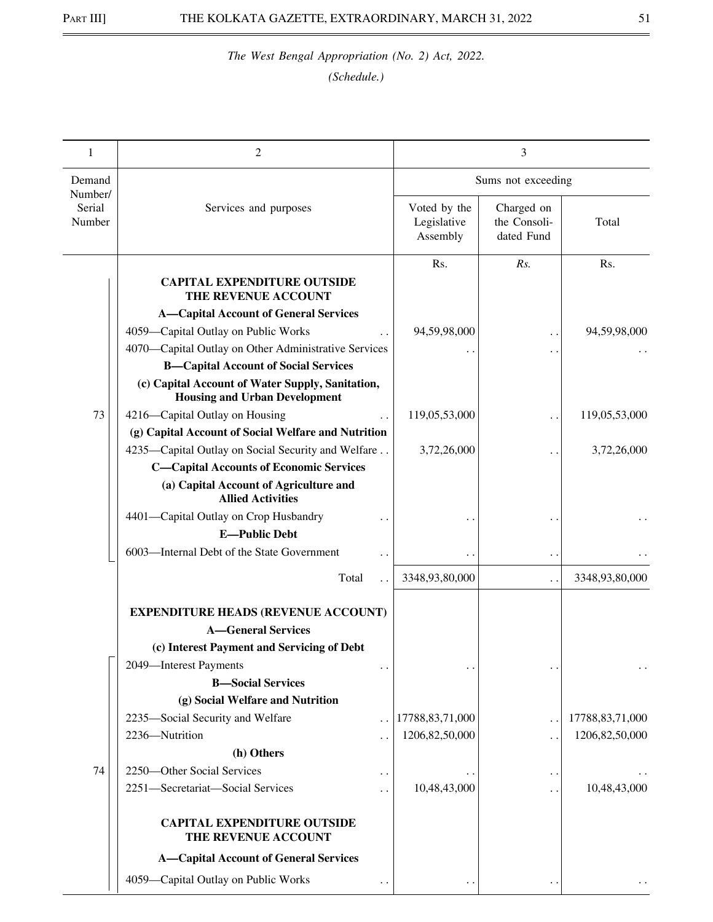*The West Bengal Appropriation (No. 2) Act, 2022.*

*(Schedule.)*

| 1 | 2 | 3 | | |
|---|---|---|---|---|
| Demand Number/ Serial Number | Services and purposes | Sums not exceeding | | |
| | | Voted by the Legislative Assembly | Charged on the Consoli-dated Fund | Total |
| | | Rs. | *Rs.* | Rs. |
| 73 | **CAPITAL EXPENDITURE OUTSIDE THE REVENUE ACCOUNT** | | | |
| | **A—Capital Account of General Services** | | | |
| | 4059—Capital Outlay on Public Works . . | 94,59,98,000 | . . | 94,59,98,000 |
| | 4070—Capital Outlay on Other Administrative Services | . . | . . | . . |
| | **B—Capital Account of Social Services** | | | |
| | **(c) Capital Account of Water Supply, Sanitation, Housing and Urban Development** | | | |
| | 4216—Capital Outlay on Housing . . | 119,05,53,000 | . . | 119,05,53,000 |
| | **(g) Capital Account of Social Welfare and Nutrition** | | | |
| | 4235—Capital Outlay on Social Security and Welfare . . | 3,72,26,000 | . . | 3,72,26,000 |
| | **C—Capital Accounts of Economic Services** | | | |
| | **(a) Capital Account of Agriculture and Allied Activities** | | | |
| | 4401—Capital Outlay on Crop Husbandry . . | . . | . . | . . |
| | **E—Public Debt** | | | |
| | 6003—Internal Debt of the State Government . . | . . | . . | . . |
| | Total . . | 3348,93,80,000 | . . | 3348,93,80,000 |
| 74 | **EXPENDITURE HEADS (REVENUE ACCOUNT)** | | | |
| | **A—General Services** | | | |
| | **(c) Interest Payment and Servicing of Debt** | | | |
| | 2049—Interest Payments . . | . . | . . | . . |
| | **B—Social Services** | | | |
| | **(g) Social Welfare and Nutrition** | | | |
| | 2235—Social Security and Welfare . . | 17788,83,71,000 | . . | 17788,83,71,000 |
| | 2236—Nutrition . . | 1206,82,50,000 | . . | 1206,82,50,000 |
| | **(h) Others** | | | |
| | 2250—Other Social Services . . | . . | . . | . . |
| | 2251—Secretariat—Social Services . . | 10,48,43,000 | . . | 10,48,43,000 |
| | **CAPITAL EXPENDITURE OUTSIDE THE REVENUE ACCOUNT** | | | |
| | **A—Capital Account of General Services** | | | |
| | 4059—Capital Outlay on Public Works . . | . . | . . | . . |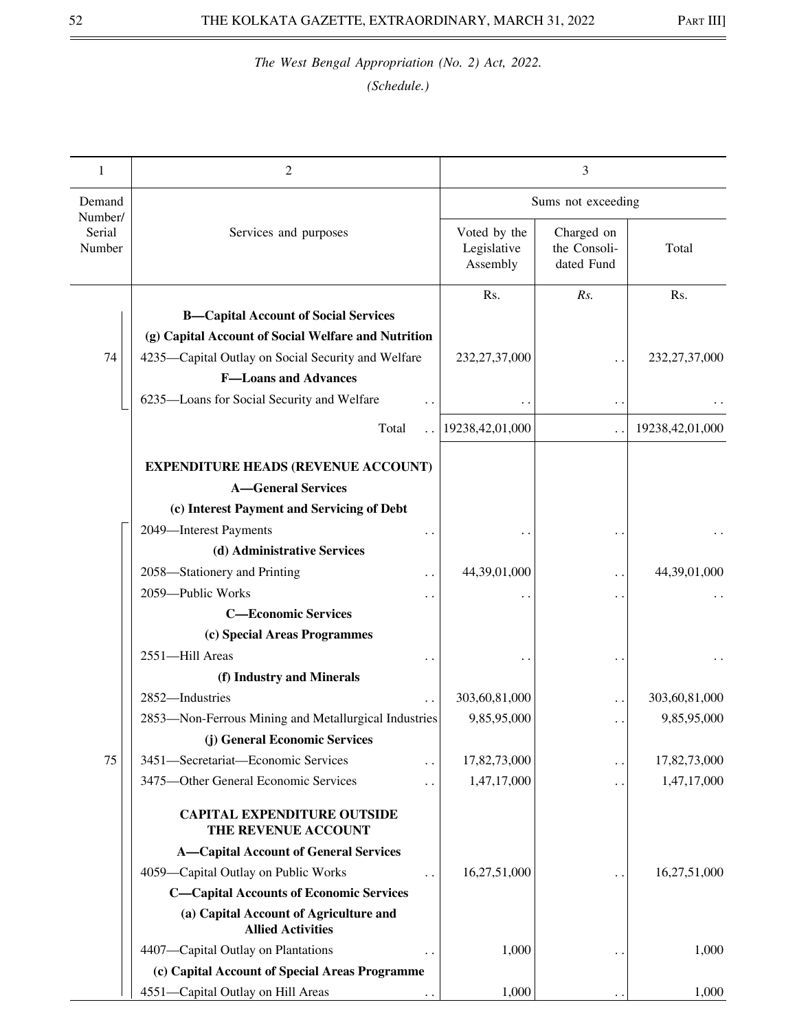*The West Bengal Appropriation (No. 2) Act, 2022.*

*(Schedule.)*

| 1 | 2 | 3 | | |
|---|---|---|---|---|
| Demand Number/ Serial Number | Services and purposes | Sums not exceeding | | |
| | | Voted by the Legislative Assembly | Charged on the Consolidated Fund | Total |
| | | Rs. | Rs. | Rs. |
| | **B—Capital Account of Social Services** | | | |
| | **(g) Capital Account of Social Welfare and Nutrition** | | | |
| 74 | 4235—Capital Outlay on Social Security and Welfare | 232,27,37,000 | . . | 232,27,37,000 |
| | **F—Loans and Advances** | | | |
| | 6235—Loans for Social Security and Welfare . . | . . | . . | . . |
| | Total . . | 19238,42,01,000 | . . | 19238,42,01,000 |
| | **EXPENDITURE HEADS (REVENUE ACCOUNT)** | | | |
| | **A—General Services** | | | |
| | **(c) Interest Payment and Servicing of Debt** | | | |
| | 2049—Interest Payments . . | . . | . . | . . |
| | **(d) Administrative Services** | | | |
| | 2058—Stationery and Printing . . | 44,39,01,000 | . . | 44,39,01,000 |
| | 2059—Public Works . . | . . | . . | . . |
| | **C—Economic Services** | | | |
| | **(c) Special Areas Programmes** | | | |
| | 2551—Hill Areas . . | . . | . . | . . |
| | **(f) Industry and Minerals** | | | |
| | 2852—Industries . . | 303,60,81,000 | . . | 303,60,81,000 |
| | 2853—Non-Ferrous Mining and Metallurgical Industries | 9,85,95,000 | . . | 9,85,95,000 |
| | **(j) General Economic Services** | | | |
| 75 | 3451—Secretariat—Economic Services . . | 17,82,73,000 | . . | 17,82,73,000 |
| | 3475—Other General Economic Services . . | 1,47,17,000 | . . | 1,47,17,000 |
| | **CAPITAL EXPENDITURE OUTSIDE THE REVENUE ACCOUNT** | | | |
| | **A—Capital Account of General Services** | | | |
| | 4059—Capital Outlay on Public Works . . | 16,27,51,000 | . . | 16,27,51,000 |
| | **C—Capital Accounts of Economic Services** | | | |
| | **(a) Capital Account of Agriculture and Allied Activities** | | | |
| | 4407—Capital Outlay on Plantations . . | 1,000 | . . | 1,000 |
| | **(c) Capital Account of Special Areas Programme** | | | |
| | 4551—Capital Outlay on Hill Areas . . | 1,000 | . . | 1,000 |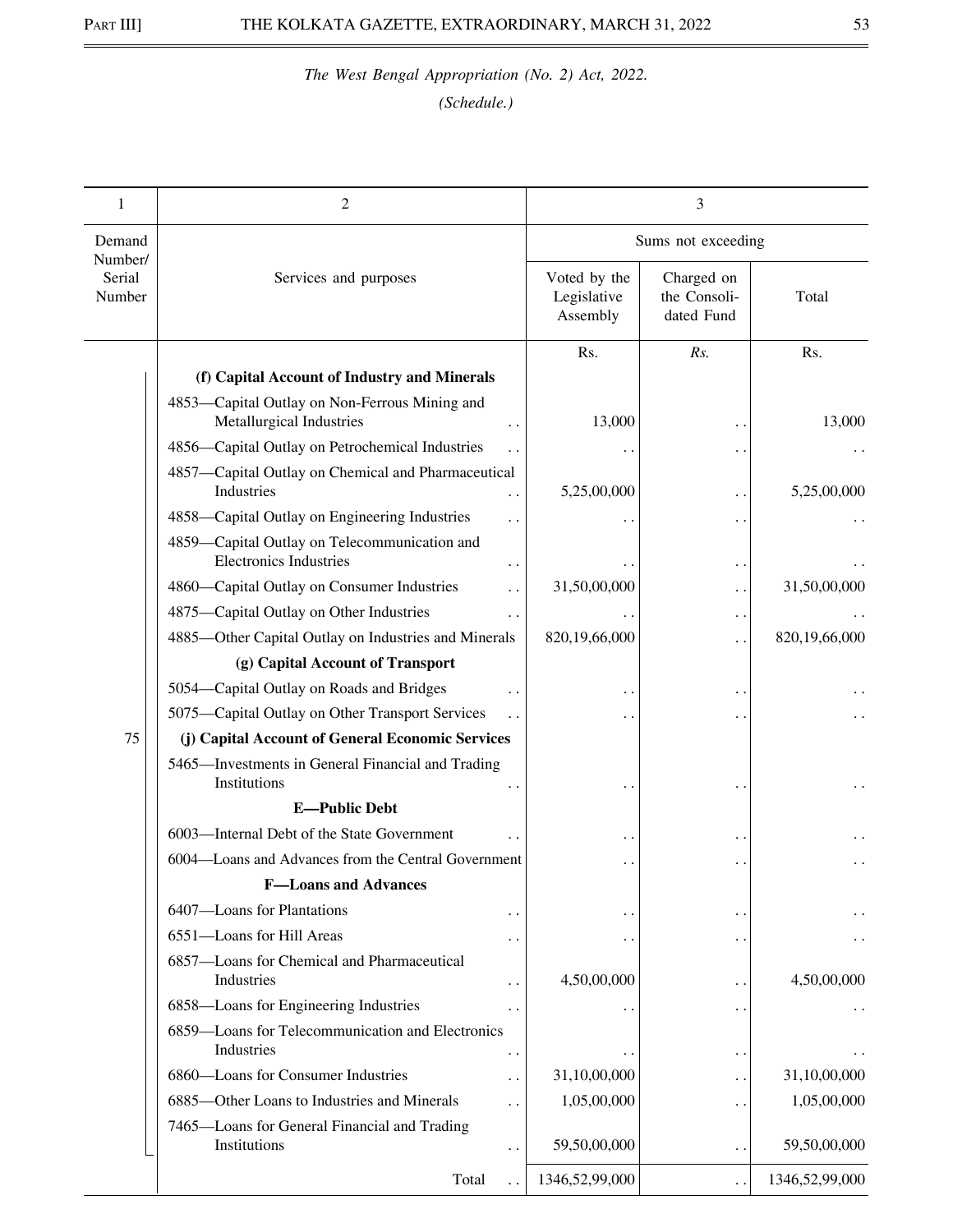*The West Bengal Appropriation (No. 2) Act, 2022.*

*(Schedule.)*

| 1 | 2 | 3 | | |
|---|---|---|---|---|
| Demand Number/ Serial Number | Services and purposes | Sums not exceeding | | |
| | | Voted by the Legislative Assembly | Charged on the Consoli-dated Fund | Total |
| | | Rs. | *Rs.* | Rs. |
| 75 | **(f) Capital Account of Industry and Minerals** | | | |
| | 4853—Capital Outlay on Non-Ferrous Mining and Metallurgical Industries .. | 13,000 | .. | 13,000 |
| | 4856—Capital Outlay on Petrochemical Industries .. | .. | .. | .. |
| | 4857—Capital Outlay on Chemical and Pharmaceutical Industries .. | 5,25,00,000 | .. | 5,25,00,000 |
| | 4858—Capital Outlay on Engineering Industries .. | .. | .. | .. |
| | 4859—Capital Outlay on Telecommunication and Electronics Industries .. | .. | .. | .. |
| | 4860—Capital Outlay on Consumer Industries .. | 31,50,00,000 | .. | 31,50,00,000 |
| | 4875—Capital Outlay on Other Industries .. | .. | .. | .. |
| | 4885—Other Capital Outlay on Industries and Minerals | 820,19,66,000 | .. | 820,19,66,000 |
| | **(g) Capital Account of Transport** | | | |
| | 5054—Capital Outlay on Roads and Bridges .. | .. | .. | .. |
| | 5075—Capital Outlay on Other Transport Services .. | .. | .. | .. |
| | **(j) Capital Account of General Economic Services** | | | |
| | 5465—Investments in General Financial and Trading Institutions .. | .. | .. | .. |
| | **E—Public Debt** | | | |
| | 6003—Internal Debt of the State Government .. | .. | .. | .. |
| | 6004—Loans and Advances from the Central Government | .. | .. | .. |
| | **F—Loans and Advances** | | | |
| | 6407—Loans for Plantations .. | .. | .. | .. |
| | 6551—Loans for Hill Areas .. | .. | .. | .. |
| | 6857—Loans for Chemical and Pharmaceutical Industries .. | 4,50,00,000 | .. | 4,50,00,000 |
| | 6858—Loans for Engineering Industries .. | .. | .. | .. |
| | 6859—Loans for Telecommunication and Electronics Industries .. | .. | .. | .. |
| | 6860—Loans for Consumer Industries .. | 31,10,00,000 | .. | 31,10,00,000 |
| | 6885—Other Loans to Industries and Minerals .. | 1,05,00,000 | .. | 1,05,00,000 |
| | 7465—Loans for General Financial and Trading Institutions .. | 59,50,00,000 | .. | 59,50,00,000 |
| | Total .. | 1346,52,99,000 | .. | 1346,52,99,000 |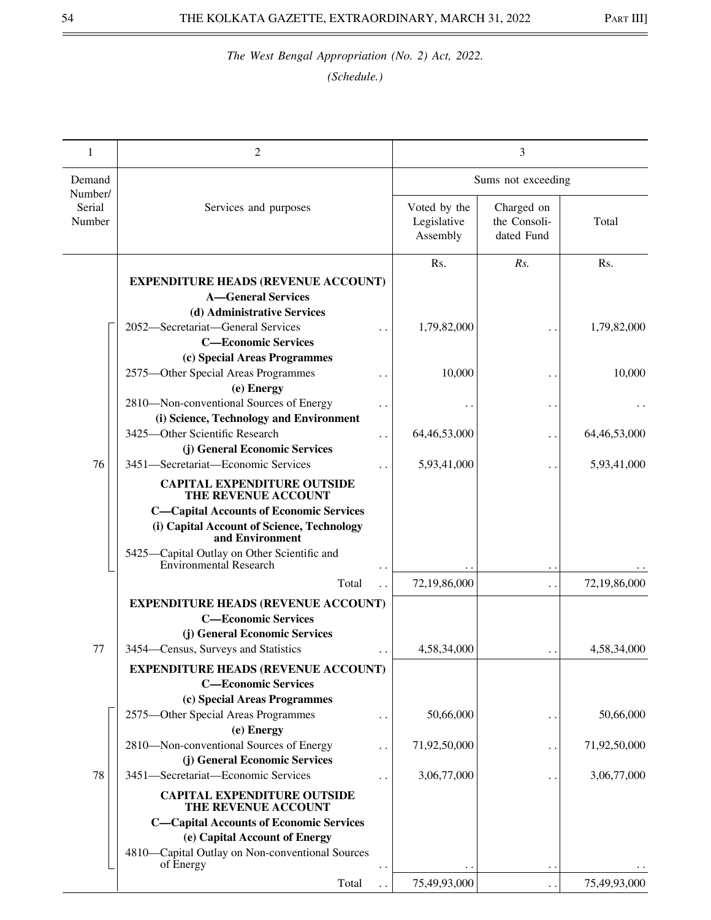*The West Bengal Appropriation (No. 2) Act, 2022.*

*(Schedule.)*

| 1 | 2 | 3 | | |
|---|---|---|---|---|
| Demand Number/ Serial Number | Services and purposes | Sums not exceeding | | |
| | | Voted by the Legislative Assembly | Charged on the Consoli-dated Fund | Total |
| | | Rs. | *Rs.* | Rs. |
| | **EXPENDITURE HEADS (REVENUE ACCOUNT)** | | | |
| | **A—General Services** | | | |
| | **(d) Administrative Services** | | | |
| 76 | 2052—Secretariat—General Services .. | 1,79,82,000 | .. | 1,79,82,000 |
| | **C—Economic Services** | | | |
| | **(c) Special Areas Programmes** | | | |
| | 2575—Other Special Areas Programmes .. | 10,000 | .. | 10,000 |
| | **(e) Energy** | | | |
| | 2810—Non-conventional Sources of Energy .. | .. | .. | .. |
| | **(i) Science, Technology and Environment** | | | |
| | 3425—Other Scientific Research .. | 64,46,53,000 | .. | 64,46,53,000 |
| | **(j) General Economic Services** | | | |
| | 3451—Secretariat—Economic Services .. | 5,93,41,000 | .. | 5,93,41,000 |
| | **CAPITAL EXPENDITURE OUTSIDE THE REVENUE ACCOUNT** | | | |
| | **C—Capital Accounts of Economic Services** | | | |
| | **(i) Capital Account of Science, Technology and Environment** | | | |
| | 5425—Capital Outlay on Other Scientific and Environmental Research .. | .. | .. | .. |
| | Total .. | 72,19,86,000 | .. | 72,19,86,000 |
| | **EXPENDITURE HEADS (REVENUE ACCOUNT)** | | | |
| | **C—Economic Services** | | | |
| | **(j) General Economic Services** | | | |
| 77 | 3454—Census, Surveys and Statistics .. | 4,58,34,000 | .. | 4,58,34,000 |
| | **EXPENDITURE HEADS (REVENUE ACCOUNT)** | | | |
| | **C—Economic Services** | | | |
| | **(c) Special Areas Programmes** | | | |
| 78 | 2575—Other Special Areas Programmes .. | 50,66,000 | .. | 50,66,000 |
| | **(e) Energy** | | | |
| | 2810—Non-conventional Sources of Energy .. | 71,92,50,000 | .. | 71,92,50,000 |
| | **(j) General Economic Services** | | | |
| | 3451—Secretariat—Economic Services .. | 3,06,77,000 | .. | 3,06,77,000 |
| | **CAPITAL EXPENDITURE OUTSIDE THE REVENUE ACCOUNT** | | | |
| | **C—Capital Accounts of Economic Services** | | | |
| | **(e) Capital Account of Energy** | | | |
| | 4810—Capital Outlay on Non-conventional Sources of Energy .. | .. | .. | .. |
| | Total .. | 75,49,93,000 | .. | 75,49,93,000 |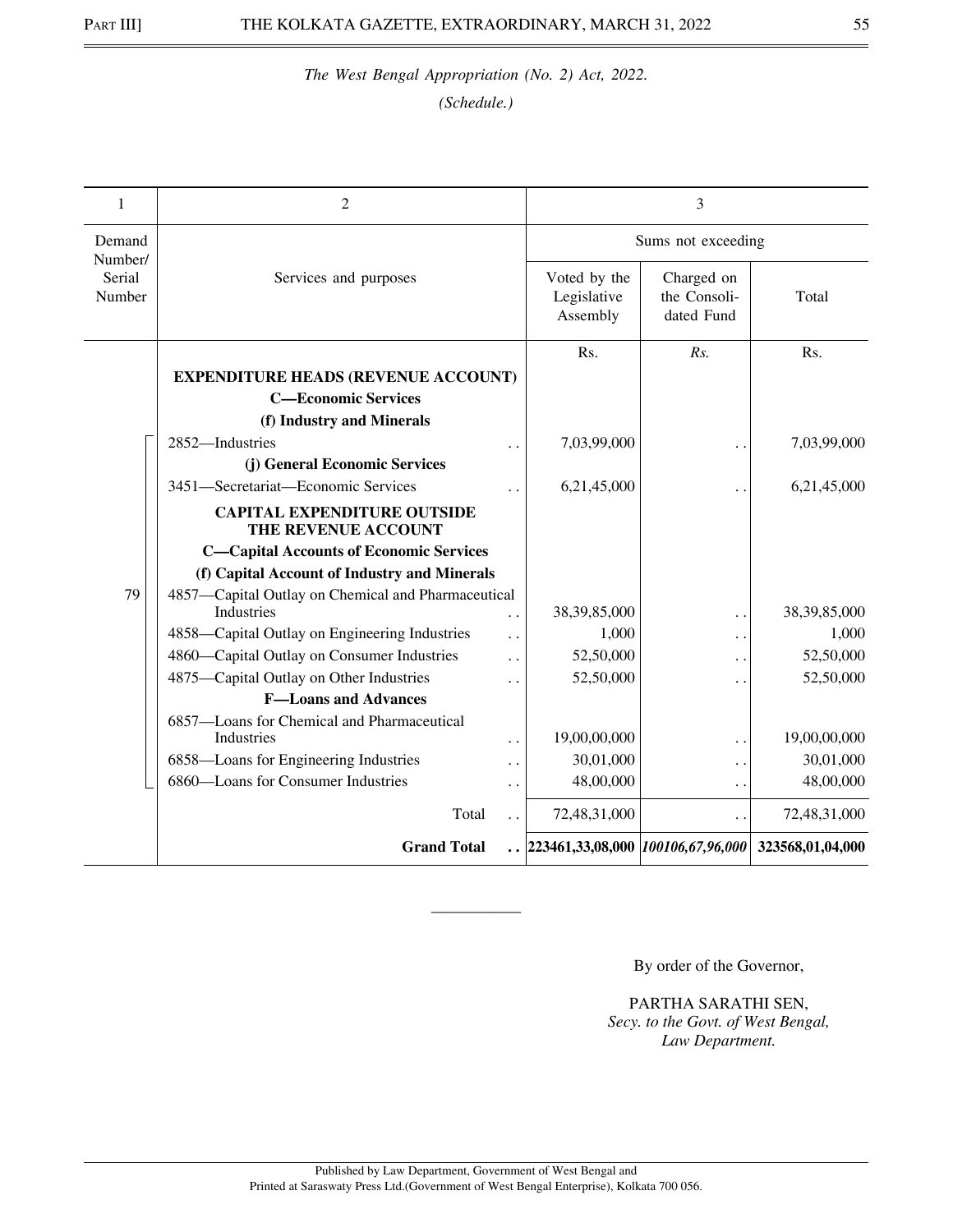*The West Bengal Appropriation (No. 2) Act, 2022.*

*(Schedule.)*

| 1 | 2 | 3 | | |
|---|---|---|---|---|
| Demand Number/ Serial Number | Services and purposes | Sums not exceeding | | |
| | | Voted by the Legislative Assembly | Charged on the Consoli-dated Fund | Total |
| | | Rs. | *Rs.* | Rs. |
| | **EXPENDITURE HEADS (REVENUE ACCOUNT)** | | | |
| | **C—Economic Services** | | | |
| | **(f) Industry and Minerals** | | | |
| 79 | 2852—Industries . . | 7,03,99,000 | . . | 7,03,99,000 |
| | **(j) General Economic Services** | | | |
| | 3451—Secretariat—Economic Services . . | 6,21,45,000 | . . | 6,21,45,000 |
| | **CAPITAL EXPENDITURE OUTSIDE THE REVENUE ACCOUNT** | | | |
| | **C—Capital Accounts of Economic Services** | | | |
| | **(f) Capital Account of Industry and Minerals** | | | |
| | 4857—Capital Outlay on Chemical and Pharmaceutical Industries . . | 38,39,85,000 | . . | 38,39,85,000 |
| | 4858—Capital Outlay on Engineering Industries . . | 1,000 | . . | 1,000 |
| | 4860—Capital Outlay on Consumer Industries . . | 52,50,000 | . . | 52,50,000 |
| | 4875—Capital Outlay on Other Industries . . | 52,50,000 | . . | 52,50,000 |
| | **F—Loans and Advances** | | | |
| | 6857—Loans for Chemical and Pharmaceutical Industries . . | 19,00,00,000 | . . | 19,00,00,000 |
| | 6858—Loans for Engineering Industries . . | 30,01,000 | . . | 30,01,000 |
| | 6860—Loans for Consumer Industries . . | 48,00,000 | . . | 48,00,000 |
| | Total . . | 72,48,31,000 | . . | 72,48,31,000 |
| | **Grand Total . .** | **223461,33,08,000** | ***100106,67,96,000*** | **323568,01,04,000** |

---

By order of the Governor,

PARTHA SARATHI SEN,
*Secy. to the Govt. of West Bengal,*
*Law Department.*

Published by Law Department, Government of West Bengal and
Printed at Saraswaty Press Ltd.(Government of West Bengal Enterprise), Kolkata 700 056.